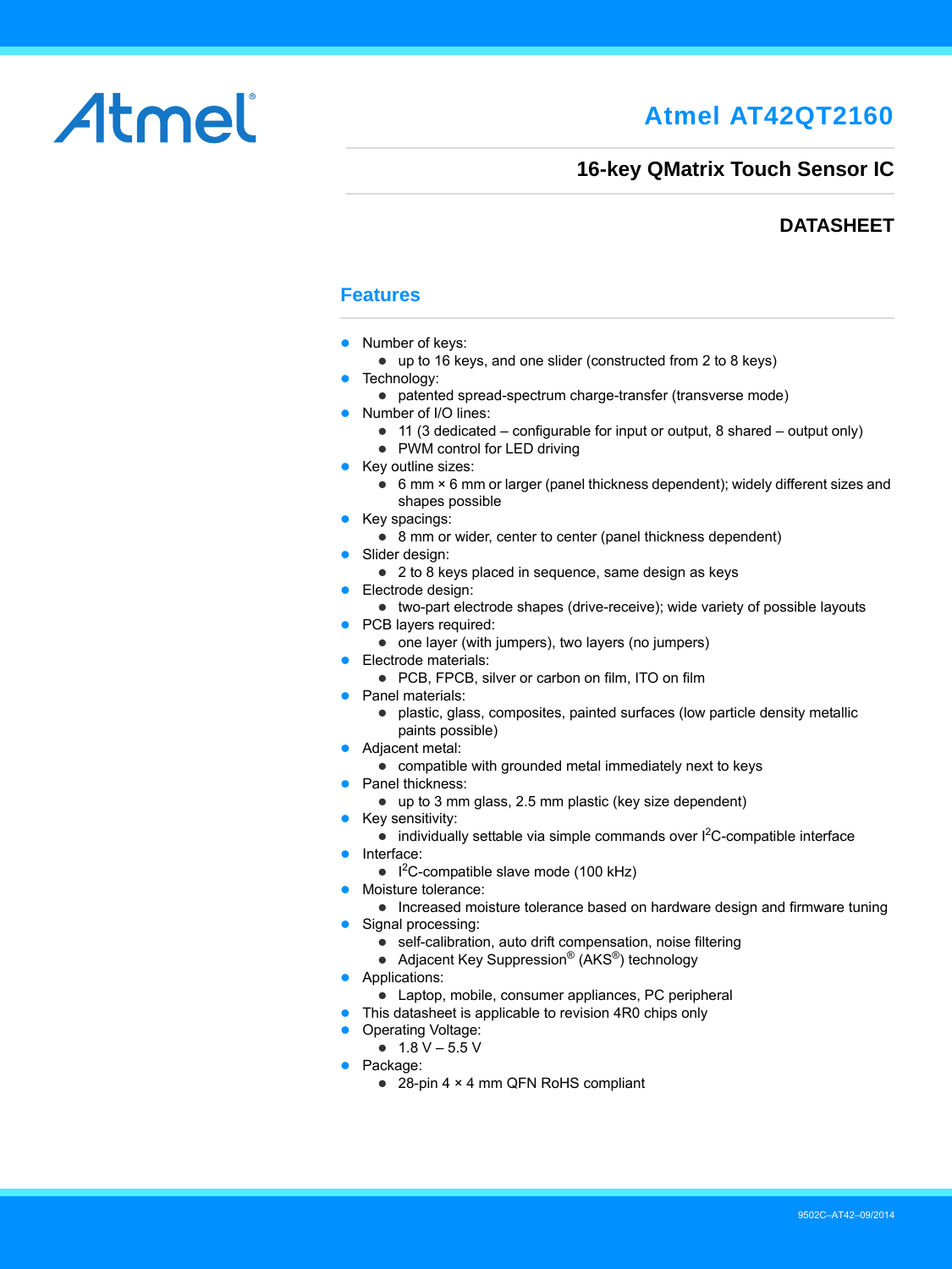Atmel

# Atmel AT42QT2160

## 16-key QMatrix Touch Sensor IC

**DATASHEET**

## Features

- Number of keys:
  - up to 16 keys, and one slider (constructed from 2 to 8 keys)
- Technology:
  - patented spread-spectrum charge-transfer (transverse mode)
- Number of I/O lines:
  - 11 (3 dedicated – configurable for input or output, 8 shared – output only)
  - PWM control for LED driving
- Key outline sizes:
  - 6 mm × 6 mm or larger (panel thickness dependent); widely different sizes and shapes possible
- Key spacings:
  - 8 mm or wider, center to center (panel thickness dependent)
- Slider design:
  - 2 to 8 keys placed in sequence, same design as keys
- Electrode design:
  - two-part electrode shapes (drive-receive); wide variety of possible layouts
- PCB layers required:
  - one layer (with jumpers), two layers (no jumpers)
- Electrode materials:
  - PCB, FPCB, silver or carbon on film, ITO on film
- Panel materials:
  - plastic, glass, composites, painted surfaces (low particle density metallic paints possible)
- Adjacent metal:
  - compatible with grounded metal immediately next to keys
- Panel thickness:
  - up to 3 mm glass, 2.5 mm plastic (key size dependent)
- Key sensitivity:
  - individually settable via simple commands over I²C-compatible interface
- Interface:
  - I²C-compatible slave mode (100 kHz)
- Moisture tolerance:
  - Increased moisture tolerance based on hardware design and firmware tuning
- Signal processing:
  - self-calibration, auto drift compensation, noise filtering
  - Adjacent Key Suppression® (AKS®) technology
- Applications:
  - Laptop, mobile, consumer appliances, PC peripheral
- This datasheet is applicable to revision 4R0 chips only
- Operating Voltage:
  - 1.8 V – 5.5 V
- Package:
  - 28-pin 4 × 4 mm QFN RoHS compliant

9502C–AT42–09/2014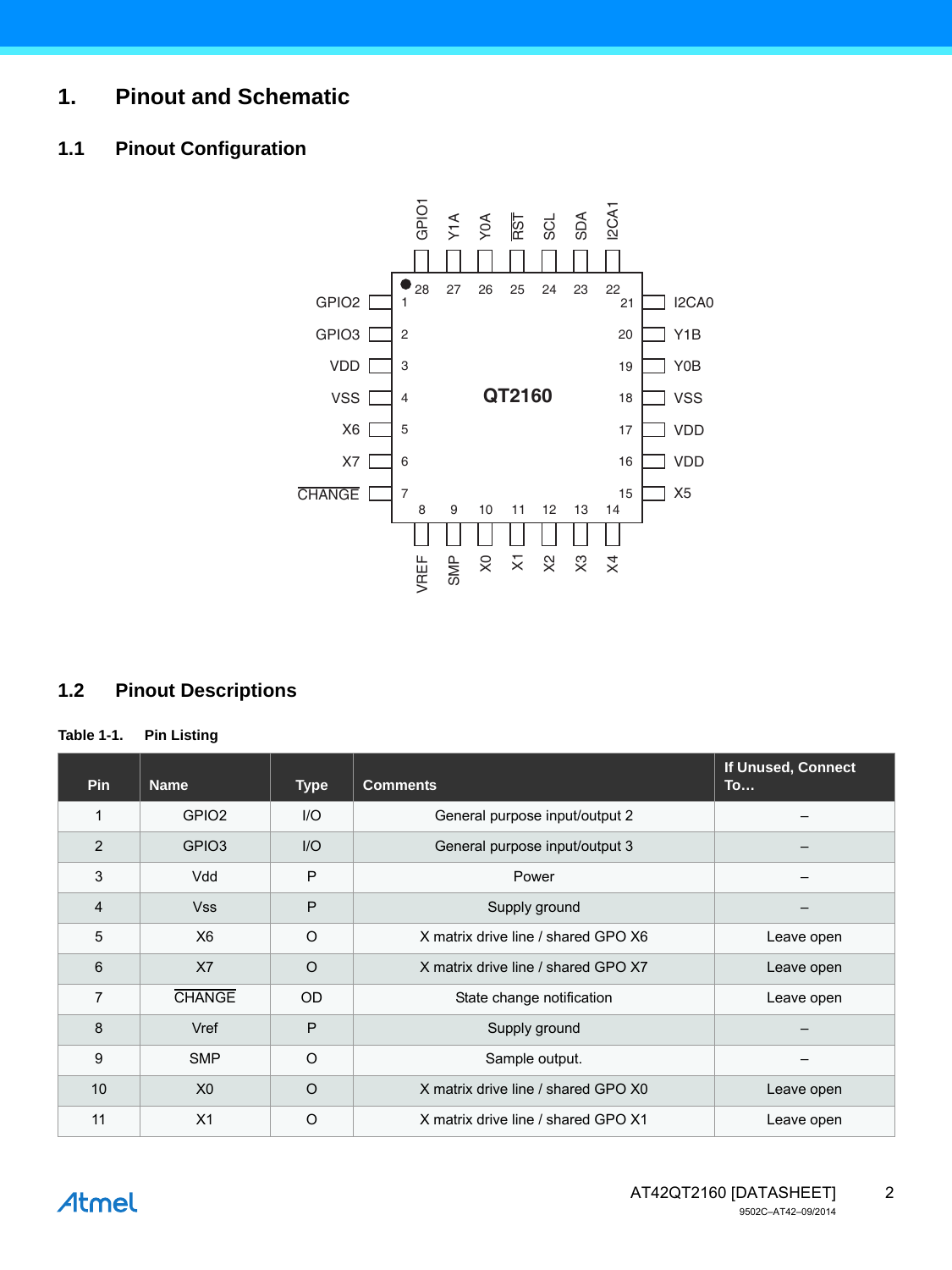# 1. Pinout and Schematic

## 1.1 Pinout Configuration

GPIO1, Y1A, Y0A, RST, SCL, SDA, I2CA1 (pins 28–22)

GPIO2 (1), GPIO3 (2), VDD (3), VSS (4), X6 (5), X7 (6), CHANGE (7)

QT2160

I2CA0 (21), Y1B (20), Y0B (19), VSS (18), VDD (17), VDD (16), X5 (15)

VREF (8), SMP (9), X0 (10), X1 (11), X2 (12), X3 (13), X4 (14)

## 1.2 Pinout Descriptions

**Table 1-1. Pin Listing**

| Pin | Name | Type | Comments | If Unused, Connect To… |
|---|---|---|---|---|
| 1 | GPIO2 | I/O | General purpose input/output 2 | – |
| 2 | GPIO3 | I/O | General purpose input/output 3 | – |
| 3 | Vdd | P | Power | – |
| 4 | Vss | P | Supply ground | – |
| 5 | X6 | O | X matrix drive line / shared GPO X6 | Leave open |
| 6 | X7 | O | X matrix drive line / shared GPO X7 | Leave open |
| 7 | CHANGE | OD | State change notification | Leave open |
| 8 | Vref | P | Supply ground | – |
| 9 | SMP | O | Sample output. | – |
| 10 | X0 | O | X matrix drive line / shared GPO X0 | Leave open |
| 11 | X1 | O | X matrix drive line / shared GPO X1 | Leave open |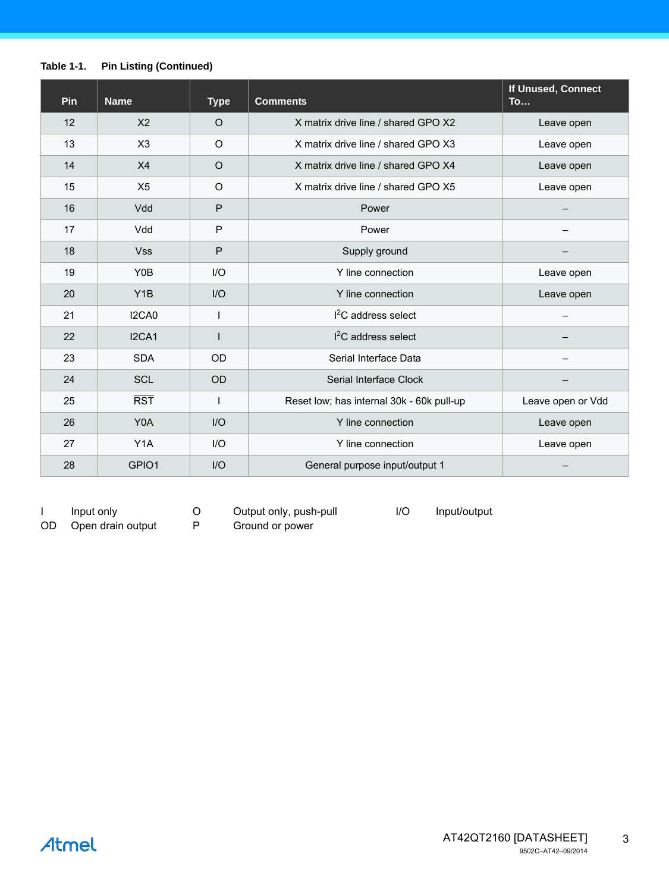**Table 1-1. Pin Listing (Continued)**

| Pin | Name | Type | Comments | If Unused, Connect To… |
|---|---|---|---|---|
| 12 | X2 | O | X matrix drive line / shared GPO X2 | Leave open |
| 13 | X3 | O | X matrix drive line / shared GPO X3 | Leave open |
| 14 | X4 | O | X matrix drive line / shared GPO X4 | Leave open |
| 15 | X5 | O | X matrix drive line / shared GPO X5 | Leave open |
| 16 | Vdd | P | Power | – |
| 17 | Vdd | P | Power | – |
| 18 | Vss | P | Supply ground | – |
| 19 | Y0B | I/O | Y line connection | Leave open |
| 20 | Y1B | I/O | Y line connection | Leave open |
| 21 | I2CA0 | I | $I^2C$ address select | – |
| 22 | I2CA1 | I | $I^2C$ address select | – |
| 23 | SDA | OD | Serial Interface Data | – |
| 24 | SCL | OD | Serial Interface Clock | – |
| 25 | $\overline{RST}$ | I | Reset low; has internal 30k - 60k pull-up | Leave open or Vdd |
| 26 | Y0A | I/O | Y line connection | Leave open |
| 27 | Y1A | I/O | Y line connection | Leave open |
| 28 | GPIO1 | I/O | General purpose input/output 1 | – |

| | | | | | |
|---|---|---|---|---|---|
| I | Input only | O | Output only, push-pull | I/O | Input/output |
| OD | Open drain output | P | Ground or power | | |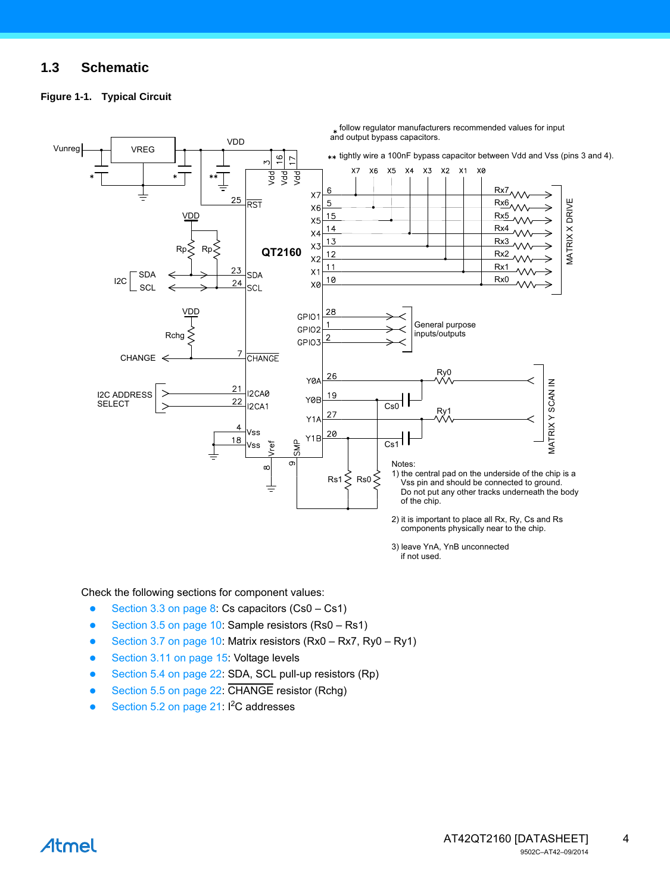## 1.3 Schematic

**Figure 1-1. Typical Circuit**

\* follow regulator manufacturers recommended values for input and output bypass capacitors.

\*\* tightly wire a 100nF bypass capacitor between Vdd and Vss (pins 3 and 4).

Notes:
1) the central pad on the underside of the chip is a Vss pin and should be connected to ground. Do not put any other tracks underneath the body of the chip.

2) it is important to place all Rx, Ry, Cs and Rs components physically near to the chip.

3) leave YnA, YnB unconnected if not used.

Check the following sections for component values:

- Section 3.3 on page 8: Cs capacitors (Cs0 – Cs1)
- Section 3.5 on page 10: Sample resistors (Rs0 – Rs1)
- Section 3.7 on page 10: Matrix resistors (Rx0 – Rx7, Ry0 – Ry1)
- Section 3.11 on page 15: Voltage levels
- Section 5.4 on page 22: SDA, SCL pull-up resistors (Rp)
- Section 5.5 on page 22: CHANGE resistor (Rchg)
- Section 5.2 on page 21: $I^2C$ addresses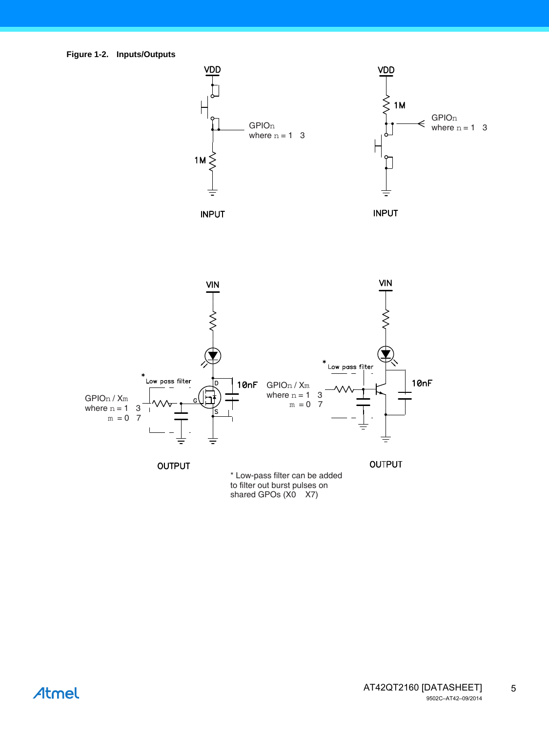**Figure 1-2. Inputs/Outputs**

VDD

GPIOn
where n = 1 3

1M

INPUT

VDD

1M

GPIOn
where n = 1 3

INPUT

VIN

* Low pass filter

10nF

GPIOn / Xm
where n = 1 3
m = 0 7

OUTPUT

VIN

* Low pass filter

GPIOn / Xm
where n = 1 3
m = 0 7

10nF

OUTPUT

* Low-pass filter can be added to filter out burst pulses on shared GPOs (X0 X7)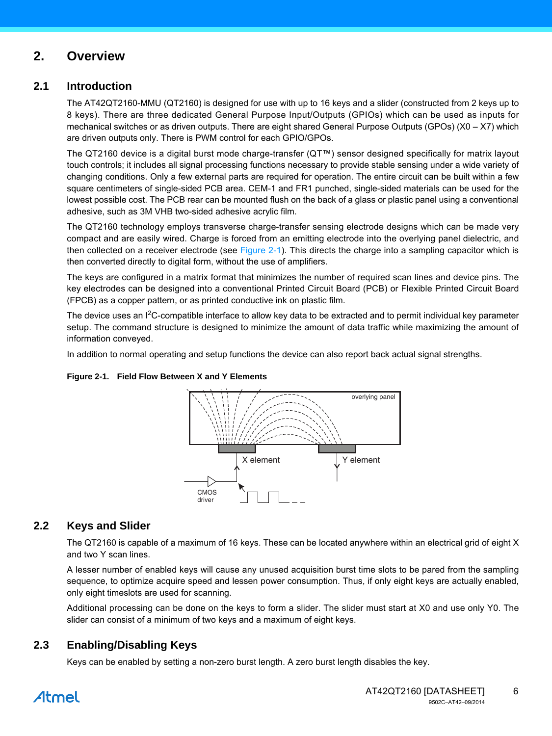# 2. Overview

## 2.1 Introduction

The AT42QT2160-MMU (QT2160) is designed for use with up to 16 keys and a slider (constructed from 2 keys up to 8 keys). There are three dedicated General Purpose Input/Outputs (GPIOs) which can be used as inputs for mechanical switches or as driven outputs. There are eight shared General Purpose Outputs (GPOs) (X0 – X7) which are driven outputs only. There is PWM control for each GPIO/GPOs.

The QT2160 device is a digital burst mode charge-transfer (QT™) sensor designed specifically for matrix layout touch controls; it includes all signal processing functions necessary to provide stable sensing under a wide variety of changing conditions. Only a few external parts are required for operation. The entire circuit can be built within a few square centimeters of single-sided PCB area. CEM-1 and FR1 punched, single-sided materials can be used for the lowest possible cost. The PCB rear can be mounted flush on the back of a glass or plastic panel using a conventional adhesive, such as 3M VHB two-sided adhesive acrylic film.

The QT2160 technology employs transverse charge-transfer sensing electrode designs which can be made very compact and are easily wired. Charge is forced from an emitting electrode into the overlying panel dielectric, and then collected on a receiver electrode (see Figure 2-1). This directs the charge into a sampling capacitor which is then converted directly to digital form, without the use of amplifiers.

The keys are configured in a matrix format that minimizes the number of required scan lines and device pins. The key electrodes can be designed into a conventional Printed Circuit Board (PCB) or Flexible Printed Circuit Board (FPCB) as a copper pattern, or as printed conductive ink on plastic film.

The device uses an I$^2$C-compatible interface to allow key data to be extracted and to permit individual key parameter setup. The command structure is designed to minimize the amount of data traffic while maximizing the amount of information conveyed.

In addition to normal operating and setup functions the device can also report back actual signal strengths.

**Figure 2-1. Field Flow Between X and Y Elements**

overlying panel

X element

Y element

CMOS driver

## 2.2 Keys and Slider

The QT2160 is capable of a maximum of 16 keys. These can be located anywhere within an electrical grid of eight X and two Y scan lines.

A lesser number of enabled keys will cause any unused acquisition burst time slots to be pared from the sampling sequence, to optimize acquire speed and lessen power consumption. Thus, if only eight keys are actually enabled, only eight timeslots are used for scanning.

Additional processing can be done on the keys to form a slider. The slider must start at X0 and use only Y0. The slider can consist of a minimum of two keys and a maximum of eight keys.

## 2.3 Enabling/Disabling Keys

Keys can be enabled by setting a non-zero burst length. A zero burst length disables the key.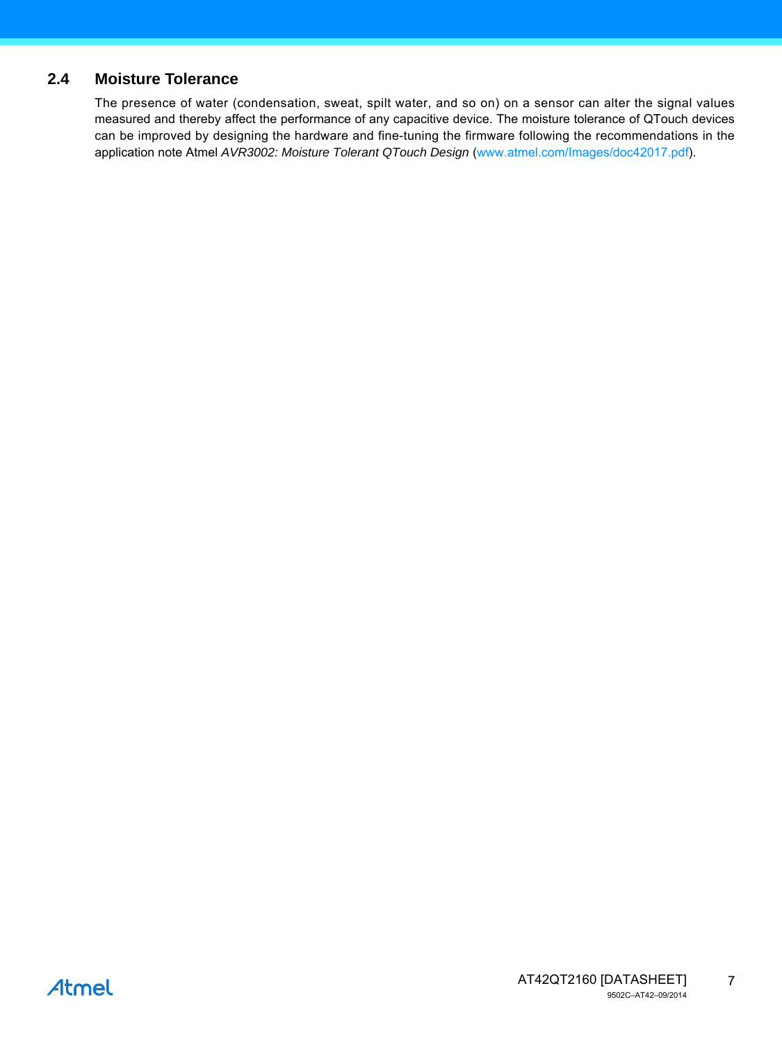## 2.4 Moisture Tolerance

The presence of water (condensation, sweat, spilt water, and so on) on a sensor can alter the signal values measured and thereby affect the performance of any capacitive device. The moisture tolerance of QTouch devices can be improved by designing the hardware and fine-tuning the firmware following the recommendations in the application note Atmel *AVR3002: Moisture Tolerant QTouch Design* (www.atmel.com/Images/doc42017.pdf).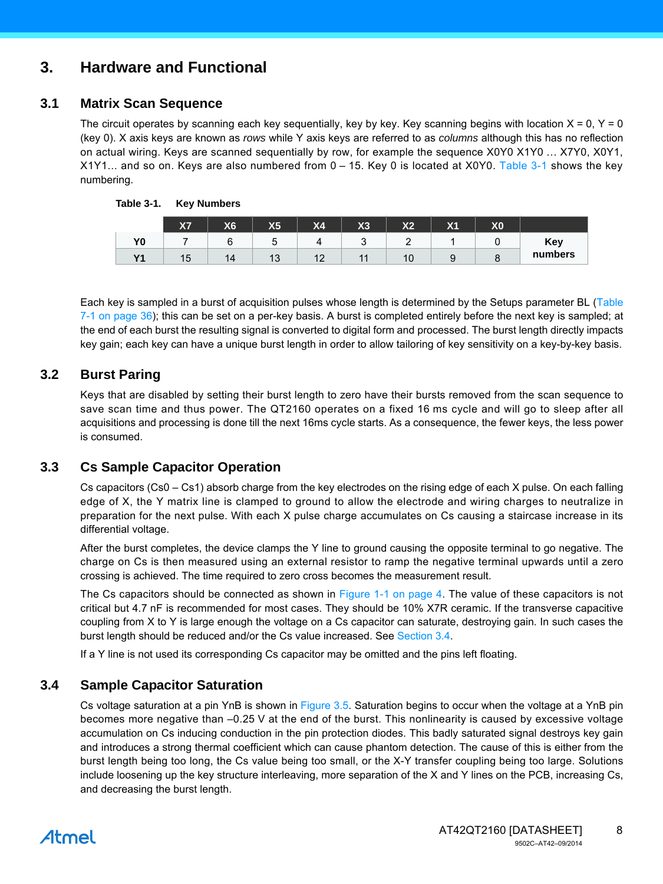# 3. Hardware and Functional

## 3.1 Matrix Scan Sequence

The circuit operates by scanning each key sequentially, key by key. Key scanning begins with location X = 0, Y = 0 (key 0). X axis keys are known as *rows* while Y axis keys are referred to as *columns* although this has no reflection on actual wiring. Keys are scanned sequentially by row, for example the sequence X0Y0 X1Y0 … X7Y0, X0Y1, X1Y1... and so on. Keys are also numbered from 0 – 15. Key 0 is located at X0Y0. Table 3-1 shows the key numbering.

**Table 3-1. Key Numbers**

| | X7 | X6 | X5 | X4 | X3 | X2 | X1 | X0 | |
|---|---|---|---|---|---|---|---|---|---|
| **Y0** | 7 | 6 | 5 | 4 | 3 | 2 | 1 | 0 | **Key numbers** |
| **Y1** | 15 | 14 | 13 | 12 | 11 | 10 | 9 | 8 | |

Each key is sampled in a burst of acquisition pulses whose length is determined by the Setups parameter BL (Table 7-1 on page 36); this can be set on a per-key basis. A burst is completed entirely before the next key is sampled; at the end of each burst the resulting signal is converted to digital form and processed. The burst length directly impacts key gain; each key can have a unique burst length in order to allow tailoring of key sensitivity on a key-by-key basis.

## 3.2 Burst Paring

Keys that are disabled by setting their burst length to zero have their bursts removed from the scan sequence to save scan time and thus power. The QT2160 operates on a fixed 16 ms cycle and will go to sleep after all acquisitions and processing is done till the next 16ms cycle starts. As a consequence, the fewer keys, the less power is consumed.

## 3.3 Cs Sample Capacitor Operation

Cs capacitors (Cs0 – Cs1) absorb charge from the key electrodes on the rising edge of each X pulse. On each falling edge of X, the Y matrix line is clamped to ground to allow the electrode and wiring charges to neutralize in preparation for the next pulse. With each X pulse charge accumulates on Cs causing a staircase increase in its differential voltage.

After the burst completes, the device clamps the Y line to ground causing the opposite terminal to go negative. The charge on Cs is then measured using an external resistor to ramp the negative terminal upwards until a zero crossing is achieved. The time required to zero cross becomes the measurement result.

The Cs capacitors should be connected as shown in Figure 1-1 on page 4. The value of these capacitors is not critical but 4.7 nF is recommended for most cases. They should be 10% X7R ceramic. If the transverse capacitive coupling from X to Y is large enough the voltage on a Cs capacitor can saturate, destroying gain. In such cases the burst length should be reduced and/or the Cs value increased. See Section 3.4.

If a Y line is not used its corresponding Cs capacitor may be omitted and the pins left floating.

## 3.4 Sample Capacitor Saturation

Cs voltage saturation at a pin YnB is shown in Figure 3.5. Saturation begins to occur when the voltage at a YnB pin becomes more negative than –0.25 V at the end of the burst. This nonlinearity is caused by excessive voltage accumulation on Cs inducing conduction in the pin protection diodes. This badly saturated signal destroys key gain and introduces a strong thermal coefficient which can cause phantom detection. The cause of this is either from the burst length being too long, the Cs value being too small, or the X-Y transfer coupling being too large. Solutions include loosening up the key structure interleaving, more separation of the X and Y lines on the PCB, increasing Cs, and decreasing the burst length.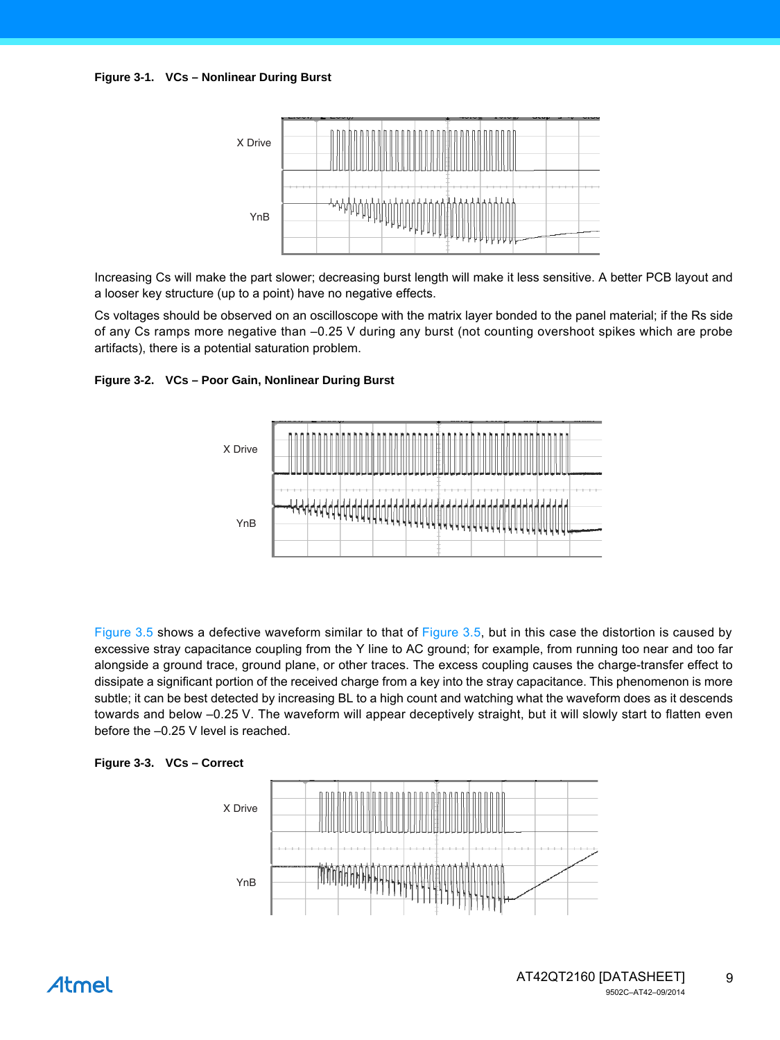**Figure 3-1. VCs – Nonlinear During Burst**

Increasing Cs will make the part slower; decreasing burst length will make it less sensitive. A better PCB layout and a looser key structure (up to a point) have no negative effects.

Cs voltages should be observed on an oscilloscope with the matrix layer bonded to the panel material; if the Rs side of any Cs ramps more negative than –0.25 V during any burst (not counting overshoot spikes which are probe artifacts), there is a potential saturation problem.

**Figure 3-2. VCs – Poor Gain, Nonlinear During Burst**

Figure 3.5 shows a defective waveform similar to that of Figure 3.5, but in this case the distortion is caused by excessive stray capacitance coupling from the Y line to AC ground; for example, from running too near and too far alongside a ground trace, ground plane, or other traces. The excess coupling causes the charge-transfer effect to dissipate a significant portion of the received charge from a key into the stray capacitance. This phenomenon is more subtle; it can be best detected by increasing BL to a high count and watching what the waveform does as it descends towards and below –0.25 V. The waveform will appear deceptively straight, but it will slowly start to flatten even before the –0.25 V level is reached.

**Figure 3-3. VCs – Correct**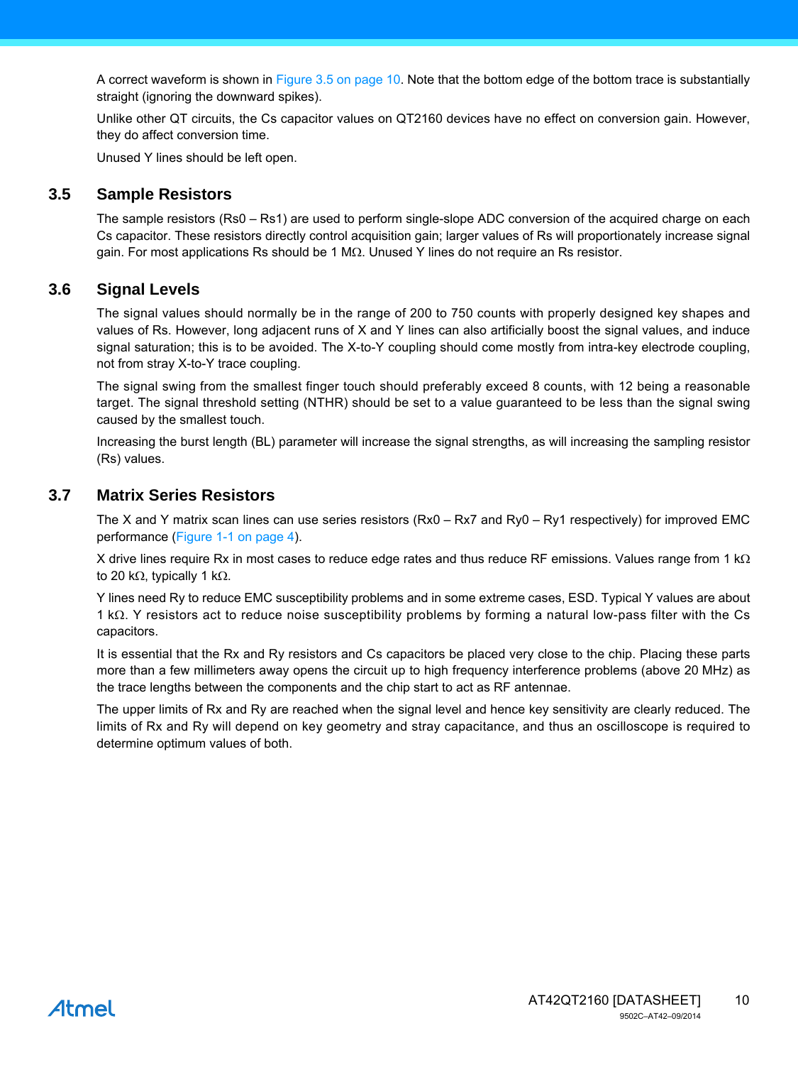A correct waveform is shown in Figure 3.5 on page 10. Note that the bottom edge of the bottom trace is substantially straight (ignoring the downward spikes).

Unlike other QT circuits, the Cs capacitor values on QT2160 devices have no effect on conversion gain. However, they do affect conversion time.

Unused Y lines should be left open.

## 3.5 Sample Resistors

The sample resistors (Rs0 – Rs1) are used to perform single-slope ADC conversion of the acquired charge on each Cs capacitor. These resistors directly control acquisition gain; larger values of Rs will proportionately increase signal gain. For most applications Rs should be 1 MΩ. Unused Y lines do not require an Rs resistor.

## 3.6 Signal Levels

The signal values should normally be in the range of 200 to 750 counts with properly designed key shapes and values of Rs. However, long adjacent runs of X and Y lines can also artificially boost the signal values, and induce signal saturation; this is to be avoided. The X-to-Y coupling should come mostly from intra-key electrode coupling, not from stray X-to-Y trace coupling.

The signal swing from the smallest finger touch should preferably exceed 8 counts, with 12 being a reasonable target. The signal threshold setting (NTHR) should be set to a value guaranteed to be less than the signal swing caused by the smallest touch.

Increasing the burst length (BL) parameter will increase the signal strengths, as will increasing the sampling resistor (Rs) values.

## 3.7 Matrix Series Resistors

The X and Y matrix scan lines can use series resistors (Rx0 – Rx7 and Ry0 – Ry1 respectively) for improved EMC performance (Figure 1-1 on page 4).

X drive lines require Rx in most cases to reduce edge rates and thus reduce RF emissions. Values range from 1 kΩ to 20 kΩ, typically 1 kΩ.

Y lines need Ry to reduce EMC susceptibility problems and in some extreme cases, ESD. Typical Y values are about 1 kΩ. Y resistors act to reduce noise susceptibility problems by forming a natural low-pass filter with the Cs capacitors.

It is essential that the Rx and Ry resistors and Cs capacitors be placed very close to the chip. Placing these parts more than a few millimeters away opens the circuit up to high frequency interference problems (above 20 MHz) as the trace lengths between the components and the chip start to act as RF antennae.

The upper limits of Rx and Ry are reached when the signal level and hence key sensitivity are clearly reduced. The limits of Rx and Ry will depend on key geometry and stray capacitance, and thus an oscilloscope is required to determine optimum values of both.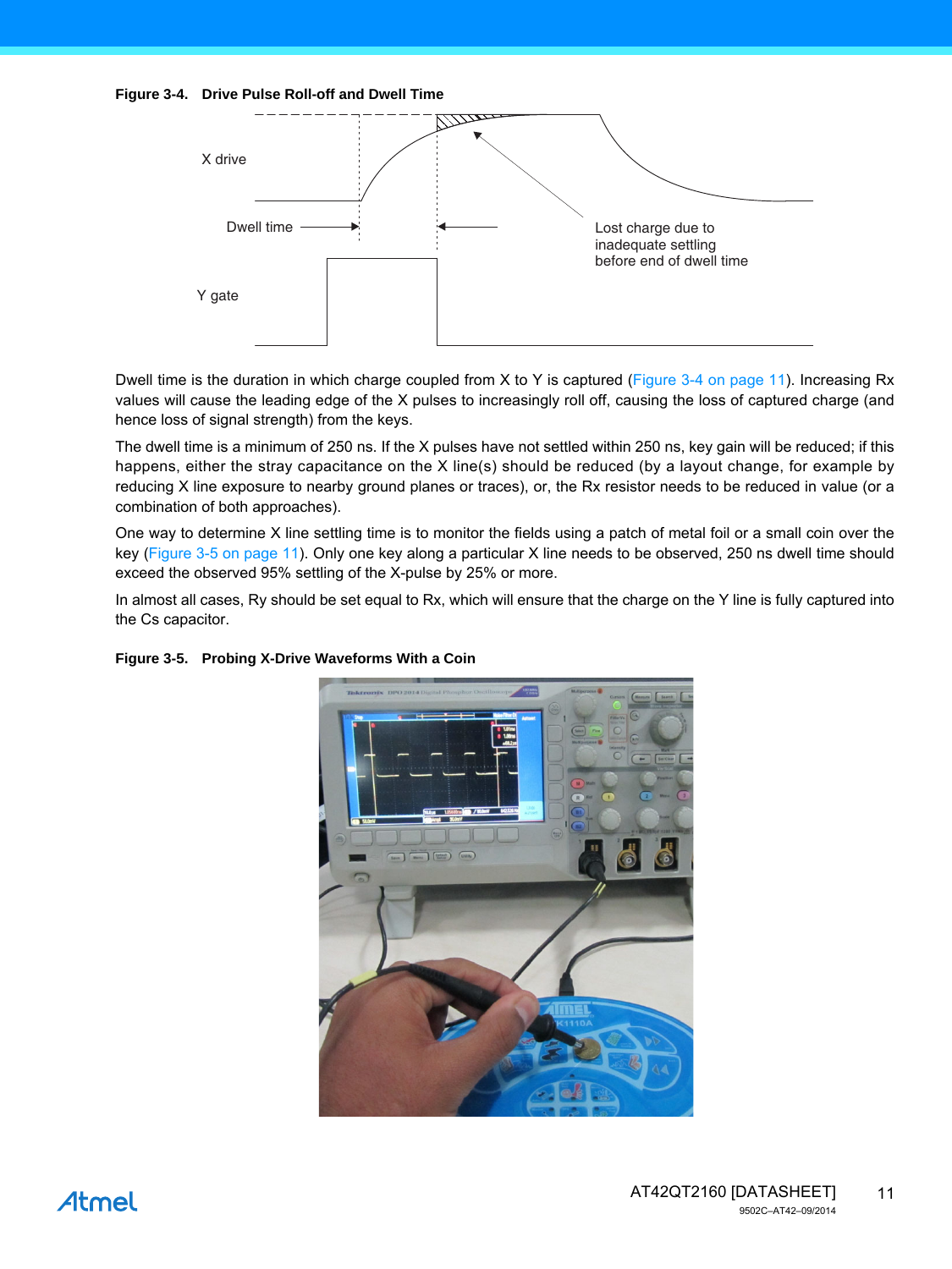**Figure 3-4. Drive Pulse Roll-off and Dwell Time**

X drive

Dwell time

Lost charge due to inadequate settling before end of dwell time

Y gate

Dwell time is the duration in which charge coupled from X to Y is captured (Figure 3-4 on page 11). Increasing Rx values will cause the leading edge of the X pulses to increasingly roll off, causing the loss of captured charge (and hence loss of signal strength) from the keys.

The dwell time is a minimum of 250 ns. If the X pulses have not settled within 250 ns, key gain will be reduced; if this happens, either the stray capacitance on the X line(s) should be reduced (by a layout change, for example by reducing X line exposure to nearby ground planes or traces), or, the Rx resistor needs to be reduced in value (or a combination of both approaches).

One way to determine X line settling time is to monitor the fields using a patch of metal foil or a small coin over the key (Figure 3-5 on page 11). Only one key along a particular X line needs to be observed, 250 ns dwell time should exceed the observed 95% settling of the X-pulse by 25% or more.

In almost all cases, Ry should be set equal to Rx, which will ensure that the charge on the Y line is fully captured into the Cs capacitor.

**Figure 3-5. Probing X-Drive Waveforms With a Coin**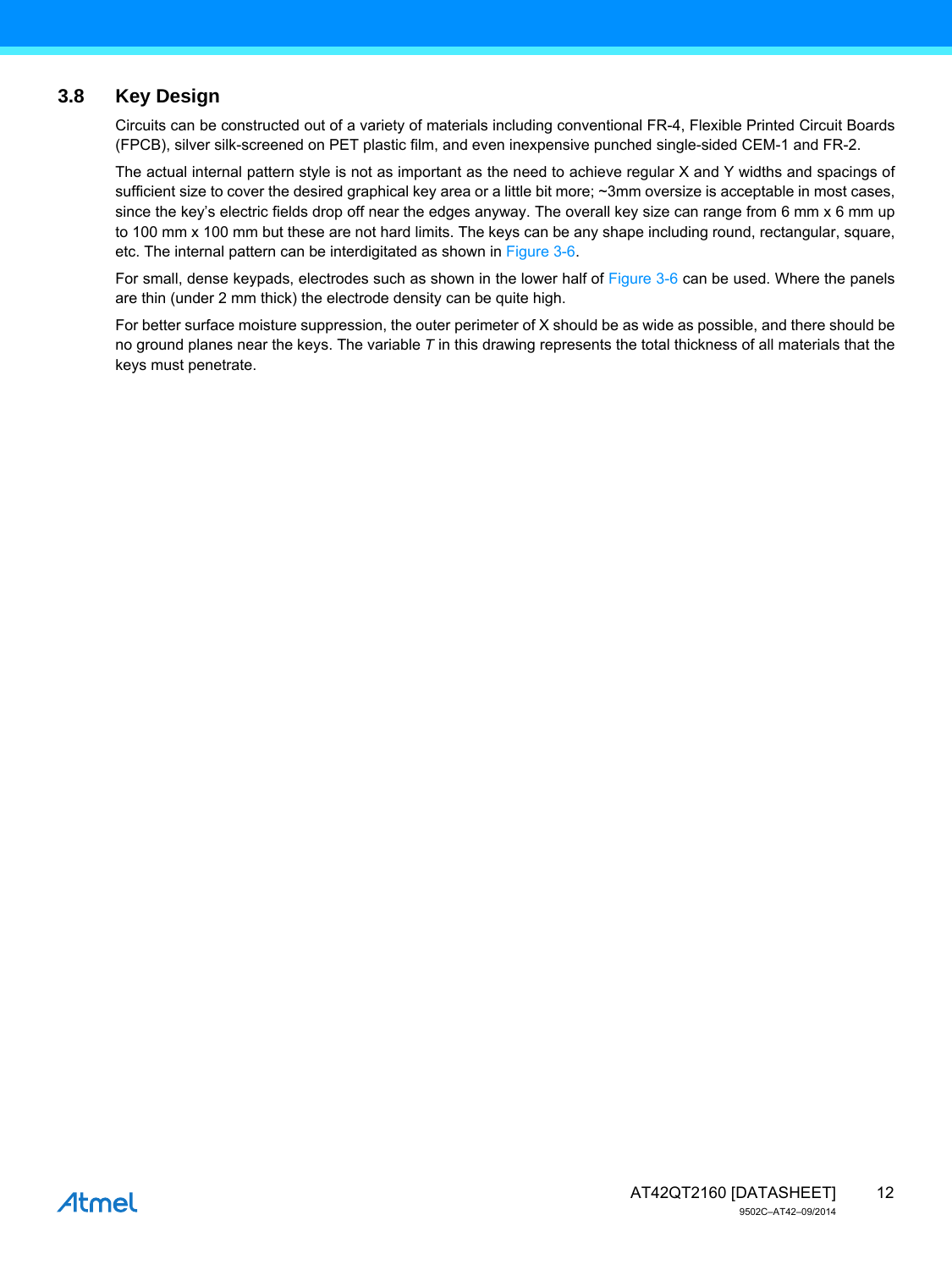## 3.8 Key Design

Circuits can be constructed out of a variety of materials including conventional FR-4, Flexible Printed Circuit Boards (FPCB), silver silk-screened on PET plastic film, and even inexpensive punched single-sided CEM-1 and FR-2.

The actual internal pattern style is not as important as the need to achieve regular X and Y widths and spacings of sufficient size to cover the desired graphical key area or a little bit more; ~3mm oversize is acceptable in most cases, since the key's electric fields drop off near the edges anyway. The overall key size can range from 6 mm x 6 mm up to 100 mm x 100 mm but these are not hard limits. The keys can be any shape including round, rectangular, square, etc. The internal pattern can be interdigitated as shown in Figure 3-6.

For small, dense keypads, electrodes such as shown in the lower half of Figure 3-6 can be used. Where the panels are thin (under 2 mm thick) the electrode density can be quite high.

For better surface moisture suppression, the outer perimeter of X should be as wide as possible, and there should be no ground planes near the keys. The variable *T* in this drawing represents the total thickness of all materials that the keys must penetrate.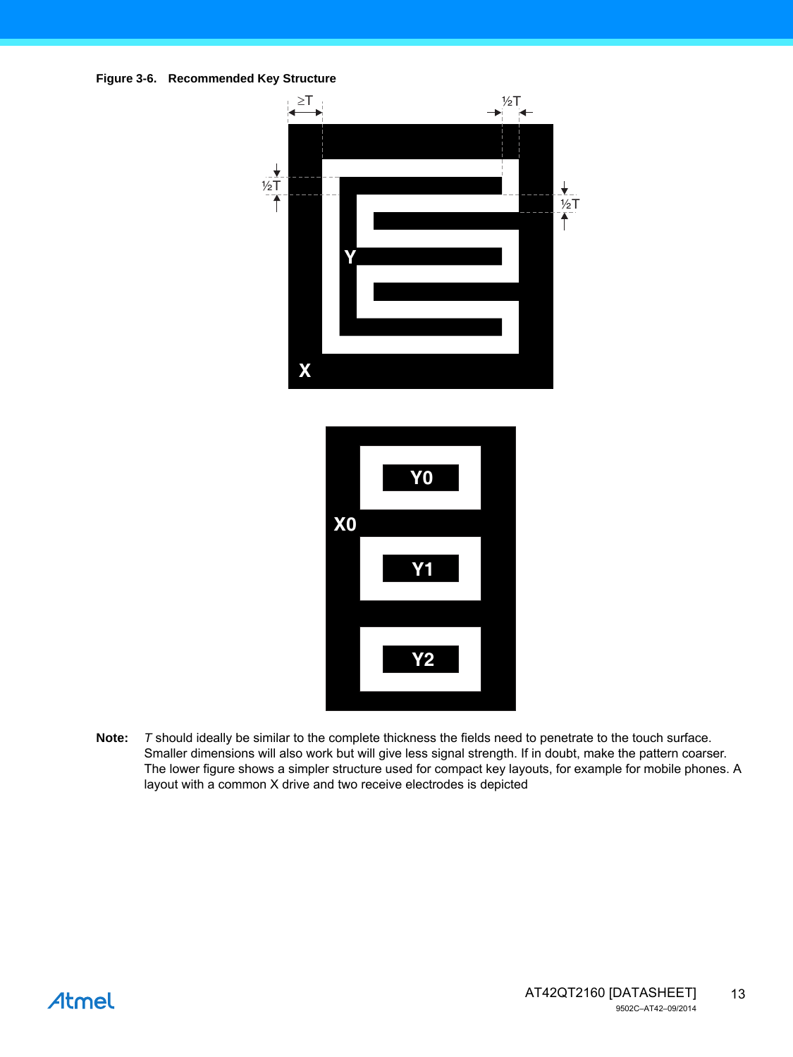**Figure 3-6. Recommended Key Structure**

**Note:** *T* should ideally be similar to the complete thickness the fields need to penetrate to the touch surface. Smaller dimensions will also work but will give less signal strength. If in doubt, make the pattern coarser. The lower figure shows a simpler structure used for compact key layouts, for example for mobile phones. A layout with a common X drive and two receive electrodes is depicted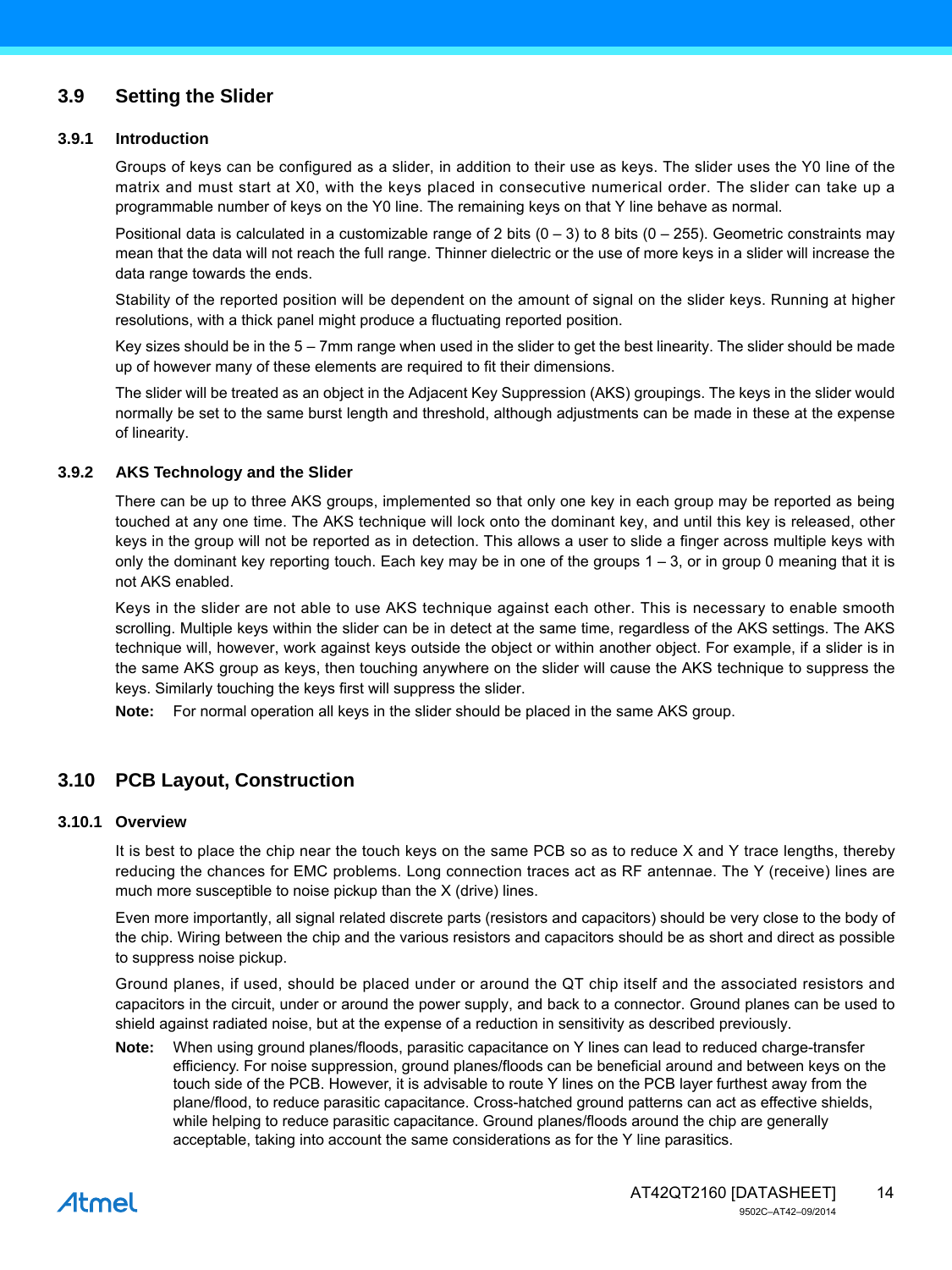## 3.9 Setting the Slider

### 3.9.1 Introduction

Groups of keys can be configured as a slider, in addition to their use as keys. The slider uses the Y0 line of the matrix and must start at X0, with the keys placed in consecutive numerical order. The slider can take up a programmable number of keys on the Y0 line. The remaining keys on that Y line behave as normal.

Positional data is calculated in a customizable range of 2 bits (0 – 3) to 8 bits (0 – 255). Geometric constraints may mean that the data will not reach the full range. Thinner dielectric or the use of more keys in a slider will increase the data range towards the ends.

Stability of the reported position will be dependent on the amount of signal on the slider keys. Running at higher resolutions, with a thick panel might produce a fluctuating reported position.

Key sizes should be in the 5 – 7mm range when used in the slider to get the best linearity. The slider should be made up of however many of these elements are required to fit their dimensions.

The slider will be treated as an object in the Adjacent Key Suppression (AKS) groupings. The keys in the slider would normally be set to the same burst length and threshold, although adjustments can be made in these at the expense of linearity.

### 3.9.2 AKS Technology and the Slider

There can be up to three AKS groups, implemented so that only one key in each group may be reported as being touched at any one time. The AKS technique will lock onto the dominant key, and until this key is released, other keys in the group will not be reported as in detection. This allows a user to slide a finger across multiple keys with only the dominant key reporting touch. Each key may be in one of the groups 1 – 3, or in group 0 meaning that it is not AKS enabled.

Keys in the slider are not able to use AKS technique against each other. This is necessary to enable smooth scrolling. Multiple keys within the slider can be in detect at the same time, regardless of the AKS settings. The AKS technique will, however, work against keys outside the object or within another object. For example, if a slider is in the same AKS group as keys, then touching anywhere on the slider will cause the AKS technique to suppress the keys. Similarly touching the keys first will suppress the slider.

**Note:** For normal operation all keys in the slider should be placed in the same AKS group.

## 3.10 PCB Layout, Construction

### 3.10.1 Overview

It is best to place the chip near the touch keys on the same PCB so as to reduce X and Y trace lengths, thereby reducing the chances for EMC problems. Long connection traces act as RF antennae. The Y (receive) lines are much more susceptible to noise pickup than the X (drive) lines.

Even more importantly, all signal related discrete parts (resistors and capacitors) should be very close to the body of the chip. Wiring between the chip and the various resistors and capacitors should be as short and direct as possible to suppress noise pickup.

Ground planes, if used, should be placed under or around the QT chip itself and the associated resistors and capacitors in the circuit, under or around the power supply, and back to a connector. Ground planes can be used to shield against radiated noise, but at the expense of a reduction in sensitivity as described previously.

**Note:** When using ground planes/floods, parasitic capacitance on Y lines can lead to reduced charge-transfer efficiency. For noise suppression, ground planes/floods can be beneficial around and between keys on the touch side of the PCB. However, it is advisable to route Y lines on the PCB layer furthest away from the plane/flood, to reduce parasitic capacitance. Cross-hatched ground patterns can act as effective shields, while helping to reduce parasitic capacitance. Ground planes/floods around the chip are generally acceptable, taking into account the same considerations as for the Y line parasitics.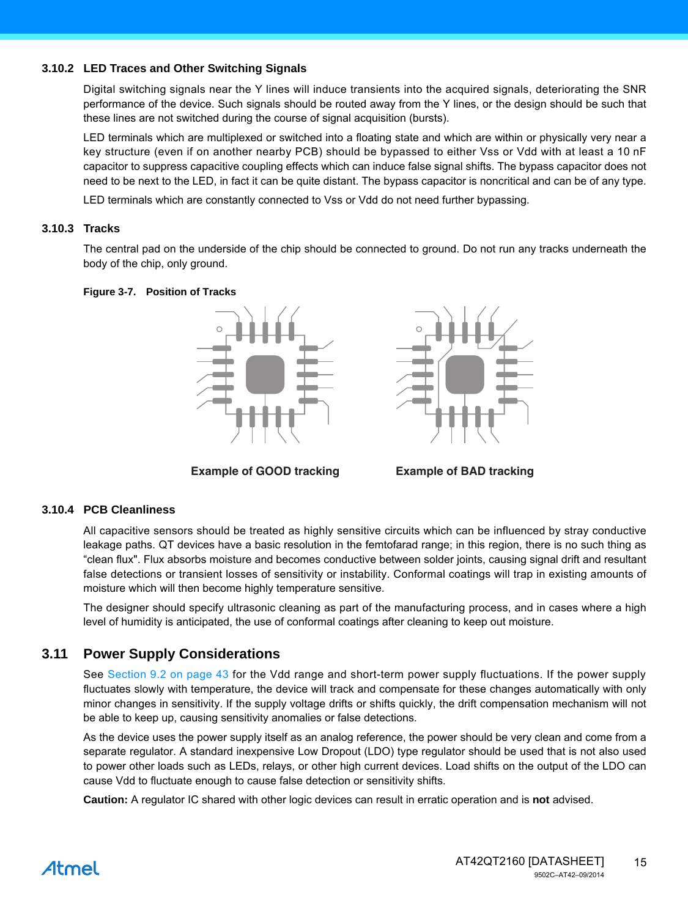### 3.10.2 LED Traces and Other Switching Signals

Digital switching signals near the Y lines will induce transients into the acquired signals, deteriorating the SNR performance of the device. Such signals should be routed away from the Y lines, or the design should be such that these lines are not switched during the course of signal acquisition (bursts).

LED terminals which are multiplexed or switched into a floating state and which are within or physically very near a key structure (even if on another nearby PCB) should be bypassed to either Vss or Vdd with at least a 10 nF capacitor to suppress capacitive coupling effects which can induce false signal shifts. The bypass capacitor does not need to be next to the LED, in fact it can be quite distant. The bypass capacitor is noncritical and can be of any type.

LED terminals which are constantly connected to Vss or Vdd do not need further bypassing.

### 3.10.3 Tracks

The central pad on the underside of the chip should be connected to ground. Do not run any tracks underneath the body of the chip, only ground.

**Figure 3-7. Position of Tracks**

**Example of GOOD tracking** **Example of BAD tracking**

### 3.10.4 PCB Cleanliness

All capacitive sensors should be treated as highly sensitive circuits which can be influenced by stray conductive leakage paths. QT devices have a basic resolution in the femtofarad range; in this region, there is no such thing as “clean flux". Flux absorbs moisture and becomes conductive between solder joints, causing signal drift and resultant false detections or transient losses of sensitivity or instability. Conformal coatings will trap in existing amounts of moisture which will then become highly temperature sensitive.

The designer should specify ultrasonic cleaning as part of the manufacturing process, and in cases where a high level of humidity is anticipated, the use of conformal coatings after cleaning to keep out moisture.

## 3.11 Power Supply Considerations

See Section 9.2 on page 43 for the Vdd range and short-term power supply fluctuations. If the power supply fluctuates slowly with temperature, the device will track and compensate for these changes automatically with only minor changes in sensitivity. If the supply voltage drifts or shifts quickly, the drift compensation mechanism will not be able to keep up, causing sensitivity anomalies or false detections.

As the device uses the power supply itself as an analog reference, the power should be very clean and come from a separate regulator. A standard inexpensive Low Dropout (LDO) type regulator should be used that is not also used to power other loads such as LEDs, relays, or other high current devices. Load shifts on the output of the LDO can cause Vdd to fluctuate enough to cause false detection or sensitivity shifts.

**Caution:** A regulator IC shared with other logic devices can result in erratic operation and is **not** advised.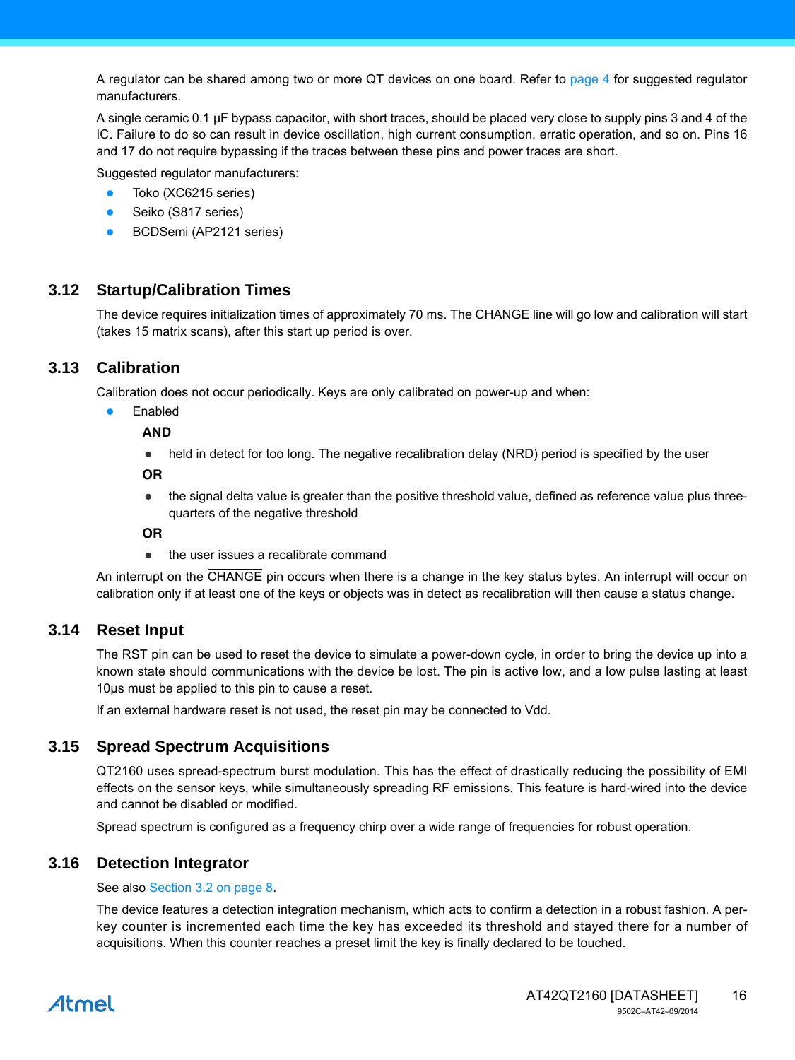A regulator can be shared among two or more QT devices on one board. Refer to page 4 for suggested regulator manufacturers.

A single ceramic 0.1 µF bypass capacitor, with short traces, should be placed very close to supply pins 3 and 4 of the IC. Failure to do so can result in device oscillation, high current consumption, erratic operation, and so on. Pins 16 and 17 do not require bypassing if the traces between these pins and power traces are short.

Suggested regulator manufacturers:

- Toko (XC6215 series)
- Seiko (S817 series)
- BCDSemi (AP2121 series)

## 3.12 Startup/Calibration Times

The device requires initialization times of approximately 70 ms. The $\overline{\text{CHANGE}}$ line will go low and calibration will start (takes 15 matrix scans), after this start up period is over.

## 3.13 Calibration

Calibration does not occur periodically. Keys are only calibrated on power-up and when:

- Enabled

  **AND**

  - held in detect for too long. The negative recalibration delay (NRD) period is specified by the user

  **OR**

  - the signal delta value is greater than the positive threshold value, defined as reference value plus three-quarters of the negative threshold

  **OR**

  - the user issues a recalibrate command

An interrupt on the $\overline{\text{CHANGE}}$ pin occurs when there is a change in the key status bytes. An interrupt will occur on calibration only if at least one of the keys or objects was in detect as recalibration will then cause a status change.

## 3.14 Reset Input

The $\overline{\text{RST}}$ pin can be used to reset the device to simulate a power-down cycle, in order to bring the device up into a known state should communications with the device be lost. The pin is active low, and a low pulse lasting at least 10µs must be applied to this pin to cause a reset.

If an external hardware reset is not used, the reset pin may be connected to Vdd.

## 3.15 Spread Spectrum Acquisitions

QT2160 uses spread-spectrum burst modulation. This has the effect of drastically reducing the possibility of EMI effects on the sensor keys, while simultaneously spreading RF emissions. This feature is hard-wired into the device and cannot be disabled or modified.

Spread spectrum is configured as a frequency chirp over a wide range of frequencies for robust operation.

## 3.16 Detection Integrator

See also Section 3.2 on page 8.

The device features a detection integration mechanism, which acts to confirm a detection in a robust fashion. A per-key counter is incremented each time the key has exceeded its threshold and stayed there for a number of acquisitions. When this counter reaches a preset limit the key is finally declared to be touched.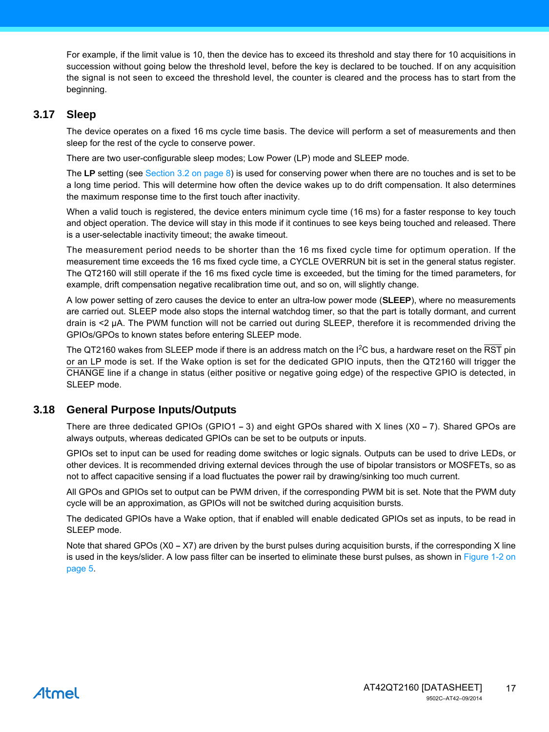For example, if the limit value is 10, then the device has to exceed its threshold and stay there for 10 acquisitions in succession without going below the threshold level, before the key is declared to be touched. If on any acquisition the signal is not seen to exceed the threshold level, the counter is cleared and the process has to start from the beginning.

## 3.17 Sleep

The device operates on a fixed 16 ms cycle time basis. The device will perform a set of measurements and then sleep for the rest of the cycle to conserve power.

There are two user-configurable sleep modes; Low Power (LP) mode and SLEEP mode.

The **LP** setting (see Section 3.2 on page 8) is used for conserving power when there are no touches and is set to be a long time period. This will determine how often the device wakes up to do drift compensation. It also determines the maximum response time to the first touch after inactivity.

When a valid touch is registered, the device enters minimum cycle time (16 ms) for a faster response to key touch and object operation. The device will stay in this mode if it continues to see keys being touched and released. There is a user-selectable inactivity timeout; the awake timeout.

The measurement period needs to be shorter than the 16 ms fixed cycle time for optimum operation. If the measurement time exceeds the 16 ms fixed cycle time, a CYCLE OVERRUN bit is set in the general status register. The QT2160 will still operate if the 16 ms fixed cycle time is exceeded, but the timing for the timed parameters, for example, drift compensation negative recalibration time out, and so on, will slightly change.

A low power setting of zero causes the device to enter an ultra-low power mode (**SLEEP**), where no measurements are carried out. SLEEP mode also stops the internal watchdog timer, so that the part is totally dormant, and current drain is <2 µA. The PWM function will not be carried out during SLEEP, therefore it is recommended driving the GPIOs/GPOs to known states before entering SLEEP mode.

The QT2160 wakes from SLEEP mode if there is an address match on the I$^2$C bus, a hardware reset on the $\overline{\text{RST}}$ pin or an LP mode is set. If the Wake option is set for the dedicated GPIO inputs, then the QT2160 will trigger the $\overline{\text{CHANGE}}$ line if a change in status (either positive or negative going edge) of the respective GPIO is detected, in SLEEP mode.

## 3.18 General Purpose Inputs/Outputs

There are three dedicated GPIOs (GPIO1 – 3) and eight GPOs shared with X lines (X0 – 7). Shared GPOs are always outputs, whereas dedicated GPIOs can be set to be outputs or inputs.

GPIOs set to input can be used for reading dome switches or logic signals. Outputs can be used to drive LEDs, or other devices. It is recommended driving external devices through the use of bipolar transistors or MOSFETs, so as not to affect capacitive sensing if a load fluctuates the power rail by drawing/sinking too much current.

All GPOs and GPIOs set to output can be PWM driven, if the corresponding PWM bit is set. Note that the PWM duty cycle will be an approximation, as GPIOs will not be switched during acquisition bursts.

The dedicated GPIOs have a Wake option, that if enabled will enable dedicated GPIOs set as inputs, to be read in SLEEP mode.

Note that shared GPOs (X0 – X7) are driven by the burst pulses during acquisition bursts, if the corresponding X line is used in the keys/slider. A low pass filter can be inserted to eliminate these burst pulses, as shown in Figure 1-2 on page 5.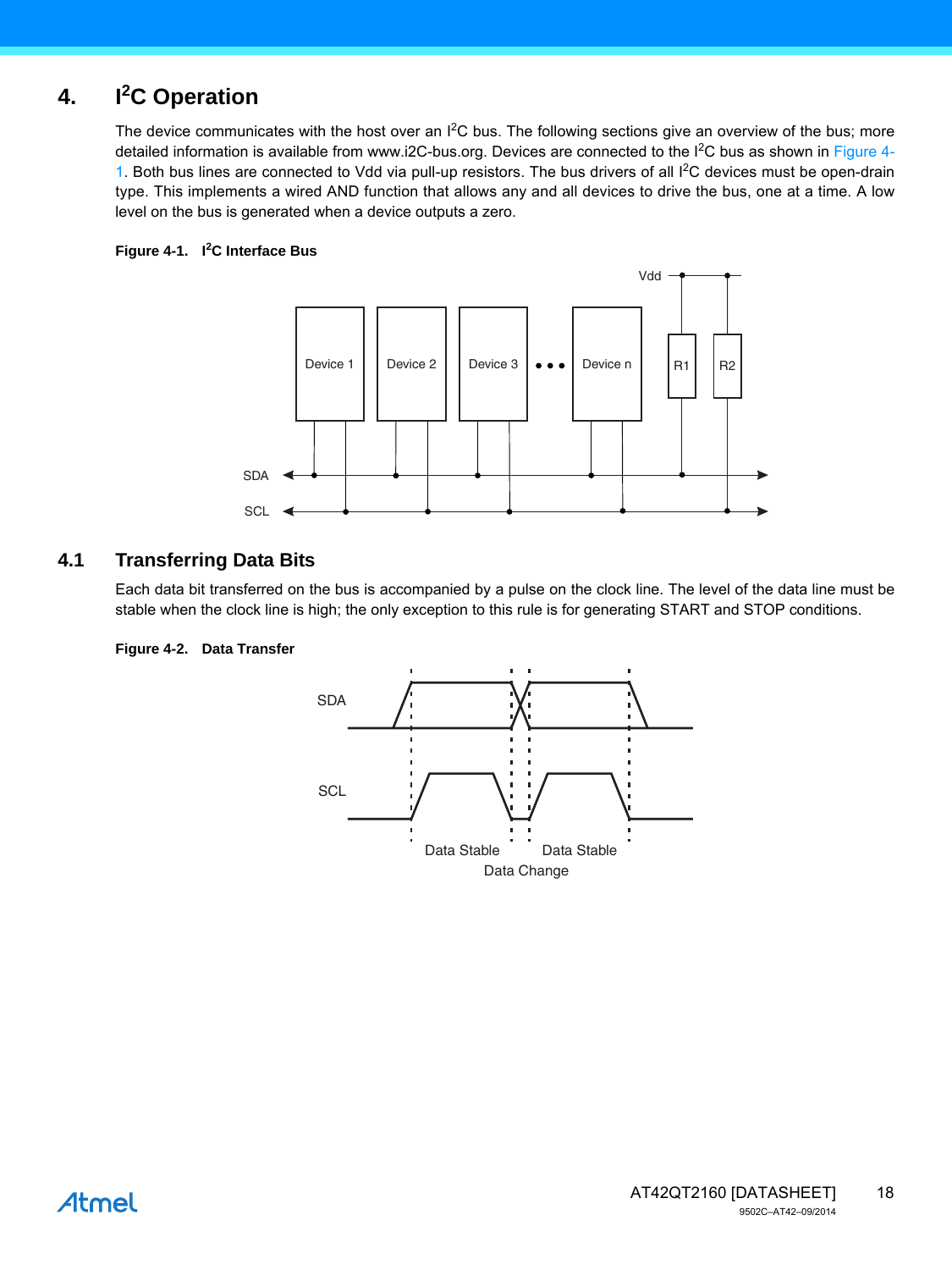# 4. I²C Operation

The device communicates with the host over an I²C bus. The following sections give an overview of the bus; more detailed information is available from www.i2C-bus.org. Devices are connected to the I²C bus as shown in Figure 4-1. Both bus lines are connected to Vdd via pull-up resistors. The bus drivers of all I²C devices must be open-drain type. This implements a wired AND function that allows any and all devices to drive the bus, one at a time. A low level on the bus is generated when a device outputs a zero.

**Figure 4-1. I²C Interface Bus**

## 4.1 Transferring Data Bits

Each data bit transferred on the bus is accompanied by a pulse on the clock line. The level of the data line must be stable when the clock line is high; the only exception to this rule is for generating START and STOP conditions.

**Figure 4-2. Data Transfer**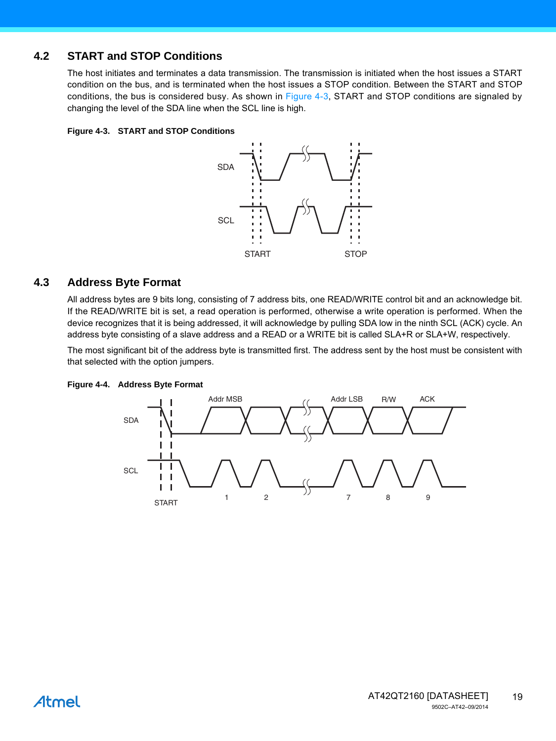## 4.2 START and STOP Conditions

The host initiates and terminates a data transmission. The transmission is initiated when the host issues a START condition on the bus, and is terminated when the host issues a STOP condition. Between the START and STOP conditions, the bus is considered busy. As shown in Figure 4-3, START and STOP conditions are signaled by changing the level of the SDA line when the SCL line is high.

**Figure 4-3. START and STOP Conditions**

## 4.3 Address Byte Format

All address bytes are 9 bits long, consisting of 7 address bits, one READ/WRITE control bit and an acknowledge bit. If the READ/WRITE bit is set, a read operation is performed, otherwise a write operation is performed. When the device recognizes that it is being addressed, it will acknowledge by pulling SDA low in the ninth SCL (ACK) cycle. An address byte consisting of a slave address and a READ or a WRITE bit is called SLA+R or SLA+W, respectively.

The most significant bit of the address byte is transmitted first. The address sent by the host must be consistent with that selected with the option jumpers.

**Figure 4-4. Address Byte Format**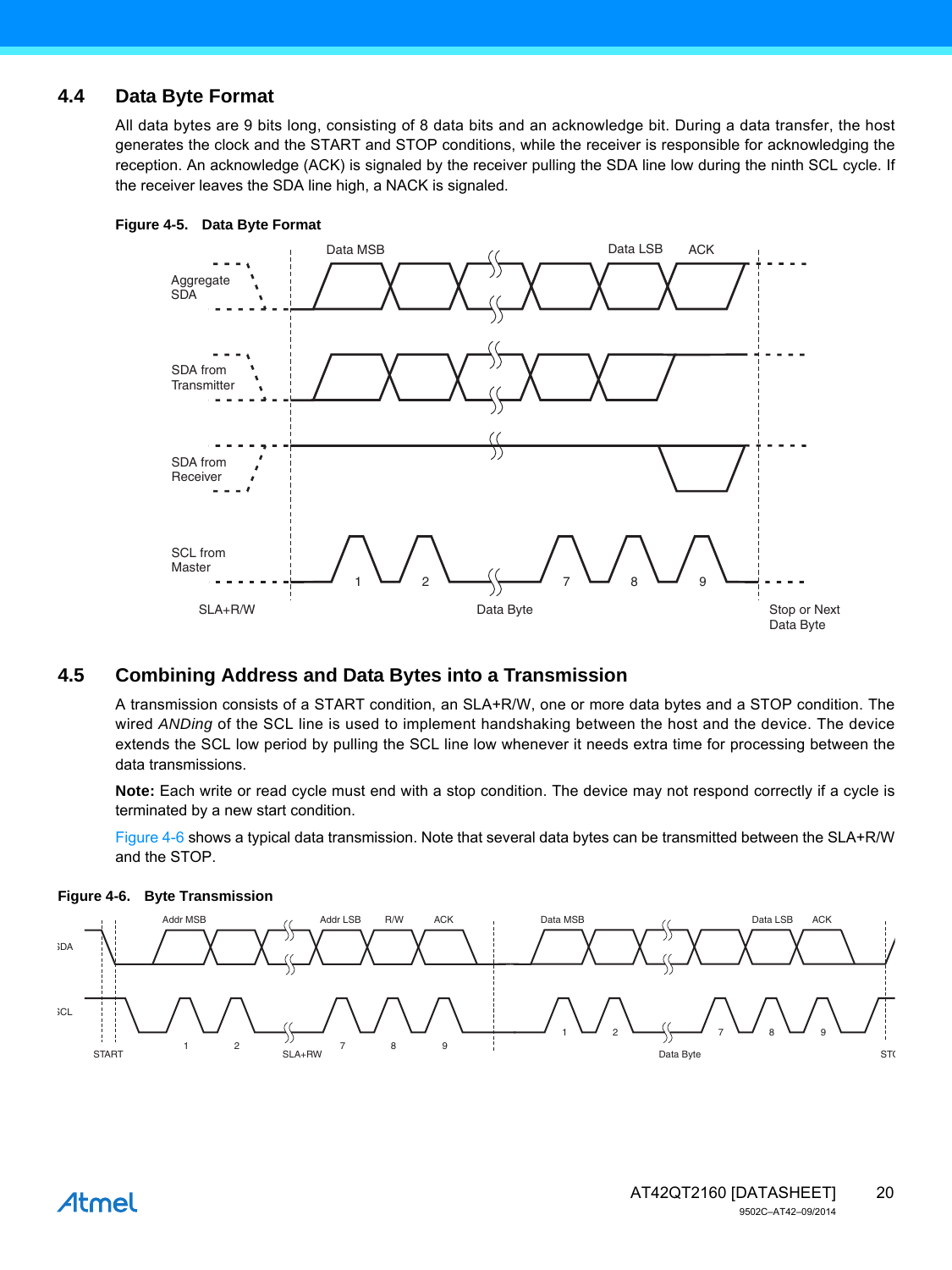## 4.4 Data Byte Format

All data bytes are 9 bits long, consisting of 8 data bits and an acknowledge bit. During a data transfer, the host generates the clock and the START and STOP conditions, while the receiver is responsible for acknowledging the reception. An acknowledge (ACK) is signaled by the receiver pulling the SDA line low during the ninth SCL cycle. If the receiver leaves the SDA line high, a NACK is signaled.

**Figure 4-5. Data Byte Format**

## 4.5 Combining Address and Data Bytes into a Transmission

A transmission consists of a START condition, an SLA+R/W, one or more data bytes and a STOP condition. The wired *ANDing* of the SCL line is used to implement handshaking between the host and the device. The device extends the SCL low period by pulling the SCL line low whenever it needs extra time for processing between the data transmissions.

**Note:** Each write or read cycle must end with a stop condition. The device may not respond correctly if a cycle is terminated by a new start condition.

Figure 4-6 shows a typical data transmission. Note that several data bytes can be transmitted between the SLA+R/W and the STOP.

**Figure 4-6. Byte Transmission**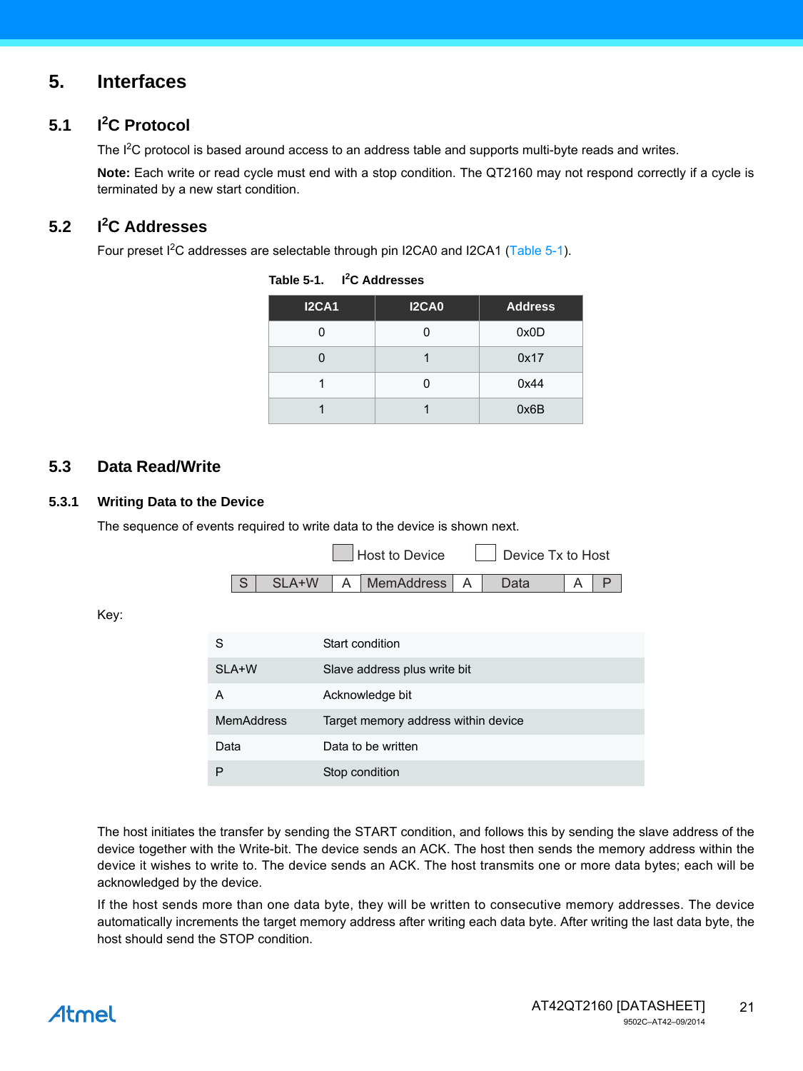# 5. Interfaces

## 5.1 I²C Protocol

The I²C protocol is based around access to an address table and supports multi-byte reads and writes.

**Note:** Each write or read cycle must end with a stop condition. The QT2160 may not respond correctly if a cycle is terminated by a new start condition.

## 5.2 I²C Addresses

Four preset I²C addresses are selectable through pin I2CA0 and I2CA1 (Table 5-1).

**Table 5-1. I²C Addresses**

| I2CA1 | I2CA0 | Address |
|---|---|---|
| 0 | 0 | 0x0D |
| 0 | 1 | 0x17 |
| 1 | 0 | 0x44 |
| 1 | 1 | 0x6B |

## 5.3 Data Read/Write

### 5.3.1 Writing Data to the Device

The sequence of events required to write data to the device is shown next.

Host to Device &nbsp;&nbsp; Device Tx to Host

| S | SLA+W | A | MemAddress | A | Data | A | P |
|---|---|---|---|---|---|---|---|

Key:

| | |
|---|---|
| S | Start condition |
| SLA+W | Slave address plus write bit |
| A | Acknowledge bit |
| MemAddress | Target memory address within device |
| Data | Data to be written |
| P | Stop condition |

The host initiates the transfer by sending the START condition, and follows this by sending the slave address of the device together with the Write-bit. The device sends an ACK. The host then sends the memory address within the device it wishes to write to. The device sends an ACK. The host transmits one or more data bytes; each will be acknowledged by the device.

If the host sends more than one data byte, they will be written to consecutive memory addresses. The device automatically increments the target memory address after writing each data byte. After writing the last data byte, the host should send the STOP condition.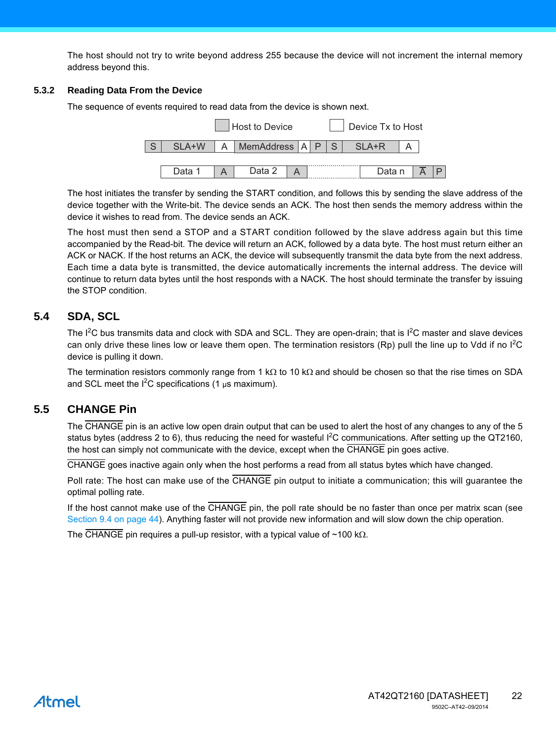The host should not try to write beyond address 255 because the device will not increment the internal memory address beyond this.

### 5.3.2 Reading Data From the Device

The sequence of events required to read data from the device is shown next.

Host to Device | Device Tx to Host

| S | SLA+W | A | MemAddress | A | P | S | SLA+R | A |
|---|---|---|---|---|---|---|---|---|

| Data 1 | A | Data 2 | A | ... | Data n | $\overline{\text{A}}$ | P |
|---|---|---|---|---|---|---|---|

The host initiates the transfer by sending the START condition, and follows this by sending the slave address of the device together with the Write-bit. The device sends an ACK. The host then sends the memory address within the device it wishes to read from. The device sends an ACK.

The host must then send a STOP and a START condition followed by the slave address again but this time accompanied by the Read-bit. The device will return an ACK, followed by a data byte. The host must return either an ACK or NACK. If the host returns an ACK, the device will subsequently transmit the data byte from the next address. Each time a data byte is transmitted, the device automatically increments the internal address. The device will continue to return data bytes until the host responds with a NACK. The host should terminate the transfer by issuing the STOP condition.

## 5.4 SDA, SCL

The I$^2$C bus transmits data and clock with SDA and SCL. They are open-drain; that is I$^2$C master and slave devices can only drive these lines low or leave them open. The termination resistors (Rp) pull the line up to Vdd if no I$^2$C device is pulling it down.

The termination resistors commonly range from 1 kΩ to 10 kΩ and should be chosen so that the rise times on SDA and SCL meet the I$^2$C specifications (1 µs maximum).

## 5.5 CHANGE Pin

The $\overline{\text{CHANGE}}$ pin is an active low open drain output that can be used to alert the host of any changes to any of the 5 status bytes (address 2 to 6), thus reducing the need for wasteful I$^2$C communications. After setting up the QT2160, the host can simply not communicate with the device, except when the $\overline{\text{CHANGE}}$ pin goes active.

$\overline{\text{CHANGE}}$ goes inactive again only when the host performs a read from all status bytes which have changed.

Poll rate: The host can make use of the $\overline{\text{CHANGE}}$ pin output to initiate a communication; this will guarantee the optimal polling rate.

If the host cannot make use of the $\overline{\text{CHANGE}}$ pin, the poll rate should be no faster than once per matrix scan (see Section 9.4 on page 44). Anything faster will not provide new information and will slow down the chip operation.

The $\overline{\text{CHANGE}}$ pin requires a pull-up resistor, with a typical value of ~100 kΩ.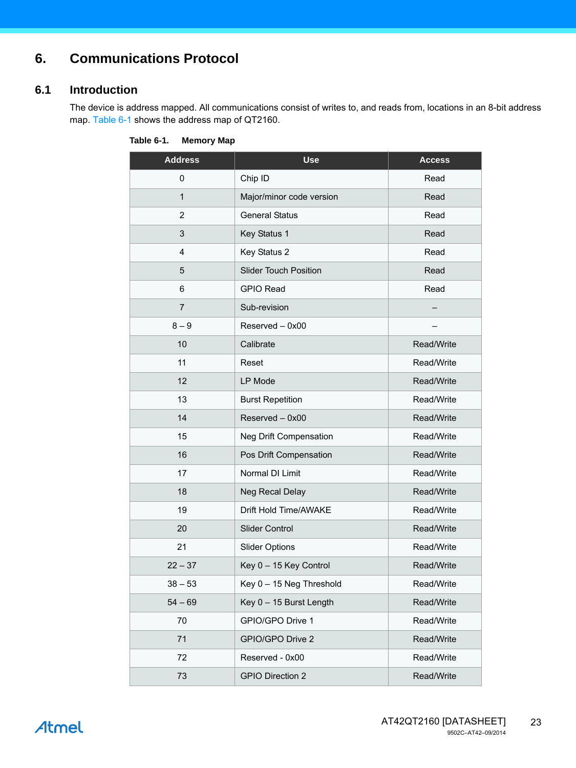# 6. Communications Protocol

## 6.1 Introduction

The device is address mapped. All communications consist of writes to, and reads from, locations in an 8-bit address map. Table 6-1 shows the address map of QT2160.

**Table 6-1. Memory Map**

| Address | Use | Access |
|---|---|---|
| 0 | Chip ID | Read |
| 1 | Major/minor code version | Read |
| 2 | General Status | Read |
| 3 | Key Status 1 | Read |
| 4 | Key Status 2 | Read |
| 5 | Slider Touch Position | Read |
| 6 | GPIO Read | Read |
| 7 | Sub-revision | – |
| 8 – 9 | Reserved – 0x00 | – |
| 10 | Calibrate | Read/Write |
| 11 | Reset | Read/Write |
| 12 | LP Mode | Read/Write |
| 13 | Burst Repetition | Read/Write |
| 14 | Reserved – 0x00 | Read/Write |
| 15 | Neg Drift Compensation | Read/Write |
| 16 | Pos Drift Compensation | Read/Write |
| 17 | Normal DI Limit | Read/Write |
| 18 | Neg Recal Delay | Read/Write |
| 19 | Drift Hold Time/AWAKE | Read/Write |
| 20 | Slider Control | Read/Write |
| 21 | Slider Options | Read/Write |
| 22 – 37 | Key 0 – 15 Key Control | Read/Write |
| 38 – 53 | Key 0 – 15 Neg Threshold | Read/Write |
| 54 – 69 | Key 0 – 15 Burst Length | Read/Write |
| 70 | GPIO/GPO Drive 1 | Read/Write |
| 71 | GPIO/GPO Drive 2 | Read/Write |
| 72 | Reserved - 0x00 | Read/Write |
| 73 | GPIO Direction 2 | Read/Write |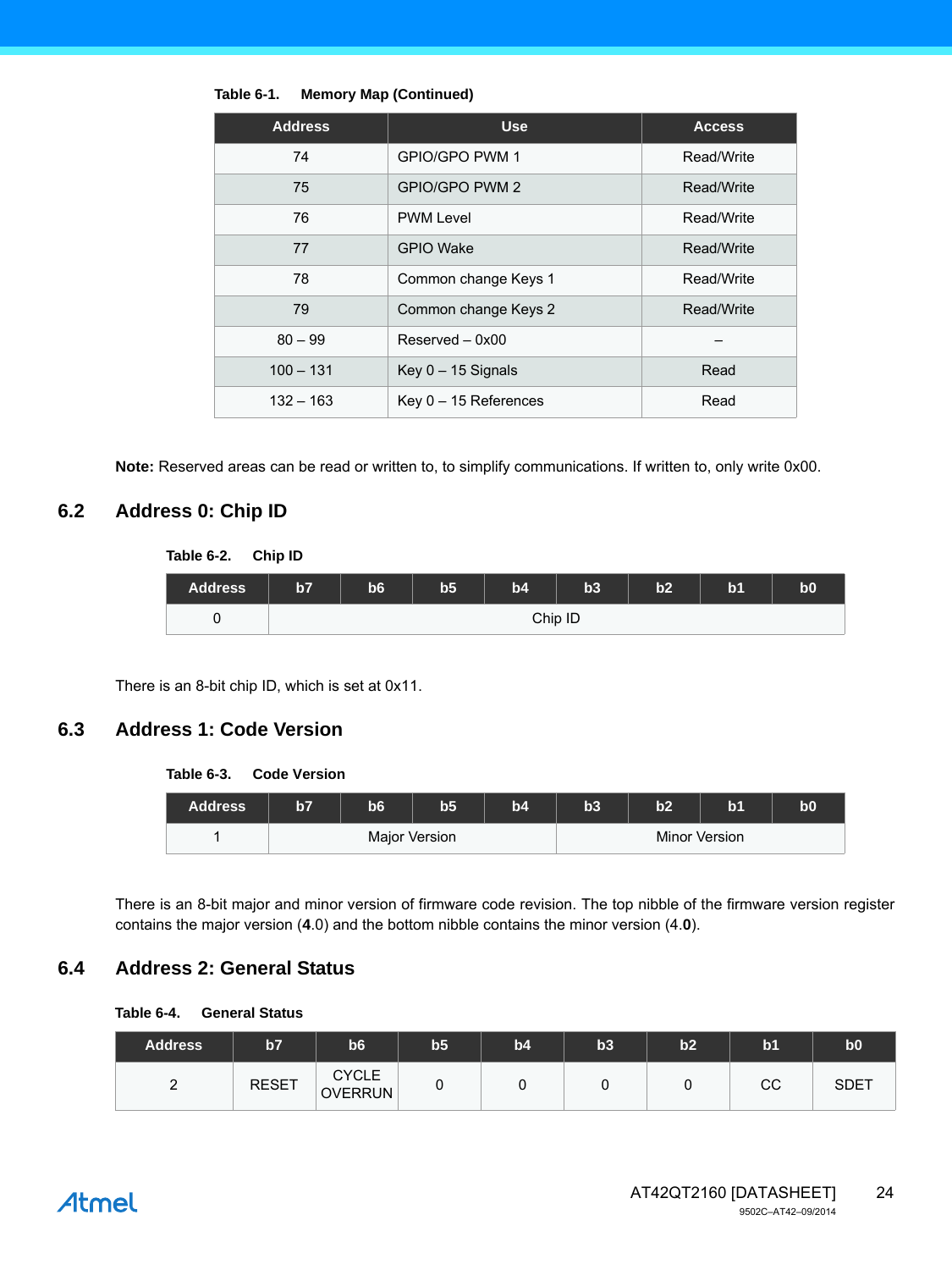**Table 6-1. Memory Map (Continued)**

| Address | Use | Access |
|---|---|---|
| 74 | GPIO/GPO PWM 1 | Read/Write |
| 75 | GPIO/GPO PWM 2 | Read/Write |
| 76 | PWM Level | Read/Write |
| 77 | GPIO Wake | Read/Write |
| 78 | Common change Keys 1 | Read/Write |
| 79 | Common change Keys 2 | Read/Write |
| 80 – 99 | Reserved – 0x00 | – |
| 100 – 131 | Key 0 – 15 Signals | Read |
| 132 – 163 | Key 0 – 15 References | Read |

**Note:** Reserved areas can be read or written to, to simplify communications. If written to, only write 0x00.

## 6.2 Address 0: Chip ID

**Table 6-2. Chip ID**

| Address | b7 | b6 | b5 | b4 | b3 | b2 | b1 | b0 |
|---|---|---|---|---|---|---|---|---|
| 0 | Chip ID | | | | | | | |

There is an 8-bit chip ID, which is set at 0x11.

## 6.3 Address 1: Code Version

**Table 6-3. Code Version**

| Address | b7 | b6 | b5 | b4 | b3 | b2 | b1 | b0 |
|---|---|---|---|---|---|---|---|---|
| 1 | Major Version | | | | Minor Version | | | |

There is an 8-bit major and minor version of firmware code revision. The top nibble of the firmware version register contains the major version (**4**.0) and the bottom nibble contains the minor version (4.**0**).

## 6.4 Address 2: General Status

**Table 6-4. General Status**

| Address | b7 | b6 | b5 | b4 | b3 | b2 | b1 | b0 |
|---|---|---|---|---|---|---|---|---|
| 2 | RESET | CYCLE OVERRUN | 0 | 0 | 0 | 0 | CC | SDET |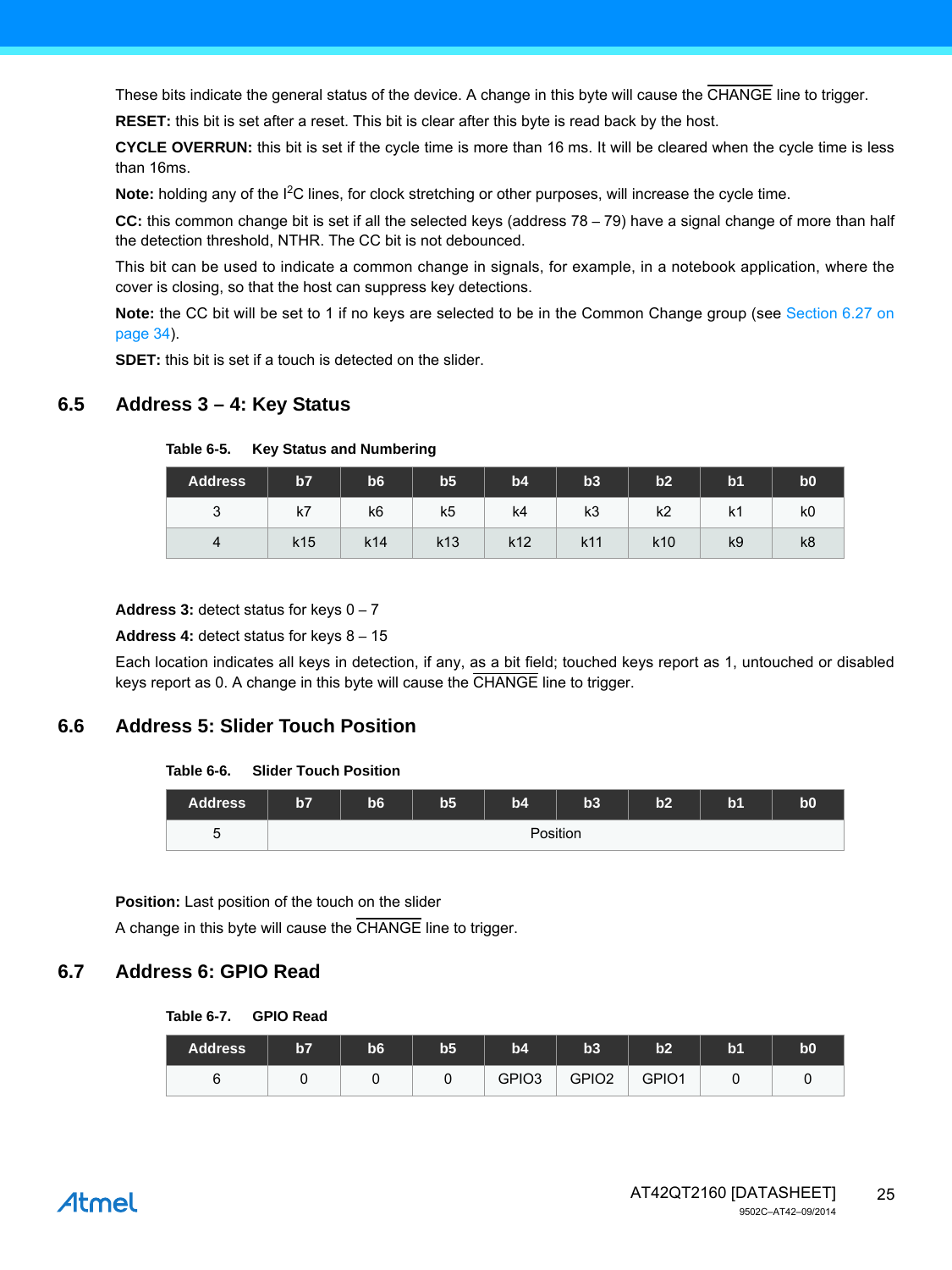These bits indicate the general status of the device. A change in this byte will cause the CHANGE line to trigger.

**RESET:** this bit is set after a reset. This bit is clear after this byte is read back by the host.

**CYCLE OVERRUN:** this bit is set if the cycle time is more than 16 ms. It will be cleared when the cycle time is less than 16ms.

**Note:** holding any of the I$^2$C lines, for clock stretching or other purposes, will increase the cycle time.

**CC:** this common change bit is set if all the selected keys (address 78 – 79) have a signal change of more than half the detection threshold, NTHR. The CC bit is not debounced.

This bit can be used to indicate a common change in signals, for example, in a notebook application, where the cover is closing, so that the host can suppress key detections.

**Note:** the CC bit will be set to 1 if no keys are selected to be in the Common Change group (see Section 6.27 on page 34).

**SDET:** this bit is set if a touch is detected on the slider.

## 6.5 Address 3 – 4: Key Status

**Table 6-5. Key Status and Numbering**

| Address | b7 | b6 | b5 | b4 | b3 | b2 | b1 | b0 |
|---|---|---|---|---|---|---|---|---|
| 3 | k7 | k6 | k5 | k4 | k3 | k2 | k1 | k0 |
| 4 | k15 | k14 | k13 | k12 | k11 | k10 | k9 | k8 |

**Address 3:** detect status for keys 0 – 7

**Address 4:** detect status for keys 8 – 15

Each location indicates all keys in detection, if any, as a bit field; touched keys report as 1, untouched or disabled keys report as 0. A change in this byte will cause the CHANGE line to trigger.

## 6.6 Address 5: Slider Touch Position

**Table 6-6. Slider Touch Position**

| Address | b7 | b6 | b5 | b4 | b3 | b2 | b1 | b0 |
|---|---|---|---|---|---|---|---|---|
| 5 | Position | | | | | | | |

**Position:** Last position of the touch on the slider

A change in this byte will cause the CHANGE line to trigger.

## 6.7 Address 6: GPIO Read

**Table 6-7. GPIO Read**

| Address | b7 | b6 | b5 | b4 | b3 | b2 | b1 | b0 |
|---|---|---|---|---|---|---|---|---|
| 6 | 0 | 0 | 0 | GPIO3 | GPIO2 | GPIO1 | 0 | 0 |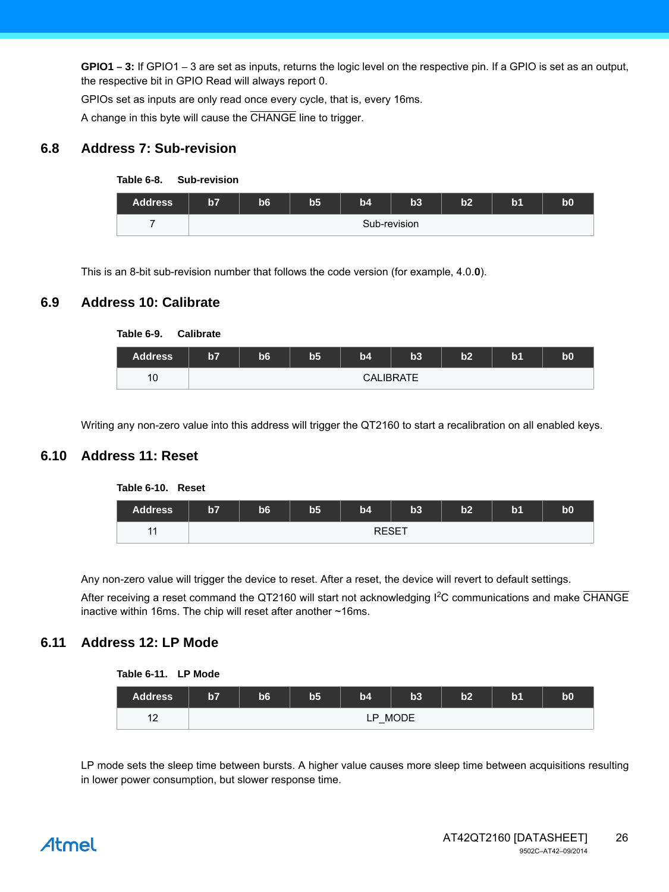**GPIO1 – 3:** If GPIO1 – 3 are set as inputs, returns the logic level on the respective pin. If a GPIO is set as an output, the respective bit in GPIO Read will always report 0.

GPIOs set as inputs are only read once every cycle, that is, every 16ms.

A change in this byte will cause the $\overline{\text{CHANGE}}$ line to trigger.

## 6.8 Address 7: Sub-revision

**Table 6-8. Sub-revision**

| Address | b7 | b6 | b5 | b4 | b3 | b2 | b1 | b0 |
|---|---|---|---|---|---|---|---|---|
| 7 | Sub-revision | | | | | | | |

This is an 8-bit sub-revision number that follows the code version (for example, 4.0.**0**).

## 6.9 Address 10: Calibrate

**Table 6-9. Calibrate**

| Address | b7 | b6 | b5 | b4 | b3 | b2 | b1 | b0 |
|---|---|---|---|---|---|---|---|---|
| 10 | CALIBRATE | | | | | | | |

Writing any non-zero value into this address will trigger the QT2160 to start a recalibration on all enabled keys.

## 6.10 Address 11: Reset

**Table 6-10. Reset**

| Address | b7 | b6 | b5 | b4 | b3 | b2 | b1 | b0 |
|---|---|---|---|---|---|---|---|---|
| 11 | RESET | | | | | | | |

Any non-zero value will trigger the device to reset. After a reset, the device will revert to default settings.

After receiving a reset command the QT2160 will start not acknowledging $I^2C$ communications and make $\overline{\text{CHANGE}}$ inactive within 16ms. The chip will reset after another ~16ms.

## 6.11 Address 12: LP Mode

**Table 6-11. LP Mode**

| Address | b7 | b6 | b5 | b4 | b3 | b2 | b1 | b0 |
|---|---|---|---|---|---|---|---|---|
| 12 | LP_MODE | | | | | | | |

LP mode sets the sleep time between bursts. A higher value causes more sleep time between acquisitions resulting in lower power consumption, but slower response time.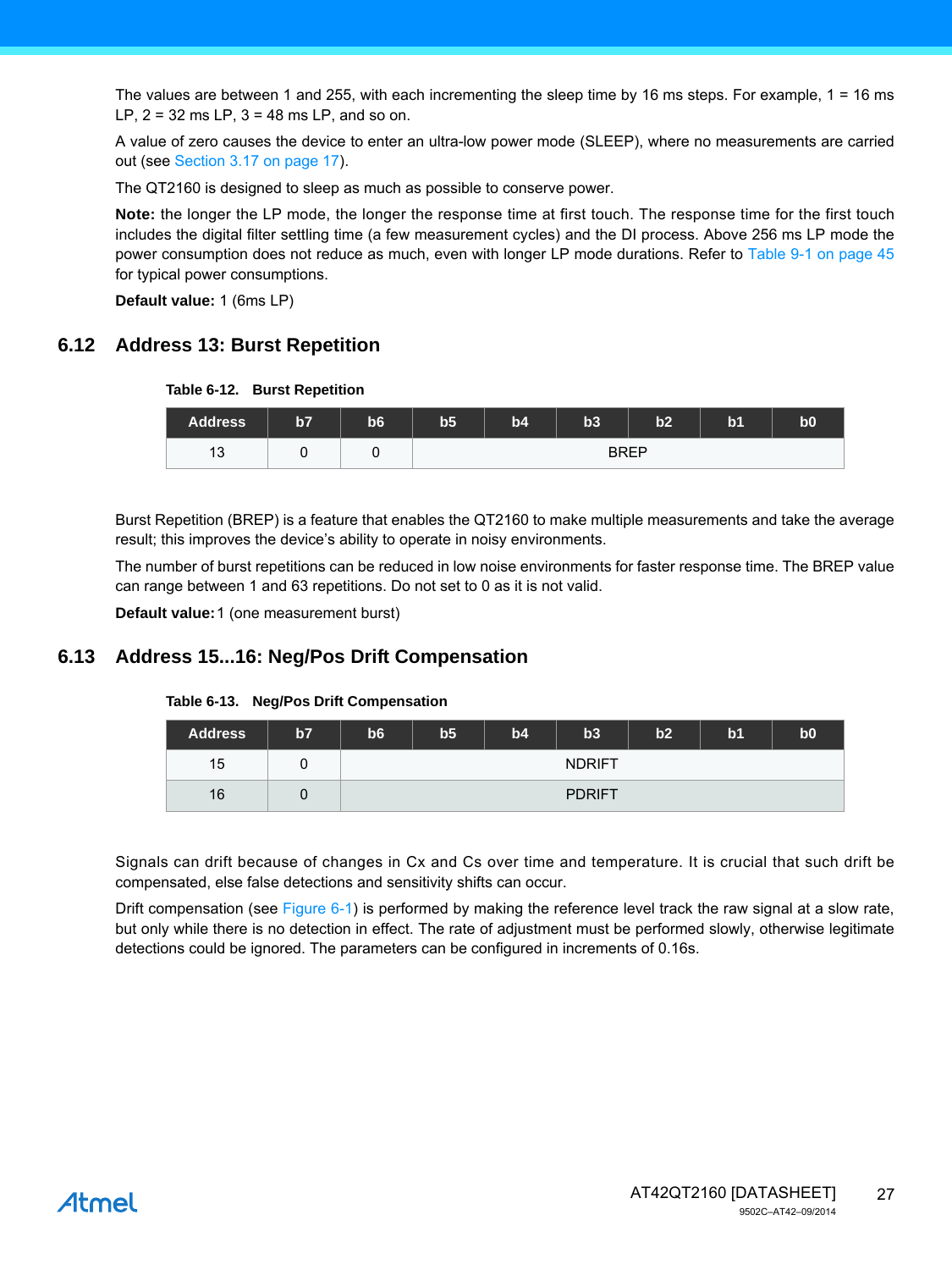The values are between 1 and 255, with each incrementing the sleep time by 16 ms steps. For example, 1 = 16 ms LP, 2 = 32 ms LP, 3 = 48 ms LP, and so on.

A value of zero causes the device to enter an ultra-low power mode (SLEEP), where no measurements are carried out (see Section 3.17 on page 17).

The QT2160 is designed to sleep as much as possible to conserve power.

**Note:** the longer the LP mode, the longer the response time at first touch. The response time for the first touch includes the digital filter settling time (a few measurement cycles) and the DI process. Above 256 ms LP mode the power consumption does not reduce as much, even with longer LP mode durations. Refer to Table 9-1 on page 45 for typical power consumptions.

**Default value:** 1 (6ms LP)

## 6.12 Address 13: Burst Repetition

**Table 6-12. Burst Repetition**

| Address | b7 | b6 | b5 | b4 | b3 | b2 | b1 | b0 |
|---|---|---|---|---|---|---|---|---|
| 13 | 0 | 0 | BREP | | | | | |

Burst Repetition (BREP) is a feature that enables the QT2160 to make multiple measurements and take the average result; this improves the device's ability to operate in noisy environments.

The number of burst repetitions can be reduced in low noise environments for faster response time. The BREP value can range between 1 and 63 repetitions. Do not set to 0 as it is not valid.

**Default value:** 1 (one measurement burst)

## 6.13 Address 15...16: Neg/Pos Drift Compensation

**Table 6-13. Neg/Pos Drift Compensation**

| Address | b7 | b6 | b5 | b4 | b3 | b2 | b1 | b0 |
|---|---|---|---|---|---|---|---|---|
| 15 | 0 | NDRIFT | | | | | | |
| 16 | 0 | PDRIFT | | | | | | |

Signals can drift because of changes in Cx and Cs over time and temperature. It is crucial that such drift be compensated, else false detections and sensitivity shifts can occur.

Drift compensation (see Figure 6-1) is performed by making the reference level track the raw signal at a slow rate, but only while there is no detection in effect. The rate of adjustment must be performed slowly, otherwise legitimate detections could be ignored. The parameters can be configured in increments of 0.16s.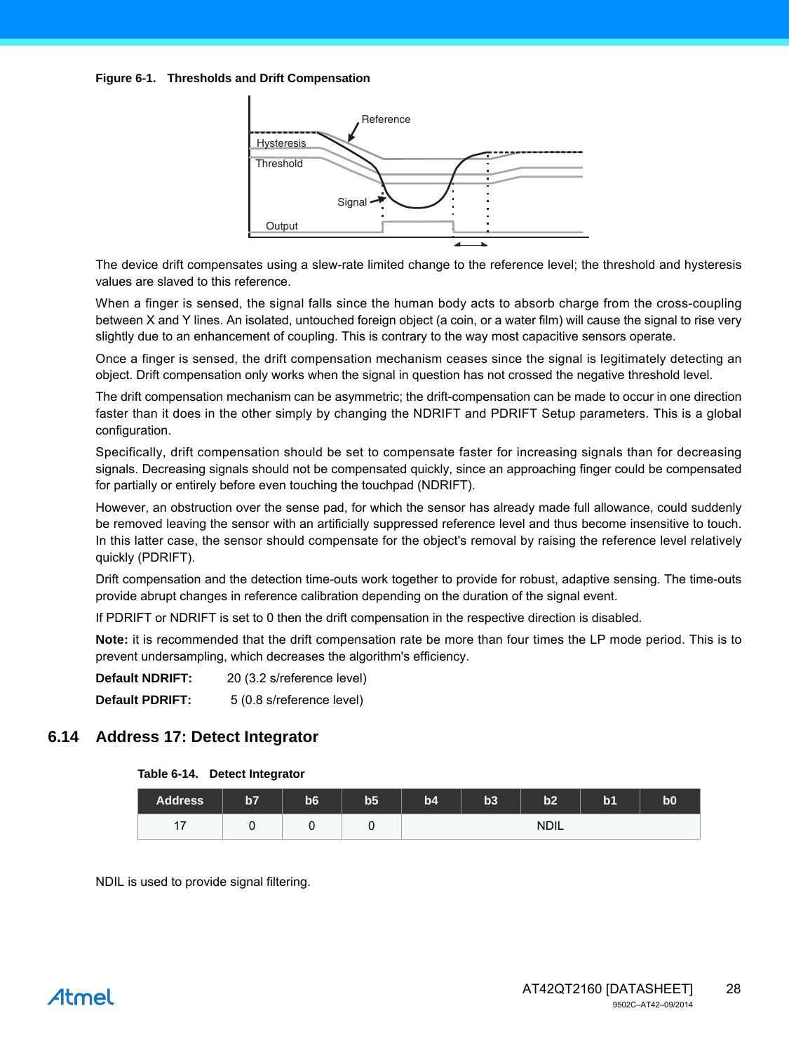**Figure 6-1. Thresholds and Drift Compensation**

The device drift compensates using a slew-rate limited change to the reference level; the threshold and hysteresis values are slaved to this reference.

When a finger is sensed, the signal falls since the human body acts to absorb charge from the cross-coupling between X and Y lines. An isolated, untouched foreign object (a coin, or a water film) will cause the signal to rise very slightly due to an enhancement of coupling. This is contrary to the way most capacitive sensors operate.

Once a finger is sensed, the drift compensation mechanism ceases since the signal is legitimately detecting an object. Drift compensation only works when the signal in question has not crossed the negative threshold level.

The drift compensation mechanism can be asymmetric; the drift-compensation can be made to occur in one direction faster than it does in the other simply by changing the NDRIFT and PDRIFT Setup parameters. This is a global configuration.

Specifically, drift compensation should be set to compensate faster for increasing signals than for decreasing signals. Decreasing signals should not be compensated quickly, since an approaching finger could be compensated for partially or entirely before even touching the touchpad (NDRIFT).

However, an obstruction over the sense pad, for which the sensor has already made full allowance, could suddenly be removed leaving the sensor with an artificially suppressed reference level and thus become insensitive to touch. In this latter case, the sensor should compensate for the object's removal by raising the reference level relatively quickly (PDRIFT).

Drift compensation and the detection time-outs work together to provide for robust, adaptive sensing. The time-outs provide abrupt changes in reference calibration depending on the duration of the signal event.

If PDRIFT or NDRIFT is set to 0 then the drift compensation in the respective direction is disabled.

**Note:** it is recommended that the drift compensation rate be more than four times the LP mode period. This is to prevent undersampling, which decreases the algorithm's efficiency.

**Default NDRIFT:** 20 (3.2 s/reference level)

**Default PDRIFT:** 5 (0.8 s/reference level)

## 6.14 Address 17: Detect Integrator

**Table 6-14. Detect Integrator**

| Address | b7 | b6 | b5 | b4 | b3 | b2 | b1 | b0 |
|---|---|---|---|---|---|---|---|---|
| 17 | 0 | 0 | 0 | NDIL | | | | |

NDIL is used to provide signal filtering.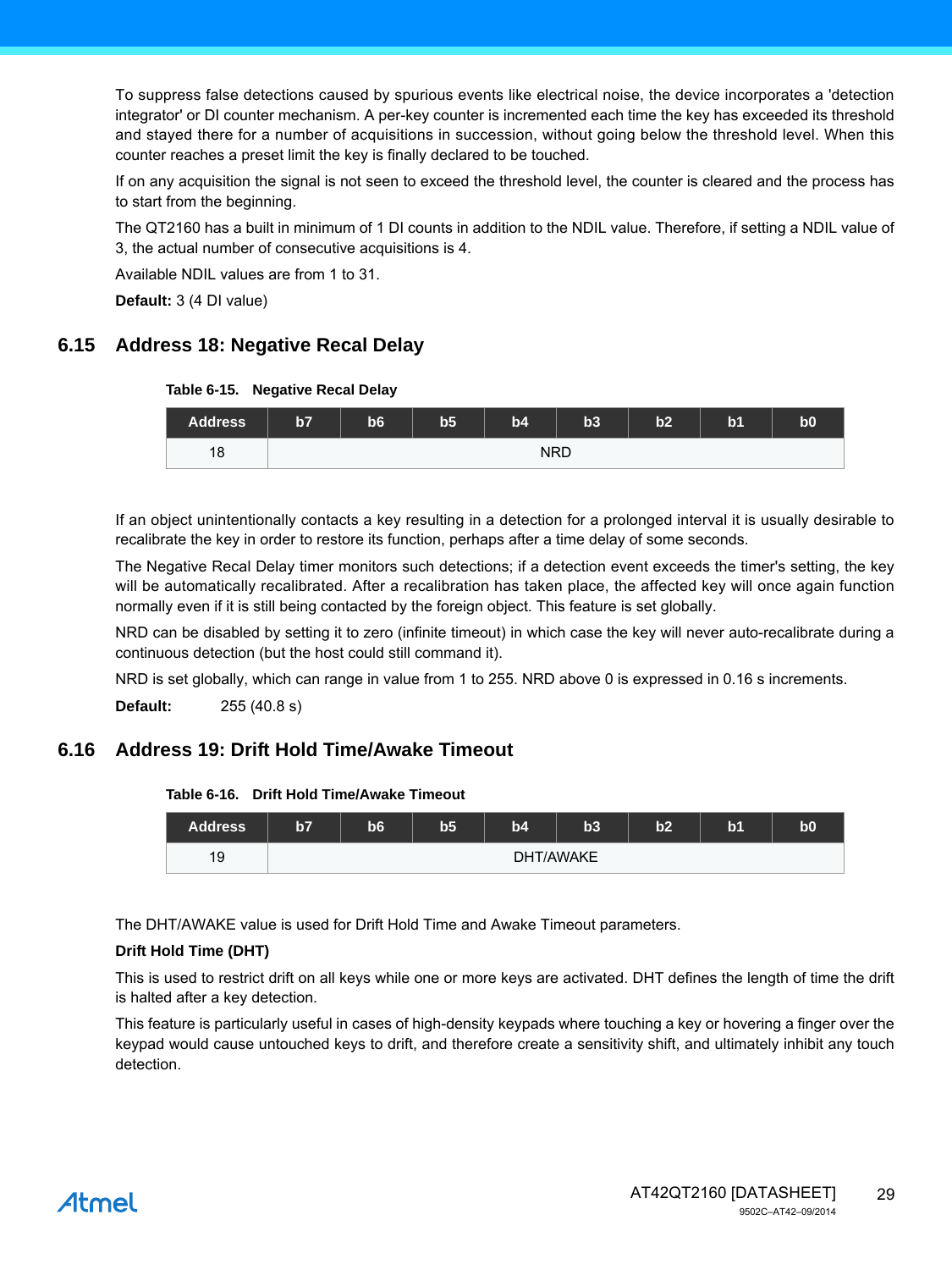To suppress false detections caused by spurious events like electrical noise, the device incorporates a 'detection integrator' or DI counter mechanism. A per-key counter is incremented each time the key has exceeded its threshold and stayed there for a number of acquisitions in succession, without going below the threshold level. When this counter reaches a preset limit the key is finally declared to be touched.

If on any acquisition the signal is not seen to exceed the threshold level, the counter is cleared and the process has to start from the beginning.

The QT2160 has a built in minimum of 1 DI counts in addition to the NDIL value. Therefore, if setting a NDIL value of 3, the actual number of consecutive acquisitions is 4.

Available NDIL values are from 1 to 31.

**Default:** 3 (4 DI value)

## 6.15 Address 18: Negative Recal Delay

**Table 6-15. Negative Recal Delay**

| Address | b7 | b6 | b5 | b4 | b3 | b2 | b1 | b0 |
|---|---|---|---|---|---|---|---|---|
| 18 | NRD | | | | | | | |

If an object unintentionally contacts a key resulting in a detection for a prolonged interval it is usually desirable to recalibrate the key in order to restore its function, perhaps after a time delay of some seconds.

The Negative Recal Delay timer monitors such detections; if a detection event exceeds the timer's setting, the key will be automatically recalibrated. After a recalibration has taken place, the affected key will once again function normally even if it is still being contacted by the foreign object. This feature is set globally.

NRD can be disabled by setting it to zero (infinite timeout) in which case the key will never auto-recalibrate during a continuous detection (but the host could still command it).

NRD is set globally, which can range in value from 1 to 255. NRD above 0 is expressed in 0.16 s increments.

**Default:** 255 (40.8 s)

## 6.16 Address 19: Drift Hold Time/Awake Timeout

**Table 6-16. Drift Hold Time/Awake Timeout**

| Address | b7 | b6 | b5 | b4 | b3 | b2 | b1 | b0 |
|---|---|---|---|---|---|---|---|---|
| 19 | DHT/AWAKE | | | | | | | |

The DHT/AWAKE value is used for Drift Hold Time and Awake Timeout parameters.

**Drift Hold Time (DHT)**

This is used to restrict drift on all keys while one or more keys are activated. DHT defines the length of time the drift is halted after a key detection.

This feature is particularly useful in cases of high-density keypads where touching a key or hovering a finger over the keypad would cause untouched keys to drift, and therefore create a sensitivity shift, and ultimately inhibit any touch detection.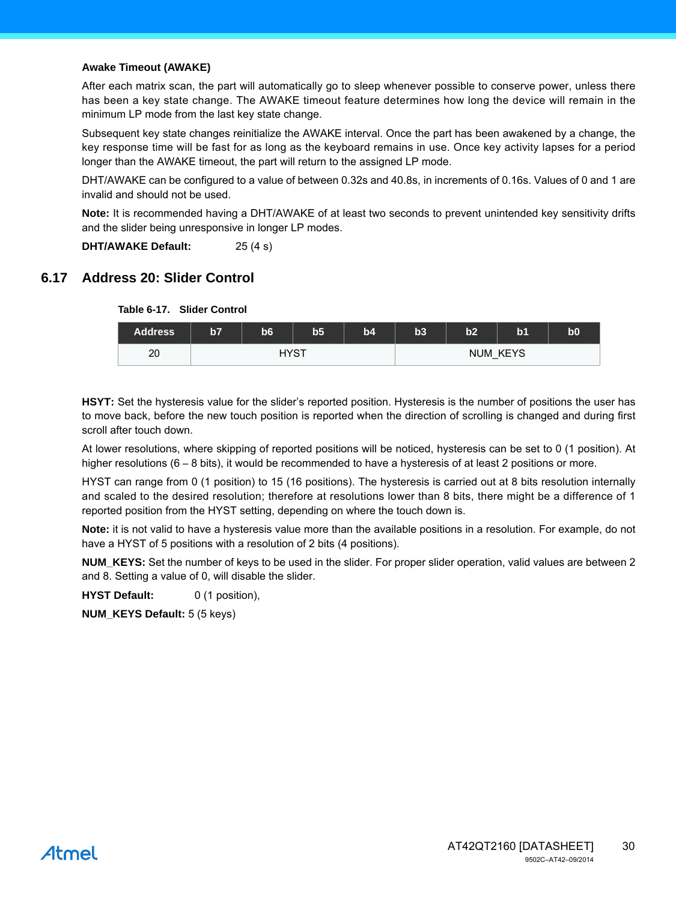**Awake Timeout (AWAKE)**

After each matrix scan, the part will automatically go to sleep whenever possible to conserve power, unless there has been a key state change. The AWAKE timeout feature determines how long the device will remain in the minimum LP mode from the last key state change.

Subsequent key state changes reinitialize the AWAKE interval. Once the part has been awakened by a change, the key response time will be fast for as long as the keyboard remains in use. Once key activity lapses for a period longer than the AWAKE timeout, the part will return to the assigned LP mode.

DHT/AWAKE can be configured to a value of between 0.32s and 40.8s, in increments of 0.16s. Values of 0 and 1 are invalid and should not be used.

**Note:** It is recommended having a DHT/AWAKE of at least two seconds to prevent unintended key sensitivity drifts and the slider being unresponsive in longer LP modes.

**DHT/AWAKE Default:** 25 (4 s)

## 6.17 Address 20: Slider Control

**Table 6-17. Slider Control**

| Address | b7 | b6 | b5 | b4 | b3 | b2 | b1 | b0 |
|---|---|---|---|---|---|---|---|---|
| 20 | HYST | | | | NUM_KEYS | | | |

**HSYT:** Set the hysteresis value for the slider's reported position. Hysteresis is the number of positions the user has to move back, before the new touch position is reported when the direction of scrolling is changed and during first scroll after touch down.

At lower resolutions, where skipping of reported positions will be noticed, hysteresis can be set to 0 (1 position). At higher resolutions (6 – 8 bits), it would be recommended to have a hysteresis of at least 2 positions or more.

HYST can range from 0 (1 position) to 15 (16 positions). The hysteresis is carried out at 8 bits resolution internally and scaled to the desired resolution; therefore at resolutions lower than 8 bits, there might be a difference of 1 reported position from the HYST setting, depending on where the touch down is.

**Note:** it is not valid to have a hysteresis value more than the available positions in a resolution. For example, do not have a HYST of 5 positions with a resolution of 2 bits (4 positions).

**NUM_KEYS:** Set the number of keys to be used in the slider. For proper slider operation, valid values are between 2 and 8. Setting a value of 0, will disable the slider.

**HYST Default:** 0 (1 position),

**NUM_KEYS Default:** 5 (5 keys)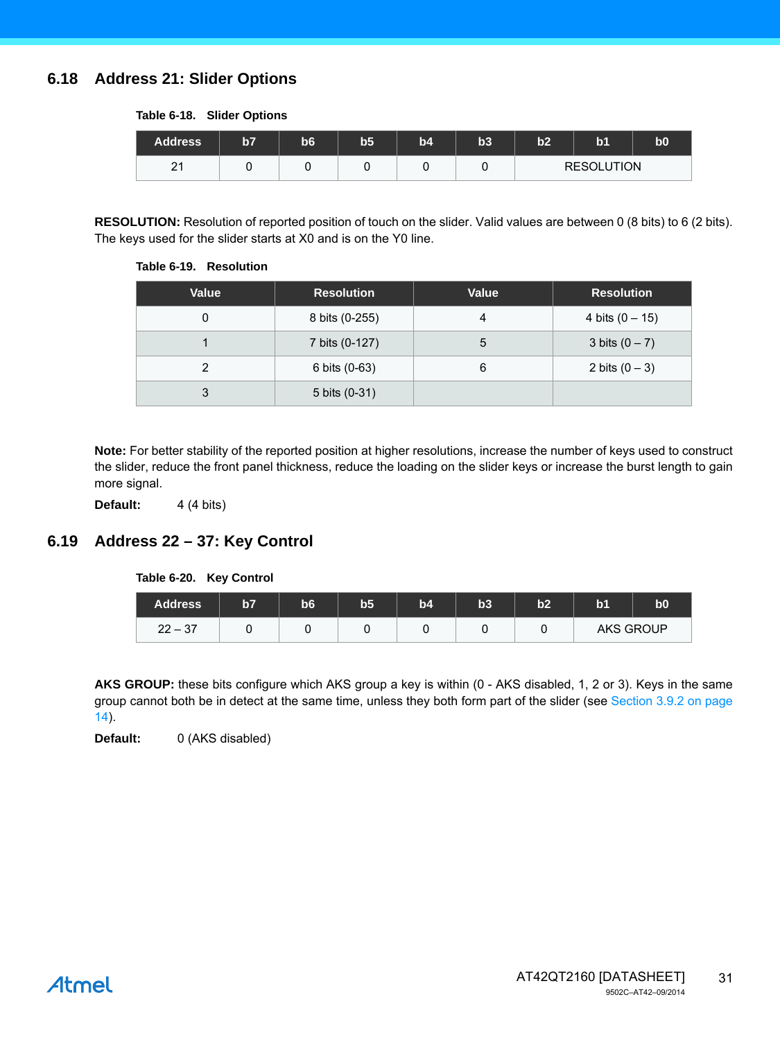## 6.18 Address 21: Slider Options

**Table 6-18. Slider Options**

| Address | b7 | b6 | b5 | b4 | b3 | b2 | b1 | b0 |
|---|---|---|---|---|---|---|---|---|
| 21 | 0 | 0 | 0 | 0 | 0 | RESOLUTION | | |

**RESOLUTION:** Resolution of reported position of touch on the slider. Valid values are between 0 (8 bits) to 6 (2 bits). The keys used for the slider starts at X0 and is on the Y0 line.

**Table 6-19. Resolution**

| Value | Resolution | Value | Resolution |
|---|---|---|---|
| 0 | 8 bits (0-255) | 4 | 4 bits (0 – 15) |
| 1 | 7 bits (0-127) | 5 | 3 bits (0 – 7) |
| 2 | 6 bits (0-63) | 6 | 2 bits (0 – 3) |
| 3 | 5 bits (0-31) | | |

**Note:** For better stability of the reported position at higher resolutions, increase the number of keys used to construct the slider, reduce the front panel thickness, reduce the loading on the slider keys or increase the burst length to gain more signal.

**Default:** 4 (4 bits)

## 6.19 Address 22 – 37: Key Control

**Table 6-20. Key Control**

| Address | b7 | b6 | b5 | b4 | b3 | b2 | b1 | b0 |
|---|---|---|---|---|---|---|---|---|
| 22 – 37 | 0 | 0 | 0 | 0 | 0 | 0 | AKS GROUP | |

**AKS GROUP:** these bits configure which AKS group a key is within (0 - AKS disabled, 1, 2 or 3). Keys in the same group cannot both be in detect at the same time, unless they both form part of the slider (see Section 3.9.2 on page 14).

**Default:** 0 (AKS disabled)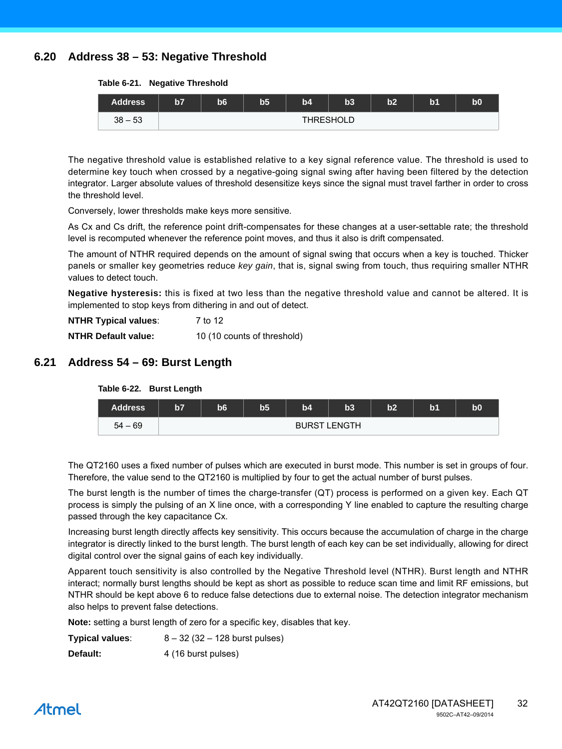## 6.20 Address 38 – 53: Negative Threshold

**Table 6-21. Negative Threshold**

| Address | b7 | b6 | b5 | b4 | b3 | b2 | b1 | b0 |
|---|---|---|---|---|---|---|---|---|
| 38 – 53 | THRESHOLD | | | | | | | |

The negative threshold value is established relative to a key signal reference value. The threshold is used to determine key touch when crossed by a negative-going signal swing after having been filtered by the detection integrator. Larger absolute values of threshold desensitize keys since the signal must travel farther in order to cross the threshold level.

Conversely, lower thresholds make keys more sensitive.

As Cx and Cs drift, the reference point drift-compensates for these changes at a user-settable rate; the threshold level is recomputed whenever the reference point moves, and thus it also is drift compensated.

The amount of NTHR required depends on the amount of signal swing that occurs when a key is touched. Thicker panels or smaller key geometries reduce *key gain*, that is, signal swing from touch, thus requiring smaller NTHR values to detect touch.

**Negative hysteresis:** this is fixed at two less than the negative threshold value and cannot be altered. It is implemented to stop keys from dithering in and out of detect.

**NTHR Typical values**: 7 to 12

**NTHR Default value:** 10 (10 counts of threshold)

## 6.21 Address 54 – 69: Burst Length

**Table 6-22. Burst Length**

| Address | b7 | b6 | b5 | b4 | b3 | b2 | b1 | b0 |
|---|---|---|---|---|---|---|---|---|
| 54 – 69 | BURST LENGTH | | | | | | | |

The QT2160 uses a fixed number of pulses which are executed in burst mode. This number is set in groups of four. Therefore, the value send to the QT2160 is multiplied by four to get the actual number of burst pulses.

The burst length is the number of times the charge-transfer (QT) process is performed on a given key. Each QT process is simply the pulsing of an X line once, with a corresponding Y line enabled to capture the resulting charge passed through the key capacitance Cx.

Increasing burst length directly affects key sensitivity. This occurs because the accumulation of charge in the charge integrator is directly linked to the burst length. The burst length of each key can be set individually, allowing for direct digital control over the signal gains of each key individually.

Apparent touch sensitivity is also controlled by the Negative Threshold level (NTHR). Burst length and NTHR interact; normally burst lengths should be kept as short as possible to reduce scan time and limit RF emissions, but NTHR should be kept above 6 to reduce false detections due to external noise. The detection integrator mechanism also helps to prevent false detections.

**Note:** setting a burst length of zero for a specific key, disables that key.

**Typical values**: 8 – 32 (32 – 128 burst pulses)

**Default:** 4 (16 burst pulses)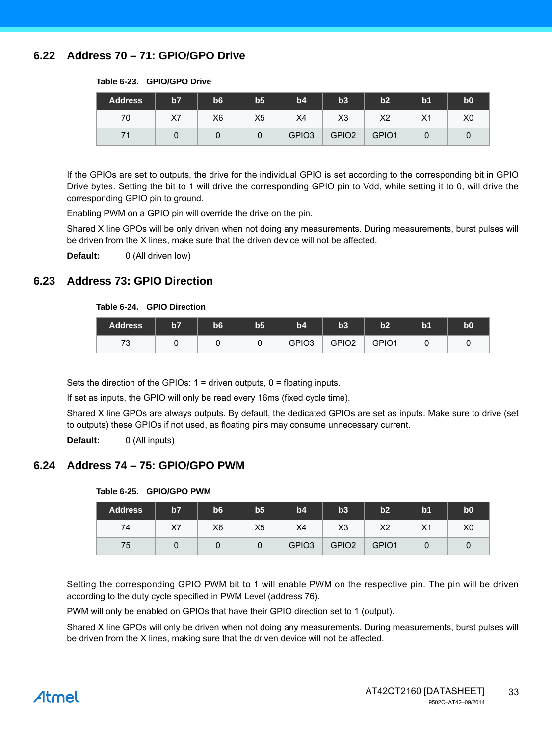## 6.22 Address 70 – 71: GPIO/GPO Drive

**Table 6-23. GPIO/GPO Drive**

| Address | b7 | b6 | b5 | b4 | b3 | b2 | b1 | b0 |
|---|---|---|---|---|---|---|---|---|
| 70 | X7 | X6 | X5 | X4 | X3 | X2 | X1 | X0 |
| 71 | 0 | 0 | 0 | GPIO3 | GPIO2 | GPIO1 | 0 | 0 |

If the GPIOs are set to outputs, the drive for the individual GPIO is set according to the corresponding bit in GPIO Drive bytes. Setting the bit to 1 will drive the corresponding GPIO pin to Vdd, while setting it to 0, will drive the corresponding GPIO pin to ground.

Enabling PWM on a GPIO pin will override the drive on the pin.

Shared X line GPOs will be only driven when not doing any measurements. During measurements, burst pulses will be driven from the X lines, make sure that the driven device will not be affected.

**Default:** 0 (All driven low)

## 6.23 Address 73: GPIO Direction

**Table 6-24. GPIO Direction**

| Address | b7 | b6 | b5 | b4 | b3 | b2 | b1 | b0 |
|---|---|---|---|---|---|---|---|---|
| 73 | 0 | 0 | 0 | GPIO3 | GPIO2 | GPIO1 | 0 | 0 |

Sets the direction of the GPIOs: 1 = driven outputs, 0 = floating inputs.

If set as inputs, the GPIO will only be read every 16ms (fixed cycle time).

Shared X line GPOs are always outputs. By default, the dedicated GPIOs are set as inputs. Make sure to drive (set to outputs) these GPIOs if not used, as floating pins may consume unnecessary current.

**Default:** 0 (All inputs)

## 6.24 Address 74 – 75: GPIO/GPO PWM

**Table 6-25. GPIO/GPO PWM**

| Address | b7 | b6 | b5 | b4 | b3 | b2 | b1 | b0 |
|---|---|---|---|---|---|---|---|---|
| 74 | X7 | X6 | X5 | X4 | X3 | X2 | X1 | X0 |
| 75 | 0 | 0 | 0 | GPIO3 | GPIO2 | GPIO1 | 0 | 0 |

Setting the corresponding GPIO PWM bit to 1 will enable PWM on the respective pin. The pin will be driven according to the duty cycle specified in PWM Level (address 76).

PWM will only be enabled on GPIOs that have their GPIO direction set to 1 (output).

Shared X line GPOs will only be driven when not doing any measurements. During measurements, burst pulses will be driven from the X lines, making sure that the driven device will not be affected.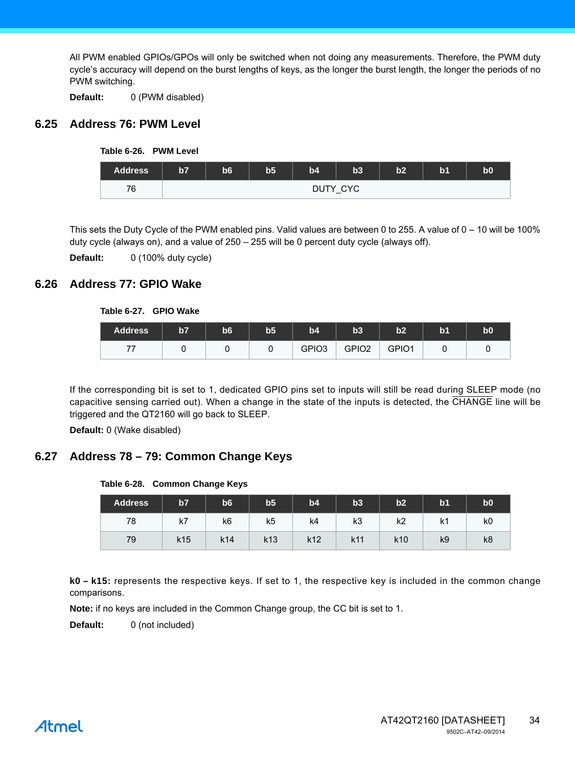All PWM enabled GPIOs/GPOs will only be switched when not doing any measurements. Therefore, the PWM duty cycle's accuracy will depend on the burst lengths of keys, as the longer the burst length, the longer the periods of no PWM switching.

**Default:** 0 (PWM disabled)

## 6.25 Address 76: PWM Level

**Table 6-26. PWM Level**

| Address | b7 | b6 | b5 | b4 | b3 | b2 | b1 | b0 |
|---|---|---|---|---|---|---|---|---|
| 76 | DUTY_CYC | | | | | | | |

This sets the Duty Cycle of the PWM enabled pins. Valid values are between 0 to 255. A value of 0 – 10 will be 100% duty cycle (always on), and a value of 250 – 255 will be 0 percent duty cycle (always off).

**Default:** 0 (100% duty cycle)

## 6.26 Address 77: GPIO Wake

**Table 6-27. GPIO Wake**

| Address | b7 | b6 | b5 | b4 | b3 | b2 | b1 | b0 |
|---|---|---|---|---|---|---|---|---|
| 77 | 0 | 0 | 0 | GPIO3 | GPIO2 | GPIO1 | 0 | 0 |

If the corresponding bit is set to 1, dedicated GPIO pins set to inputs will still be read during SLEEP mode (no capacitive sensing carried out). When a change in the state of the inputs is detected, the CHANGE line will be triggered and the QT2160 will go back to SLEEP.

**Default:** 0 (Wake disabled)

## 6.27 Address 78 – 79: Common Change Keys

**Table 6-28. Common Change Keys**

| Address | b7 | b6 | b5 | b4 | b3 | b2 | b1 | b0 |
|---|---|---|---|---|---|---|---|---|
| 78 | k7 | k6 | k5 | k4 | k3 | k2 | k1 | k0 |
| 79 | k15 | k14 | k13 | k12 | k11 | k10 | k9 | k8 |

**k0 – k15:** represents the respective keys. If set to 1, the respective key is included in the common change comparisons.

**Note:** if no keys are included in the Common Change group, the CC bit is set to 1.

**Default:** 0 (not included)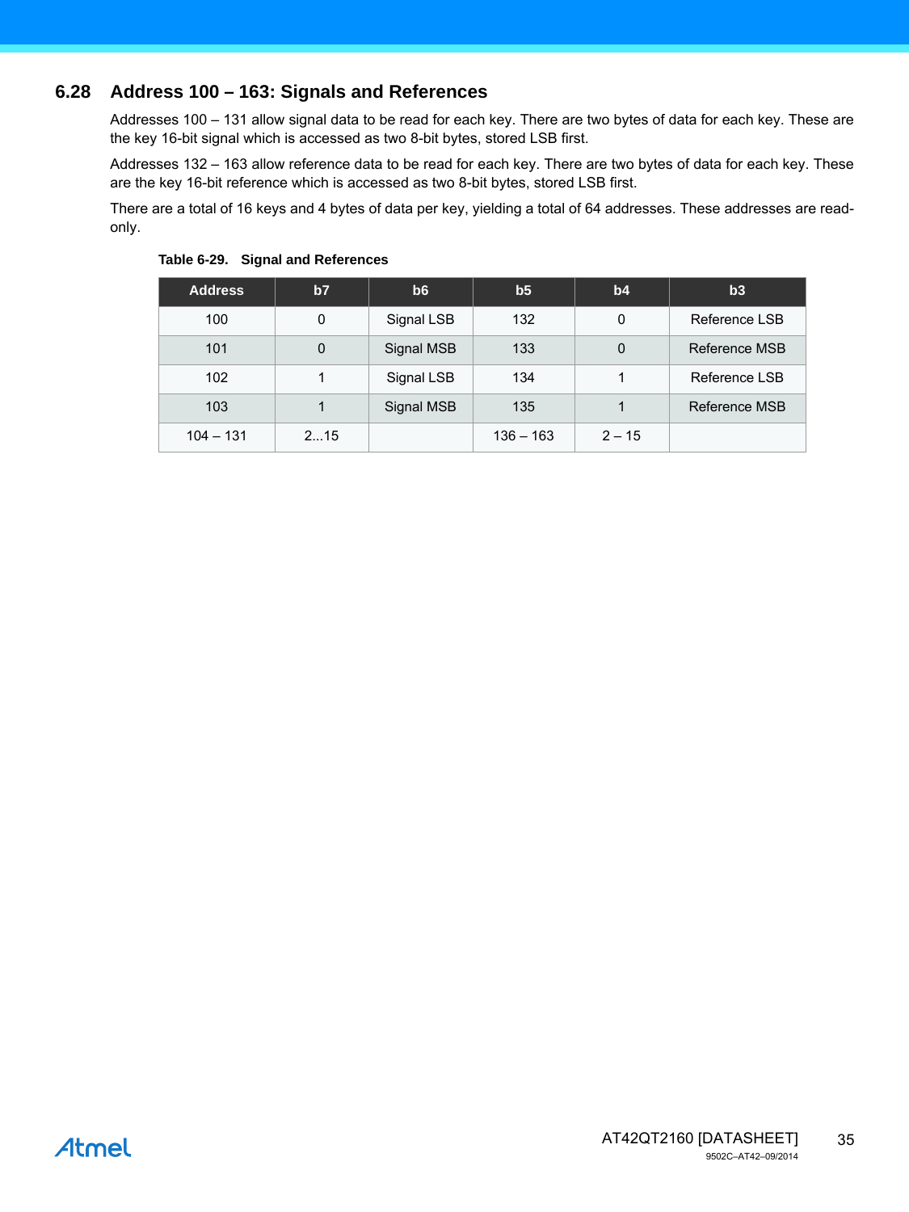## 6.28 Address 100 – 163: Signals and References

Addresses 100 – 131 allow signal data to be read for each key. There are two bytes of data for each key. These are the key 16-bit signal which is accessed as two 8-bit bytes, stored LSB first.

Addresses 132 – 163 allow reference data to be read for each key. There are two bytes of data for each key. These are the key 16-bit reference which is accessed as two 8-bit bytes, stored LSB first.

There are a total of 16 keys and 4 bytes of data per key, yielding a total of 64 addresses. These addresses are read-only.

**Table 6-29. Signal and References**

| Address | b7 | b6 | b5 | b4 | b3 |
|---|---|---|---|---|---|
| 100 | 0 | Signal LSB | 132 | 0 | Reference LSB |
| 101 | 0 | Signal MSB | 133 | 0 | Reference MSB |
| 102 | 1 | Signal LSB | 134 | 1 | Reference LSB |
| 103 | 1 | Signal MSB | 135 | 1 | Reference MSB |
| 104 – 131 | 2...15 | | 136 – 163 | 2 – 15 | |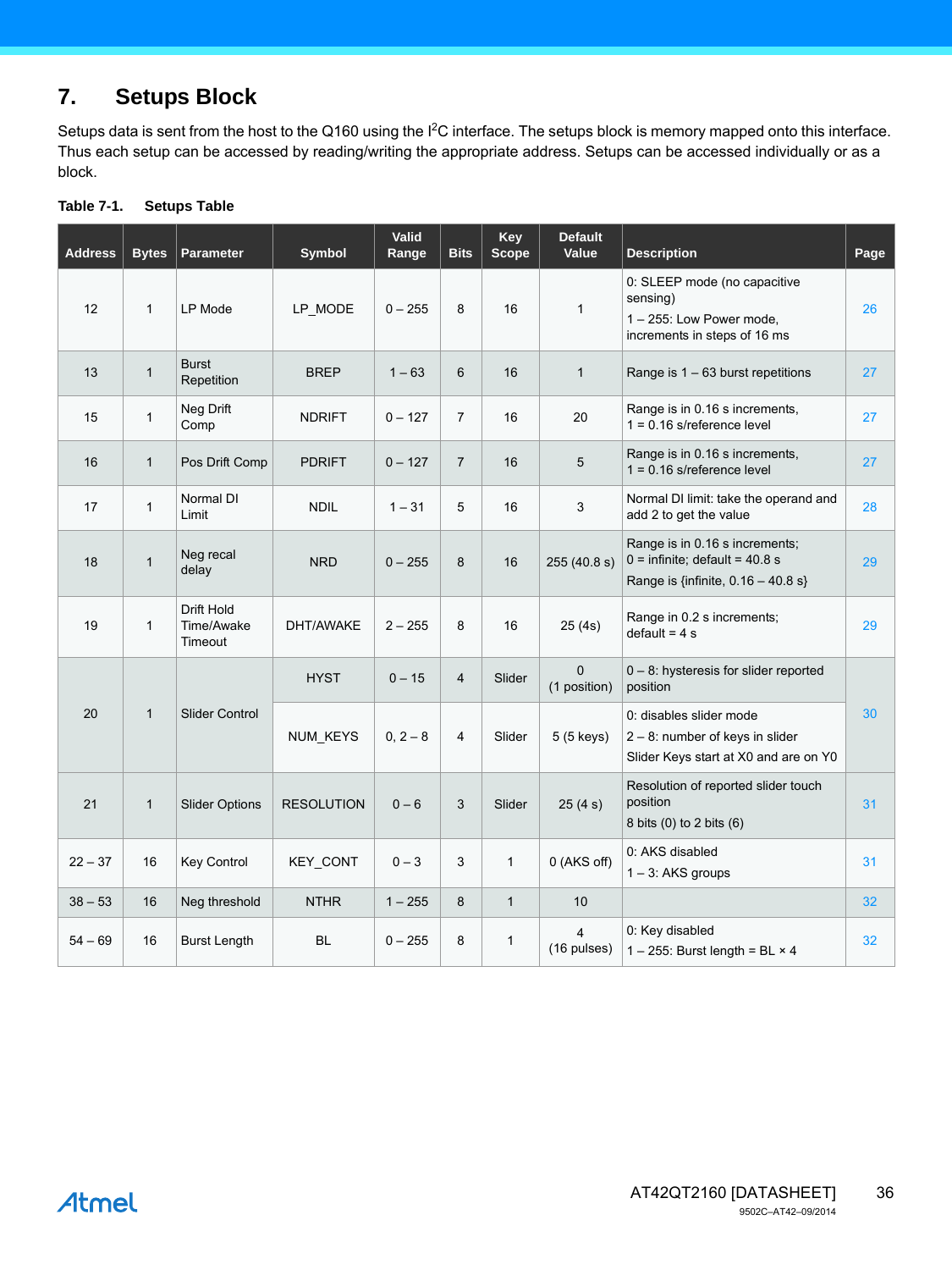# 7. Setups Block

Setups data is sent from the host to the Q160 using the I$^2$C interface. The setups block is memory mapped onto this interface. Thus each setup can be accessed by reading/writing the appropriate address. Setups can be accessed individually or as a block.

**Table 7-1. Setups Table**

| Address | Bytes | Parameter | Symbol | Valid Range | Bits | Key Scope | Default Value | Description | Page |
|---|---|---|---|---|---|---|---|---|---|
| 12 | 1 | LP Mode | LP_MODE | 0 – 255 | 8 | 16 | 1 | 0: SLEEP mode (no capacitive sensing)<br>1 – 255: Low Power mode, increments in steps of 16 ms | 26 |
| 13 | 1 | Burst Repetition | BREP | 1 – 63 | 6 | 16 | 1 | Range is 1 – 63 burst repetitions | 27 |
| 15 | 1 | Neg Drift Comp | NDRIFT | 0 – 127 | 7 | 16 | 20 | Range is in 0.16 s increments, 1 = 0.16 s/reference level | 27 |
| 16 | 1 | Pos Drift Comp | PDRIFT | 0 – 127 | 7 | 16 | 5 | Range is in 0.16 s increments, 1 = 0.16 s/reference level | 27 |
| 17 | 1 | Normal DI Limit | NDIL | 1 – 31 | 5 | 16 | 3 | Normal DI limit: take the operand and add 2 to get the value | 28 |
| 18 | 1 | Neg recal delay | NRD | 0 – 255 | 8 | 16 | 255 (40.8 s) | Range is in 0.16 s increments; 0 = infinite; default = 40.8 s<br>Range is {infinite, 0.16 – 40.8 s} | 29 |
| 19 | 1 | Drift Hold Time/Awake Timeout | DHT/AWAKE | 2 – 255 | 8 | 16 | 25 (4s) | Range in 0.2 s increments; default = 4 s | 29 |
| 20 | 1 | Slider Control | HYST | 0 – 15 | 4 | Slider | 0 (1 position) | 0 – 8: hysteresis for slider reported position | 30 |
| | | | NUM_KEYS | 0, 2 – 8 | 4 | Slider | 5 (5 keys) | 0: disables slider mode<br>2 – 8: number of keys in slider<br>Slider Keys start at X0 and are on Y0 | |
| 21 | 1 | Slider Options | RESOLUTION | 0 – 6 | 3 | Slider | 25 (4 s) | Resolution of reported slider touch position<br>8 bits (0) to 2 bits (6) | 31 |
| 22 – 37 | 16 | Key Control | KEY_CONT | 0 – 3 | 3 | 1 | 0 (AKS off) | 0: AKS disabled<br>1 – 3: AKS groups | 31 |
| 38 – 53 | 16 | Neg threshold | NTHR | 1 – 255 | 8 | 1 | 10 | | 32 |
| 54 – 69 | 16 | Burst Length | BL | 0 – 255 | 8 | 1 | 4 (16 pulses) | 0: Key disabled<br>1 – 255: Burst length = BL × 4 | 32 |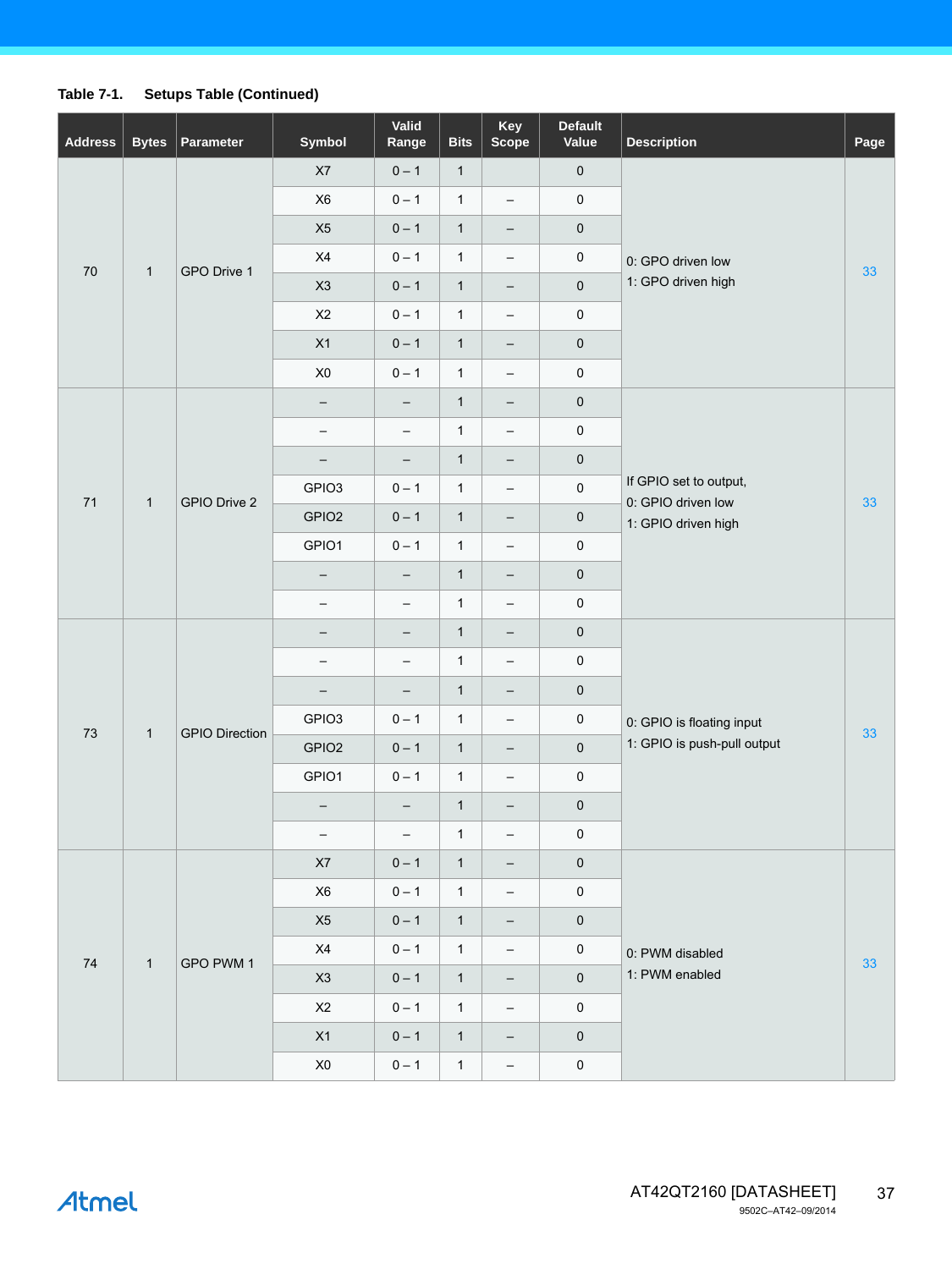**Table 7-1. Setups Table (Continued)**

| Address | Bytes | Parameter | Symbol | Valid Range | Bits | Key Scope | Default Value | Description | Page |
|---|---|---|---|---|---|---|---|---|---|
| 70 | 1 | GPO Drive 1 | X7 | 0 – 1 | 1 | | 0 | 0: GPO driven low<br>1: GPO driven high | 33 |
| | | | X6 | 0 – 1 | 1 | – | 0 | | |
| | | | X5 | 0 – 1 | 1 | – | 0 | | |
| | | | X4 | 0 – 1 | 1 | – | 0 | | |
| | | | X3 | 0 – 1 | 1 | – | 0 | | |
| | | | X2 | 0 – 1 | 1 | – | 0 | | |
| | | | X1 | 0 – 1 | 1 | – | 0 | | |
| | | | X0 | 0 – 1 | 1 | – | 0 | | |
| 71 | 1 | GPIO Drive 2 | – | – | 1 | – | 0 | If GPIO set to output,<br>0: GPIO driven low<br>1: GPIO driven high | 33 |
| | | | – | – | 1 | – | 0 | | |
| | | | – | – | 1 | – | 0 | | |
| | | | GPIO3 | 0 – 1 | 1 | – | 0 | | |
| | | | GPIO2 | 0 – 1 | 1 | – | 0 | | |
| | | | GPIO1 | 0 – 1 | 1 | – | 0 | | |
| | | | – | – | 1 | – | 0 | | |
| | | | – | – | 1 | – | 0 | | |
| 73 | 1 | GPIO Direction | – | – | 1 | – | 0 | 0: GPIO is floating input<br>1: GPIO is push-pull output | 33 |
| | | | – | – | 1 | – | 0 | | |
| | | | – | – | 1 | – | 0 | | |
| | | | GPIO3 | 0 – 1 | 1 | – | 0 | | |
| | | | GPIO2 | 0 – 1 | 1 | – | 0 | | |
| | | | GPIO1 | 0 – 1 | 1 | – | 0 | | |
| | | | – | – | 1 | – | 0 | | |
| | | | – | – | 1 | – | 0 | | |
| 74 | 1 | GPO PWM 1 | X7 | 0 – 1 | 1 | – | 0 | 0: PWM disabled<br>1: PWM enabled | 33 |
| | | | X6 | 0 – 1 | 1 | – | 0 | | |
| | | | X5 | 0 – 1 | 1 | – | 0 | | |
| | | | X4 | 0 – 1 | 1 | – | 0 | | |
| | | | X3 | 0 – 1 | 1 | – | 0 | | |
| | | | X2 | 0 – 1 | 1 | – | 0 | | |
| | | | X1 | 0 – 1 | 1 | – | 0 | | |
| | | | X0 | 0 – 1 | 1 | – | 0 | | |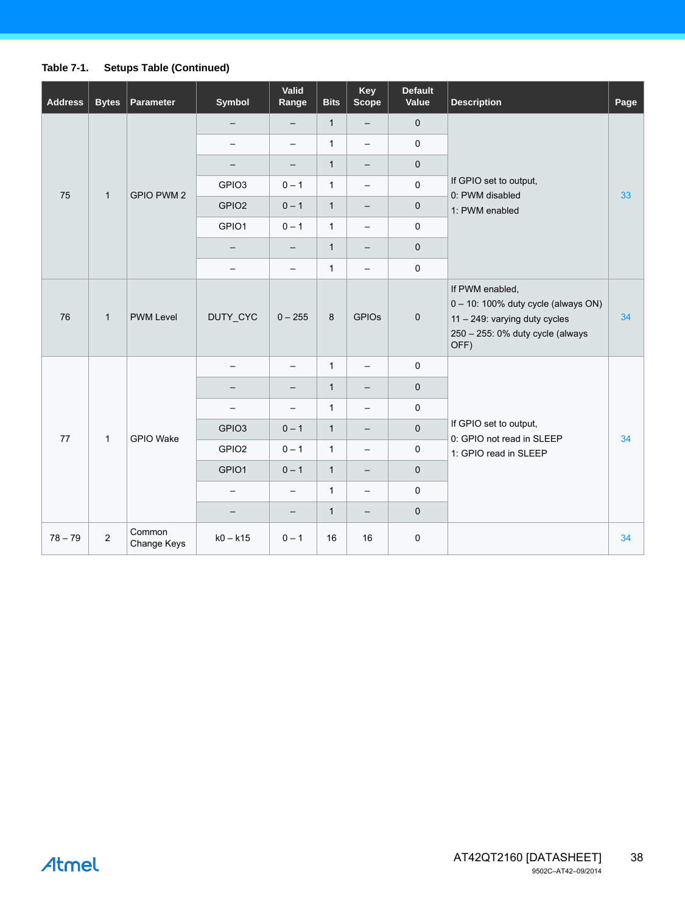**Table 7-1. Setups Table (Continued)**

| Address | Bytes | Parameter | Symbol | Valid Range | Bits | Key Scope | Default Value | Description | Page |
|---|---|---|---|---|---|---|---|---|---|
| 75 | 1 | GPIO PWM 2 | – | – | 1 | – | 0 | If GPIO set to output,<br>0: PWM disabled<br>1: PWM enabled | 33 |
| | | | – | – | 1 | – | 0 | | |
| | | | – | – | 1 | – | 0 | | |
| | | | GPIO3 | 0 – 1 | 1 | – | 0 | | |
| | | | GPIO2 | 0 – 1 | 1 | – | 0 | | |
| | | | GPIO1 | 0 – 1 | 1 | – | 0 | | |
| | | | – | – | 1 | – | 0 | | |
| | | | – | – | 1 | – | 0 | | |
| 76 | 1 | PWM Level | DUTY_CYC | 0 – 255 | 8 | GPIOs | 0 | If PWM enabled,<br>0 – 10: 100% duty cycle (always ON)<br>11 – 249: varying duty cycles<br>250 – 255: 0% duty cycle (always OFF) | 34 |
| 77 | 1 | GPIO Wake | – | – | 1 | – | 0 | If GPIO set to output,<br>0: GPIO not read in SLEEP<br>1: GPIO read in SLEEP | 34 |
| | | | – | – | 1 | – | 0 | | |
| | | | – | – | 1 | – | 0 | | |
| | | | GPIO3 | 0 – 1 | 1 | – | 0 | | |
| | | | GPIO2 | 0 – 1 | 1 | – | 0 | | |
| | | | GPIO1 | 0 – 1 | 1 | – | 0 | | |
| | | | – | – | 1 | – | 0 | | |
| | | | – | – | 1 | – | 0 | | |
| 78 – 79 | 2 | Common Change Keys | k0 – k15 | 0 – 1 | 16 | 16 | 0 | | 34 |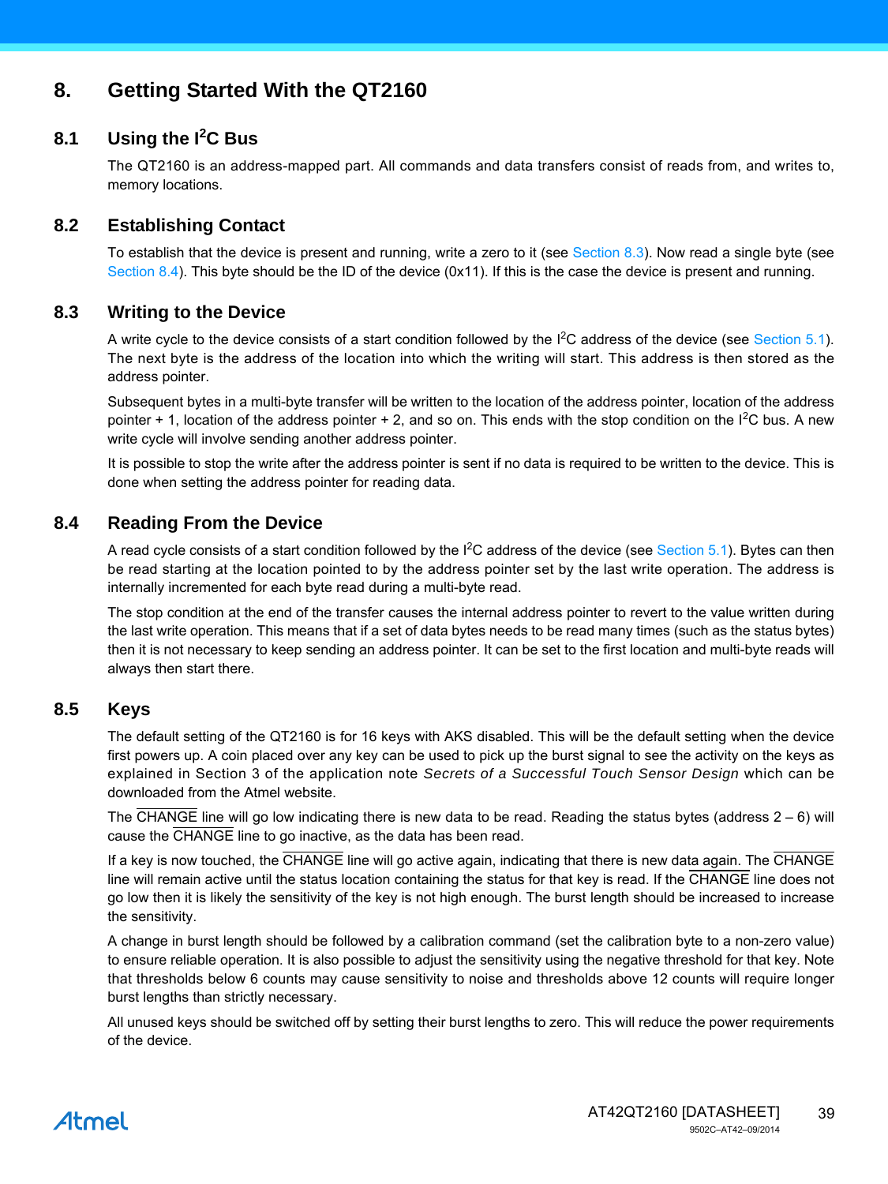# 8. Getting Started With the QT2160

## 8.1 Using the I$^2$C Bus

The QT2160 is an address-mapped part. All commands and data transfers consist of reads from, and writes to, memory locations.

## 8.2 Establishing Contact

To establish that the device is present and running, write a zero to it (see Section 8.3). Now read a single byte (see Section 8.4). This byte should be the ID of the device (0x11). If this is the case the device is present and running.

## 8.3 Writing to the Device

A write cycle to the device consists of a start condition followed by the I$^2$C address of the device (see Section 5.1). The next byte is the address of the location into which the writing will start. This address is then stored as the address pointer.

Subsequent bytes in a multi-byte transfer will be written to the location of the address pointer, location of the address pointer + 1, location of the address pointer + 2, and so on. This ends with the stop condition on the I$^2$C bus. A new write cycle will involve sending another address pointer.

It is possible to stop the write after the address pointer is sent if no data is required to be written to the device. This is done when setting the address pointer for reading data.

## 8.4 Reading From the Device

A read cycle consists of a start condition followed by the I$^2$C address of the device (see Section 5.1). Bytes can then be read starting at the location pointed to by the address pointer set by the last write operation. The address is internally incremented for each byte read during a multi-byte read.

The stop condition at the end of the transfer causes the internal address pointer to revert to the value written during the last write operation. This means that if a set of data bytes needs to be read many times (such as the status bytes) then it is not necessary to keep sending an address pointer. It can be set to the first location and multi-byte reads will always then start there.

## 8.5 Keys

The default setting of the QT2160 is for 16 keys with AKS disabled. This will be the default setting when the device first powers up. A coin placed over any key can be used to pick up the burst signal to see the activity on the keys as explained in Section 3 of the application note *Secrets of a Successful Touch Sensor Design* which can be downloaded from the Atmel website.

The $\overline{\text{CHANGE}}$ line will go low indicating there is new data to be read. Reading the status bytes (address 2 – 6) will cause the $\overline{\text{CHANGE}}$ line to go inactive, as the data has been read.

If a key is now touched, the $\overline{\text{CHANGE}}$ line will go active again, indicating that there is new data again. The $\overline{\text{CHANGE}}$ line will remain active until the status location containing the status for that key is read. If the $\overline{\text{CHANGE}}$ line does not go low then it is likely the sensitivity of the key is not high enough. The burst length should be increased to increase the sensitivity.

A change in burst length should be followed by a calibration command (set the calibration byte to a non-zero value) to ensure reliable operation. It is also possible to adjust the sensitivity using the negative threshold for that key. Note that thresholds below 6 counts may cause sensitivity to noise and thresholds above 12 counts will require longer burst lengths than strictly necessary.

All unused keys should be switched off by setting their burst lengths to zero. This will reduce the power requirements of the device.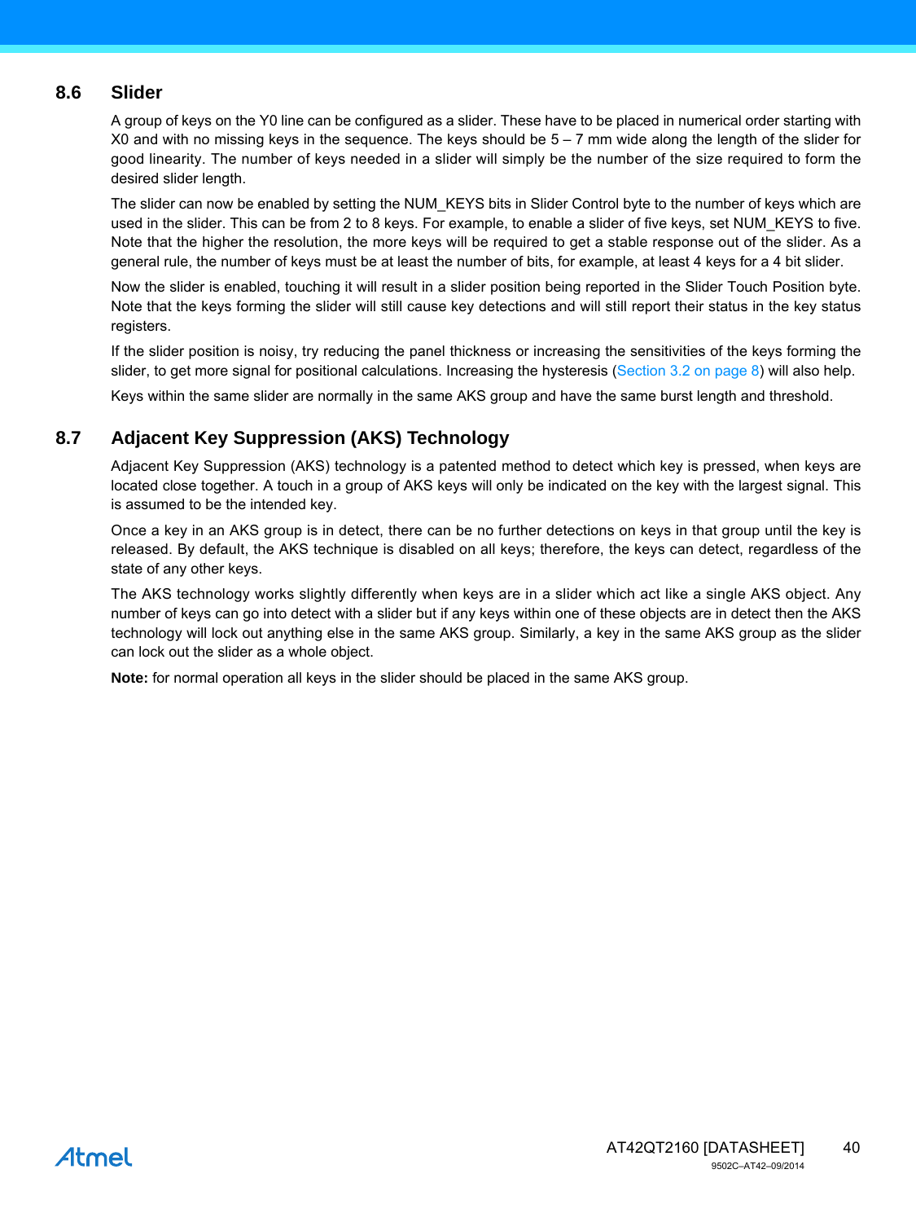## 8.6 Slider

A group of keys on the Y0 line can be configured as a slider. These have to be placed in numerical order starting with X0 and with no missing keys in the sequence. The keys should be 5 – 7 mm wide along the length of the slider for good linearity. The number of keys needed in a slider will simply be the number of the size required to form the desired slider length.

The slider can now be enabled by setting the NUM_KEYS bits in Slider Control byte to the number of keys which are used in the slider. This can be from 2 to 8 keys. For example, to enable a slider of five keys, set NUM_KEYS to five. Note that the higher the resolution, the more keys will be required to get a stable response out of the slider. As a general rule, the number of keys must be at least the number of bits, for example, at least 4 keys for a 4 bit slider.

Now the slider is enabled, touching it will result in a slider position being reported in the Slider Touch Position byte. Note that the keys forming the slider will still cause key detections and will still report their status in the key status registers.

If the slider position is noisy, try reducing the panel thickness or increasing the sensitivities of the keys forming the slider, to get more signal for positional calculations. Increasing the hysteresis (Section 3.2 on page 8) will also help.

Keys within the same slider are normally in the same AKS group and have the same burst length and threshold.

## 8.7 Adjacent Key Suppression (AKS) Technology

Adjacent Key Suppression (AKS) technology is a patented method to detect which key is pressed, when keys are located close together. A touch in a group of AKS keys will only be indicated on the key with the largest signal. This is assumed to be the intended key.

Once a key in an AKS group is in detect, there can be no further detections on keys in that group until the key is released. By default, the AKS technique is disabled on all keys; therefore, the keys can detect, regardless of the state of any other keys.

The AKS technology works slightly differently when keys are in a slider which act like a single AKS object. Any number of keys can go into detect with a slider but if any keys within one of these objects are in detect then the AKS technology will lock out anything else in the same AKS group. Similarly, a key in the same AKS group as the slider can lock out the slider as a whole object.

**Note:** for normal operation all keys in the slider should be placed in the same AKS group.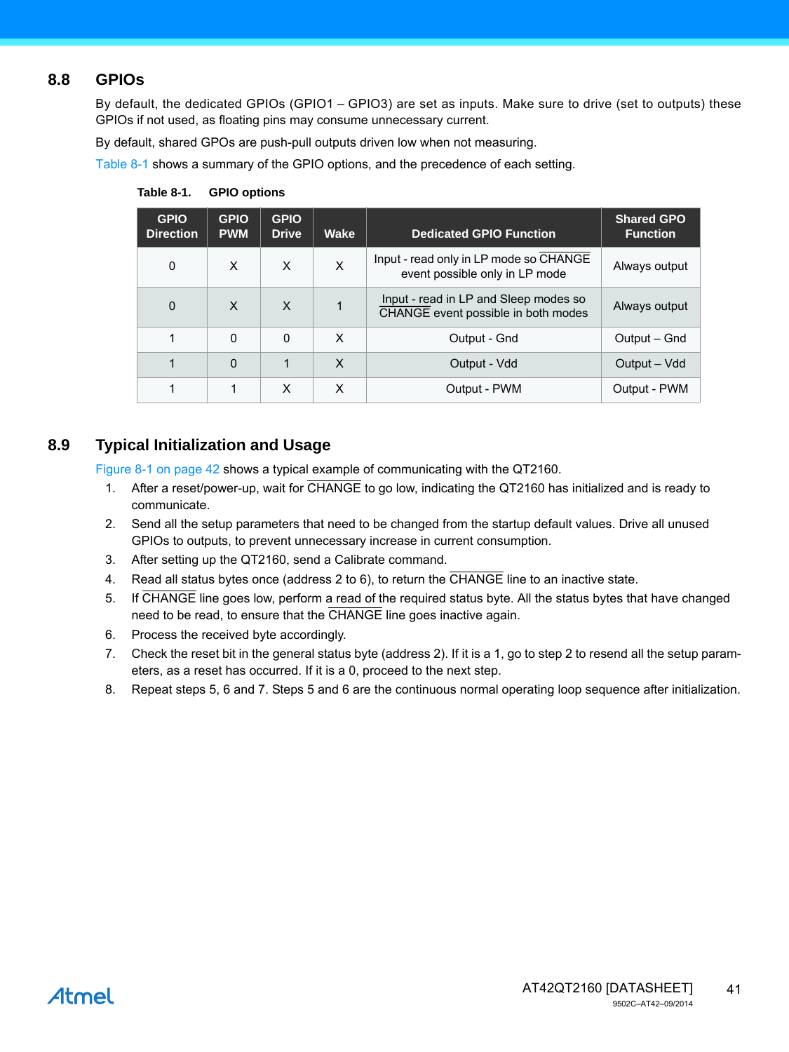## 8.8 GPIOs

By default, the dedicated GPIOs (GPIO1 – GPIO3) are set as inputs. Make sure to drive (set to outputs) these GPIOs if not used, as floating pins may consume unnecessary current.

By default, shared GPOs are push-pull outputs driven low when not measuring.

Table 8-1 shows a summary of the GPIO options, and the precedence of each setting.

**Table 8-1. GPIO options**

| GPIO Direction | GPIO PWM | GPIO Drive | Wake | Dedicated GPIO Function | Shared GPO Function |
|---|---|---|---|---|---|
| 0 | X | X | X | Input - read only in LP mode so $\overline{\text{CHANGE}}$ event possible only in LP mode | Always output |
| 0 | X | X | 1 | Input - read in LP and Sleep modes so $\overline{\text{CHANGE}}$ event possible in both modes | Always output |
| 1 | 0 | 0 | X | Output - Gnd | Output – Gnd |
| 1 | 0 | 1 | X | Output - Vdd | Output – Vdd |
| 1 | 1 | X | X | Output - PWM | Output - PWM |

## 8.9 Typical Initialization and Usage

Figure 8-1 on page 42 shows a typical example of communicating with the QT2160.

1. After a reset/power-up, wait for $\overline{\text{CHANGE}}$ to go low, indicating the QT2160 has initialized and is ready to communicate.
2. Send all the setup parameters that need to be changed from the startup default values. Drive all unused GPIOs to outputs, to prevent unnecessary increase in current consumption.
3. After setting up the QT2160, send a Calibrate command.
4. Read all status bytes once (address 2 to 6), to return the $\overline{\text{CHANGE}}$ line to an inactive state.
5. If $\overline{\text{CHANGE}}$ line goes low, perform a read of the required status byte. All the status bytes that have changed need to be read, to ensure that the $\overline{\text{CHANGE}}$ line goes inactive again.
6. Process the received byte accordingly.
7. Check the reset bit in the general status byte (address 2). If it is a 1, go to step 2 to resend all the setup parameters, as a reset has occurred. If it is a 0, proceed to the next step.
8. Repeat steps 5, 6 and 7. Steps 5 and 6 are the continuous normal operating loop sequence after initialization.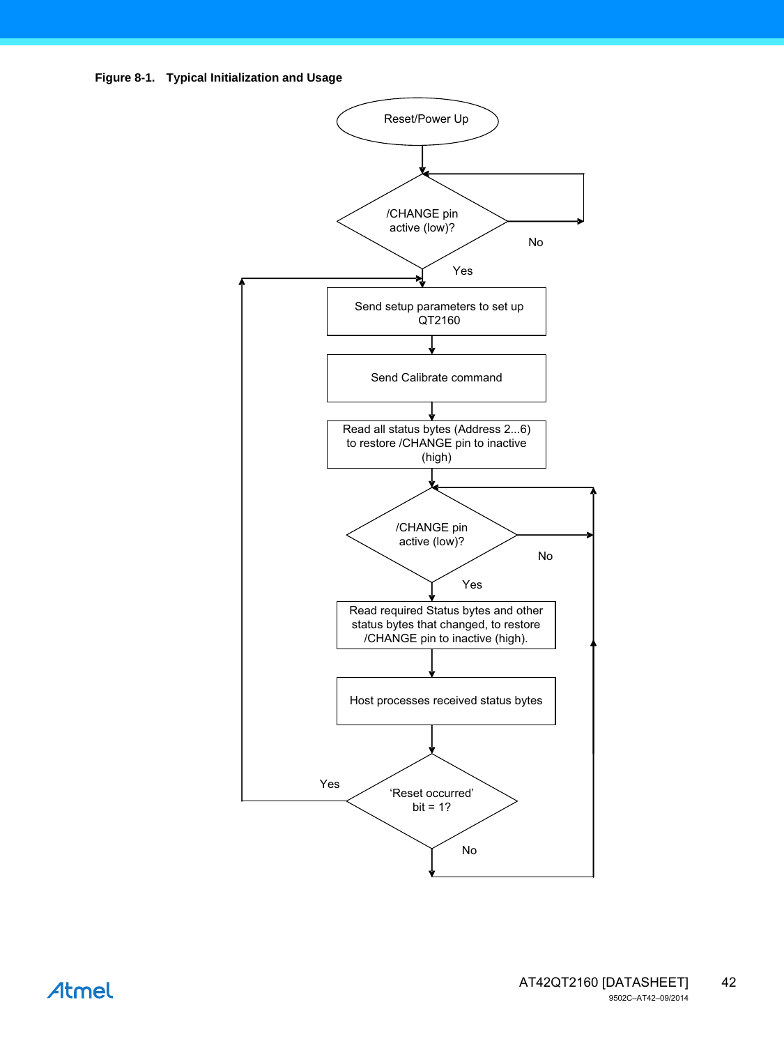**Figure 8-1. Typical Initialization and Usage**

Reset/Power Up

/CHANGE pin active (low)?

No

Yes

Send setup parameters to set up QT2160

Send Calibrate command

Read all status bytes (Address 2...6) to restore /CHANGE pin to inactive (high)

/CHANGE pin active (low)?

No

Yes

Read required Status bytes and other status bytes that changed, to restore /CHANGE pin to inactive (high).

Host processes received status bytes

Yes

'Reset occurred' bit = 1?

No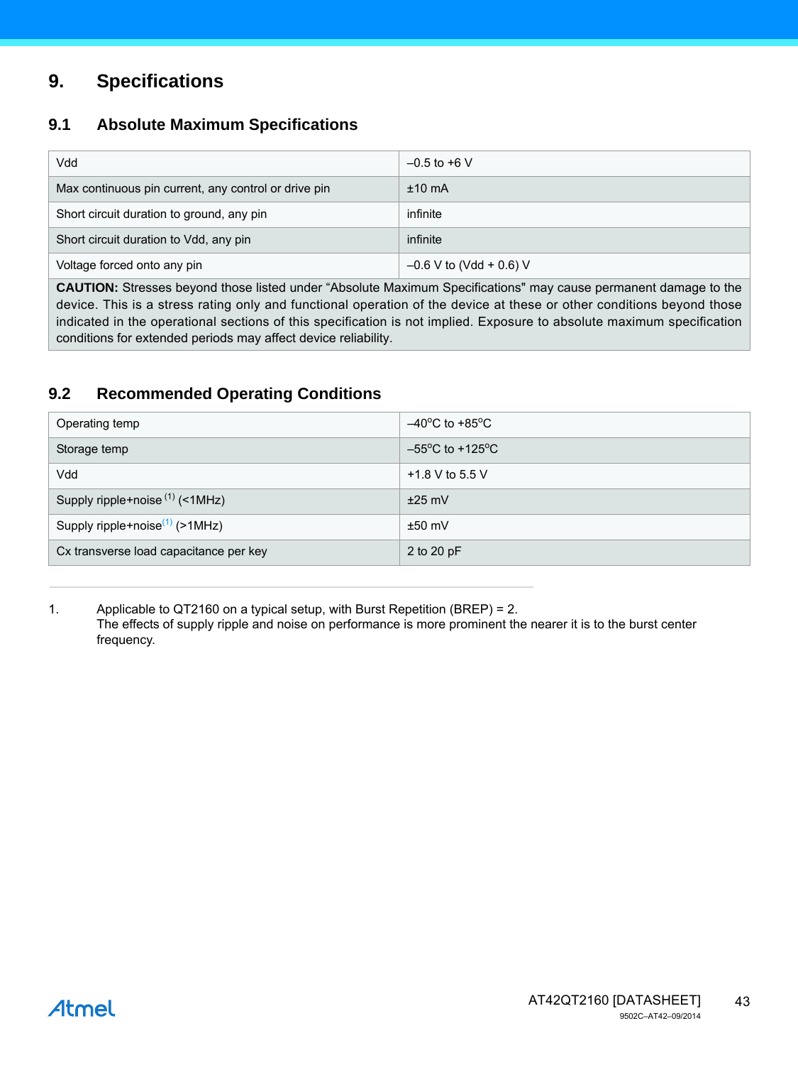# 9. Specifications

## 9.1 Absolute Maximum Specifications

| | |
|---|---|
| Vdd | –0.5 to +6 V |
| Max continuous pin current, any control or drive pin | ±10 mA |
| Short circuit duration to ground, any pin | infinite |
| Short circuit duration to Vdd, any pin | infinite |
| Voltage forced onto any pin | –0.6 V to (Vdd + 0.6) V |

**CAUTION:** Stresses beyond those listed under "Absolute Maximum Specifications" may cause permanent damage to the device. This is a stress rating only and functional operation of the device at these or other conditions beyond those indicated in the operational sections of this specification is not implied. Exposure to absolute maximum specification conditions for extended periods may affect device reliability.

## 9.2 Recommended Operating Conditions

| | |
|---|---|
| Operating temp | –40°C to +85°C |
| Storage temp | –55°C to +125°C |
| Vdd | +1.8 V to 5.5 V |
| Supply ripple+noise [1] (<1MHz) | ±25 mV |
| Supply ripple+noise[1] (>1MHz) | ±50 mV |
| Cx transverse load capacitance per key | 2 to 20 pF |

1. Applicable to QT2160 on a typical setup, with Burst Repetition (BREP) = 2.
   The effects of supply ripple and noise on performance is more prominent the nearer it is to the burst center frequency.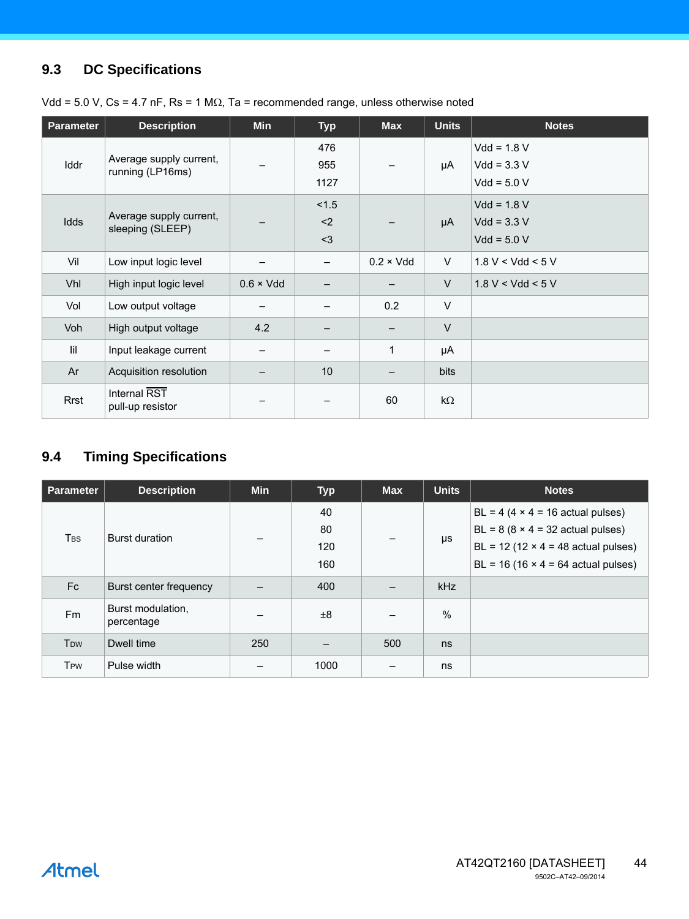## 9.3 DC Specifications

Vdd = 5.0 V, Cs = 4.7 nF, Rs = 1 MΩ, Ta = recommended range, unless otherwise noted

| Parameter | Description | Min | Typ | Max | Units | Notes |
|---|---|---|---|---|---|---|
| Iddr | Average supply current, running (LP16ms) | – | 476<br>955<br>1127 | – | µA | Vdd = 1.8 V<br>Vdd = 3.3 V<br>Vdd = 5.0 V |
| Idds | Average supply current, sleeping (SLEEP) | – | <1.5<br><2<br><3 | – | µA | Vdd = 1.8 V<br>Vdd = 3.3 V<br>Vdd = 5.0 V |
| Vil | Low input logic level | – | – | 0.2 × Vdd | V | 1.8 V < Vdd < 5 V |
| Vhl | High input logic level | 0.6 × Vdd | – | – | V | 1.8 V < Vdd < 5 V |
| Vol | Low output voltage | – | – | 0.2 | V | |
| Voh | High output voltage | 4.2 | – | – | V | |
| Iil | Input leakage current | – | – | 1 | µA | |
| Ar | Acquisition resolution | – | 10 | – | bits | |
| Rrst | Internal $\overline{\text{RST}}$ pull-up resistor | – | – | 60 | kΩ | |

## 9.4 Timing Specifications

| Parameter | Description | Min | Typ | Max | Units | Notes |
|---|---|---|---|---|---|---|
| $T_{BS}$ | Burst duration | – | 40<br>80<br>120<br>160 | – | µs | BL = 4 (4 × 4 = 16 actual pulses)<br>BL = 8 (8 × 4 = 32 actual pulses)<br>BL = 12 (12 × 4 = 48 actual pulses)<br>BL = 16 (16 × 4 = 64 actual pulses) |
| Fc | Burst center frequency | – | 400 | – | kHz | |
| Fm | Burst modulation, percentage | – | ±8 | – | % | |
| $T_{DW}$ | Dwell time | 250 | – | 500 | ns | |
| $T_{PW}$ | Pulse width | – | 1000 | – | ns | |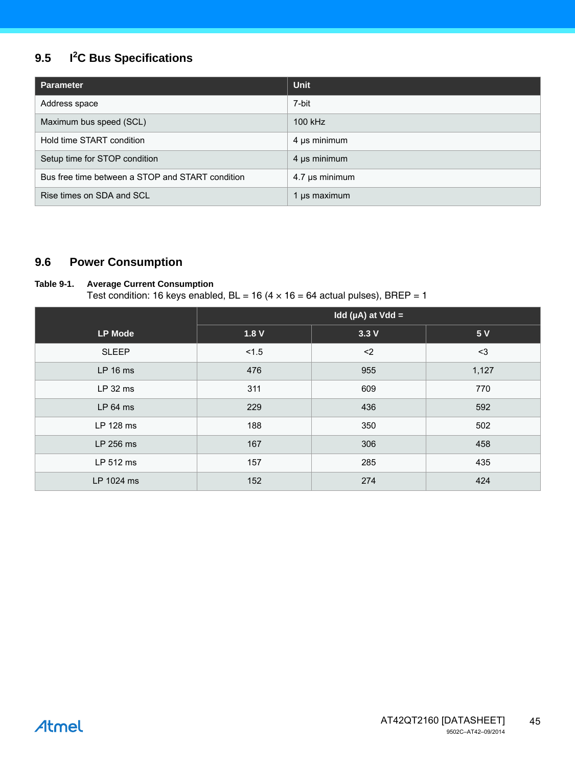## 9.5 I²C Bus Specifications

| Parameter | Unit |
|---|---|
| Address space | 7-bit |
| Maximum bus speed (SCL) | 100 kHz |
| Hold time START condition | 4 µs minimum |
| Setup time for STOP condition | 4 µs minimum |
| Bus free time between a STOP and START condition | 4.7 µs minimum |
| Rise times on SDA and SCL | 1 µs maximum |

## 9.6 Power Consumption

**Table 9-1. Average Current Consumption**
Test condition: 16 keys enabled, BL = 16 (4 × 16 = 64 actual pulses), BREP = 1

| LP Mode | Idd (µA) at Vdd = | | |
|---|---|---|---|
| | 1.8 V | 3.3 V | 5 V |
| SLEEP | <1.5 | <2 | <3 |
| LP 16 ms | 476 | 955 | 1,127 |
| LP 32 ms | 311 | 609 | 770 |
| LP 64 ms | 229 | 436 | 592 |
| LP 128 ms | 188 | 350 | 502 |
| LP 256 ms | 167 | 306 | 458 |
| LP 512 ms | 157 | 285 | 435 |
| LP 1024 ms | 152 | 274 | 424 |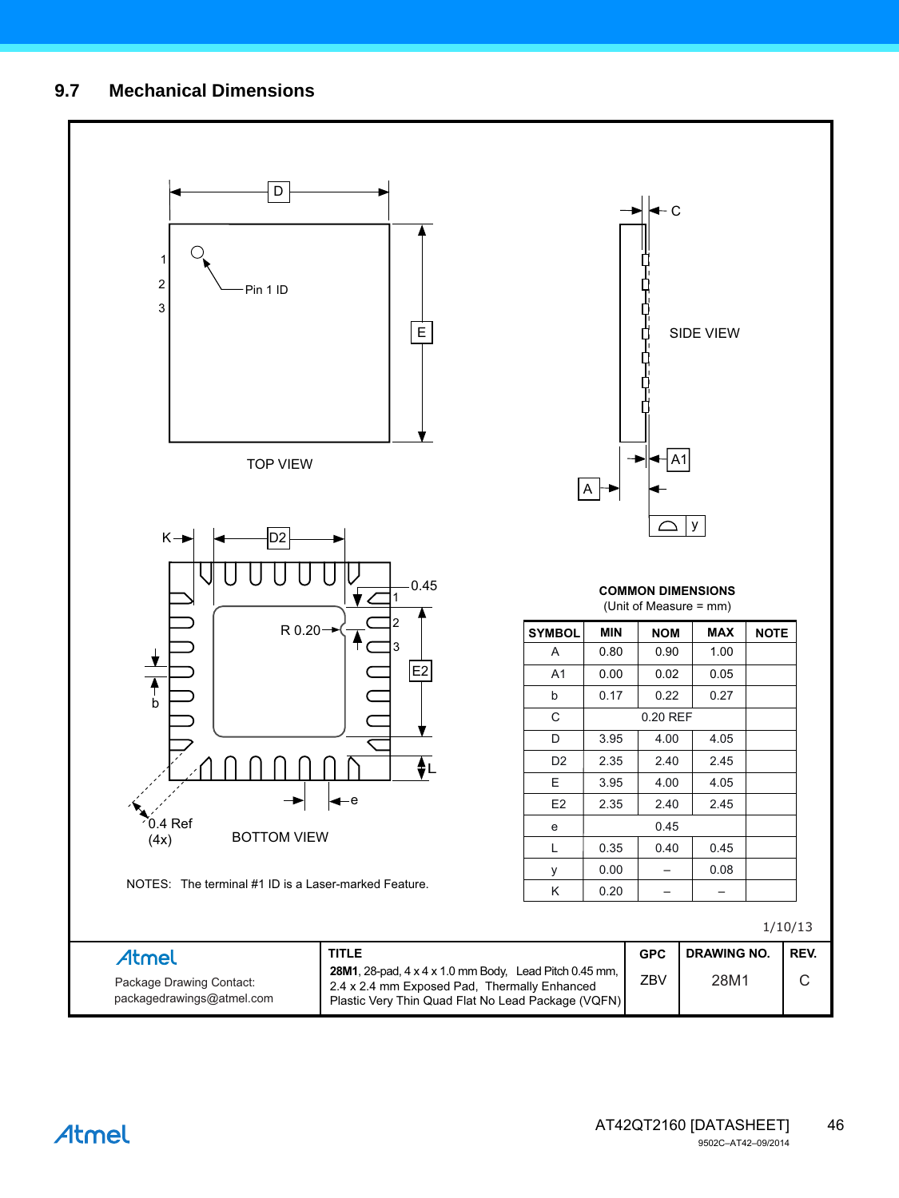## 9.7 Mechanical Dimensions

TOP VIEW

Pin 1 ID

SIDE VIEW

BOTTOM VIEW

0.4 Ref (4x)

R 0.20

NOTES: The terminal #1 ID is a Laser-marked Feature.

**COMMON DIMENSIONS**
(Unit of Measure = mm)

| SYMBOL | MIN | NOM | MAX | NOTE |
|---|---|---|---|---|
| A | 0.80 | 0.90 | 1.00 | |
| A1 | 0.00 | 0.02 | 0.05 | |
| b | 0.17 | 0.22 | 0.27 | |
| C | | 0.20 REF | | |
| D | 3.95 | 4.00 | 4.05 | |
| D2 | 2.35 | 2.40 | 2.45 | |
| E | 3.95 | 4.00 | 4.05 | |
| E2 | 2.35 | 2.40 | 2.45 | |
| e | | 0.45 | | |
| L | 0.35 | 0.40 | 0.45 | |
| y | 0.00 | – | 0.08 | |
| K | 0.20 | – | – | |

1/10/13

| Atmel | TITLE | GPC | DRAWING NO. | REV. |
|---|---|---|---|---|
| Package Drawing Contact: packagedrawings@atmel.com | **28M1**, 28-pad, 4 x 4 x 1.0 mm Body, Lead Pitch 0.45 mm, 2.4 x 2.4 mm Exposed Pad, Thermally Enhanced Plastic Very Thin Quad Flat No Lead Package (VQFN) | ZBV | 28M1 | C |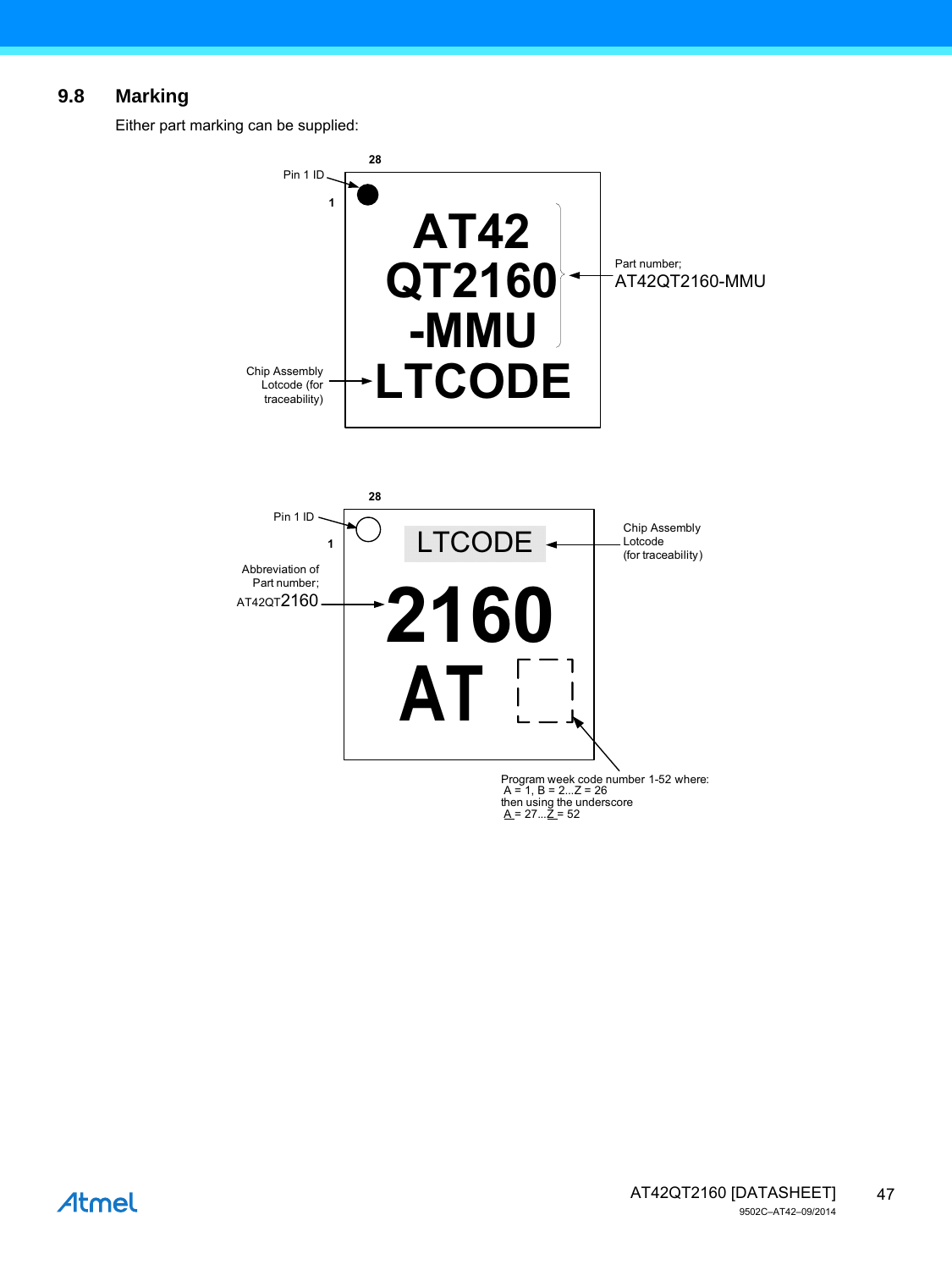## 9.8 Marking

Either part marking can be supplied:

28

Pin 1 ID

1

AT42
QT2160
-MMU
LTCODE

Part number;
AT42QT2160-MMU

Chip Assembly
Lotcode (for
traceability)

28

Pin 1 ID

1

LTCODE

Chip Assembly
Lotcode
(for traceability)

Abbreviation of
Part number;
AT42QT2160

2160
AT

Program week code number 1-52 where:
A = 1, B = 2...Z = 26
then using the underscore
A = 27...Z = 52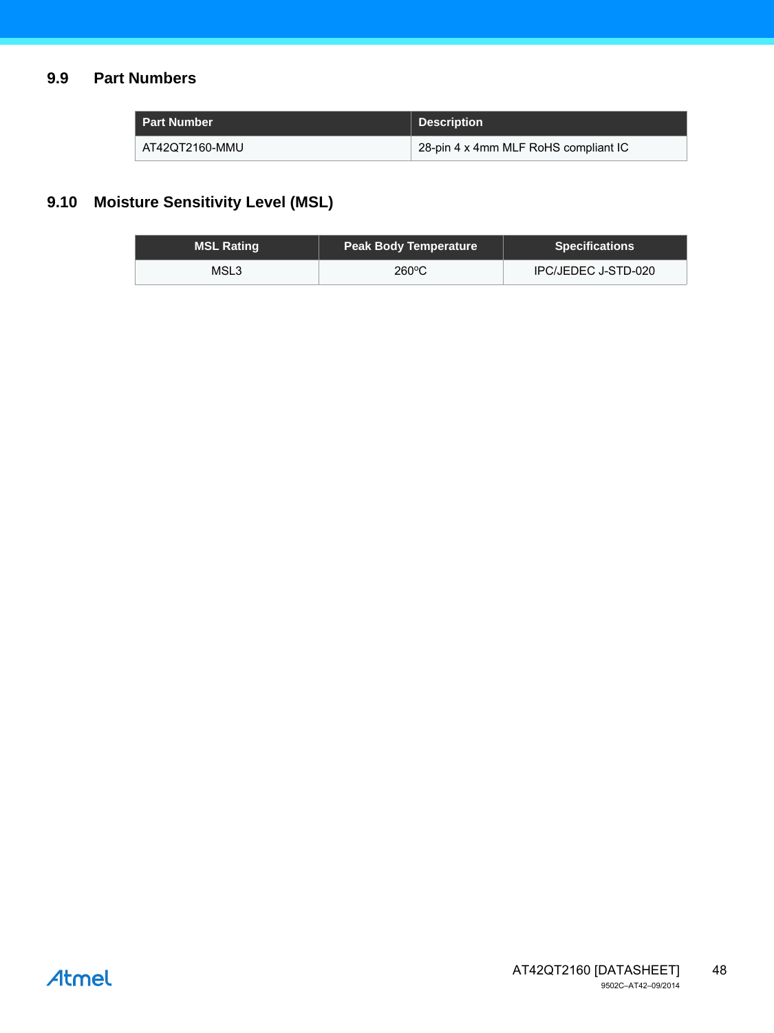## 9.9 Part Numbers

| Part Number | Description |
| --- | --- |
| AT42QT2160-MMU | 28-pin 4 x 4mm MLF RoHS compliant IC |

## 9.10 Moisture Sensitivity Level (MSL)

| MSL Rating | Peak Body Temperature | Specifications |
| --- | --- | --- |
| MSL3 | 260ºC | IPC/JEDEC J-STD-020 |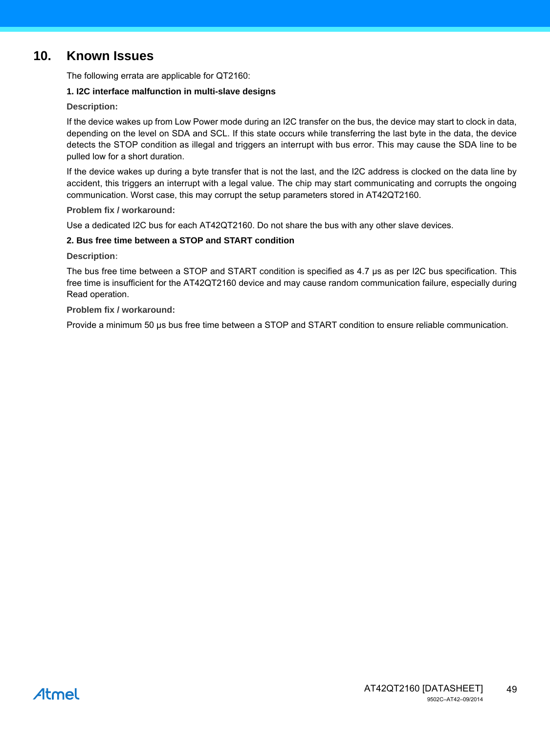## 10. Known Issues

The following errata are applicable for QT2160:

**1. I2C interface malfunction in multi-slave designs**

**Description:**

If the device wakes up from Low Power mode during an I2C transfer on the bus, the device may start to clock in data, depending on the level on SDA and SCL. If this state occurs while transferring the last byte in the data, the device detects the STOP condition as illegal and triggers an interrupt with bus error. This may cause the SDA line to be pulled low for a short duration.

If the device wakes up during a byte transfer that is not the last, and the I2C address is clocked on the data line by accident, this triggers an interrupt with a legal value. The chip may start communicating and corrupts the ongoing communication. Worst case, this may corrupt the setup parameters stored in AT42QT2160.

**Problem fix / workaround:**

Use a dedicated I2C bus for each AT42QT2160. Do not share the bus with any other slave devices.

**2. Bus free time between a STOP and START condition**

**Description:**

The bus free time between a STOP and START condition is specified as 4.7 µs as per I2C bus specification. This free time is insufficient for the AT42QT2160 device and may cause random communication failure, especially during Read operation.

**Problem fix / workaround:**

Provide a minimum 50 µs bus free time between a STOP and START condition to ensure reliable communication.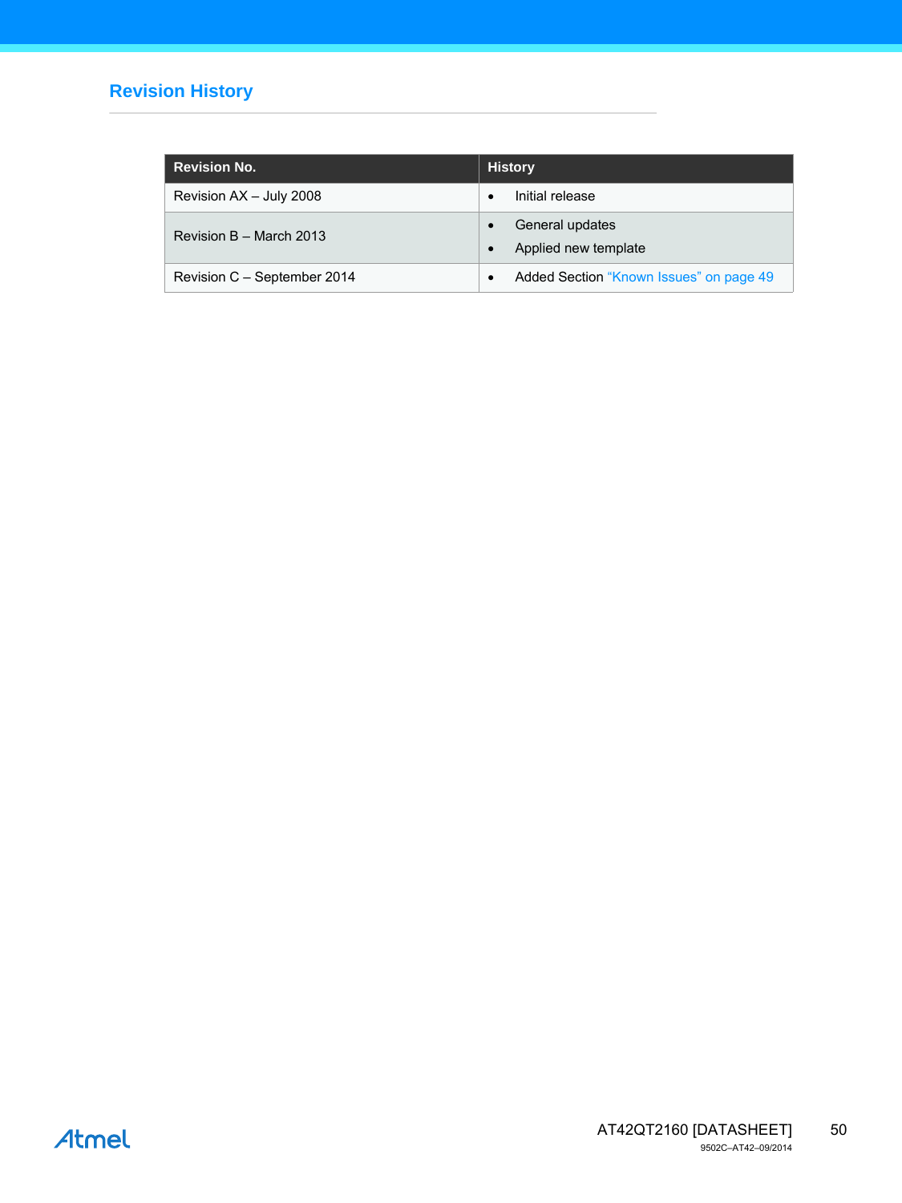## Revision History

| Revision No. | History |
|---|---|
| Revision AX – July 2008 | • Initial release |
| Revision B – March 2013 | • General updates<br>• Applied new template |
| Revision C – September 2014 | • Added Section "Known Issues" on page 49 |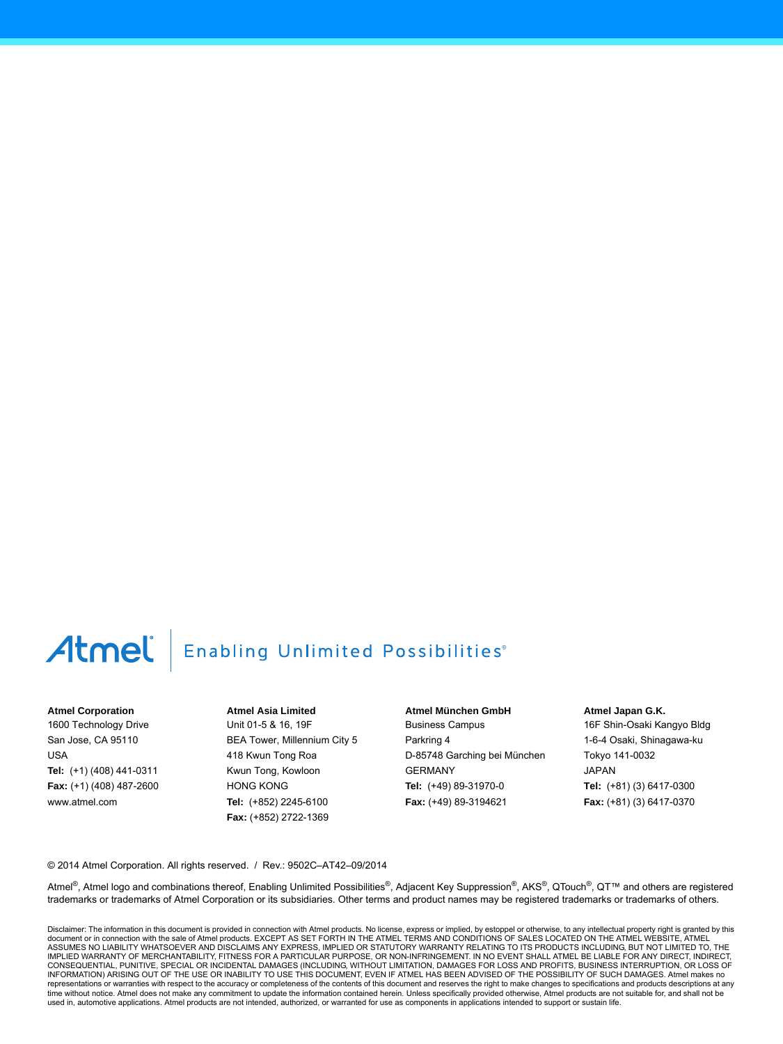Atmel | Enabling Unlimited Possibilities®

**Atmel Corporation**
1600 Technology Drive
San Jose, CA 95110
USA
**Tel:** (+1) (408) 441-0311
**Fax:** (+1) (408) 487-2600
www.atmel.com

**Atmel Asia Limited**
Unit 01-5 & 16, 19F
BEA Tower, Millennium City 5
418 Kwun Tong Roa
Kwun Tong, Kowloon
HONG KONG
**Tel:** (+852) 2245-6100
**Fax:** (+852) 2722-1369

**Atmel München GmbH**
Business Campus
Parkring 4
D-85748 Garching bei München
GERMANY
**Tel:** (+49) 89-31970-0
**Fax:** (+49) 89-3194621

**Atmel Japan G.K.**
16F Shin-Osaki Kangyo Bldg
1-6-4 Osaki, Shinagawa-ku
Tokyo 141-0032
JAPAN
**Tel:** (+81) (3) 6417-0300
**Fax:** (+81) (3) 6417-0370

© 2014 Atmel Corporation. All rights reserved. / Rev.: 9502C–AT42–09/2014

Atmel®, Atmel logo and combinations thereof, Enabling Unlimited Possibilities®, Adjacent Key Suppression®, AKS®, QTouch®, QT™ and others are registered trademarks or trademarks of Atmel Corporation or its subsidiaries. Other terms and product names may be registered trademarks or trademarks of others.

Disclaimer: The information in this document is provided in connection with Atmel products. No license, express or implied, by estoppel or otherwise, to any intellectual property right is granted by this document or in connection with the sale of Atmel products. EXCEPT AS SET FORTH IN THE ATMEL TERMS AND CONDITIONS OF SALES LOCATED ON THE ATMEL WEBSITE, ATMEL ASSUMES NO LIABILITY WHATSOEVER AND DISCLAIMS ANY EXPRESS, IMPLIED OR STATUTORY WARRANTY RELATING TO ITS PRODUCTS INCLUDING, BUT NOT LIMITED TO, THE IMPLIED WARRANTY OF MERCHANTABILITY, FITNESS FOR A PARTICULAR PURPOSE, OR NON-INFRINGEMENT. IN NO EVENT SHALL ATMEL BE LIABLE FOR ANY DIRECT, INDIRECT, CONSEQUENTIAL, PUNITIVE, SPECIAL OR INCIDENTAL DAMAGES (INCLUDING, WITHOUT LIMITATION, DAMAGES FOR LOSS AND PROFITS, BUSINESS INTERRUPTION, OR LOSS OF INFORMATION) ARISING OUT OF THE USE OR INABILITY TO USE THIS DOCUMENT, EVEN IF ATMEL HAS BEEN ADVISED OF THE POSSIBILITY OF SUCH DAMAGES. Atmel makes no representations or warranties with respect to the accuracy or completeness of the contents of this document and reserves the right to make changes to specifications and products descriptions at any time without notice. Atmel does not make any commitment to update the information contained herein. Unless specifically provided otherwise, Atmel products are not suitable for, and shall not be used in, automotive applications. Atmel products are not intended, authorized, or warranted for use as components in applications intended to support or sustain life.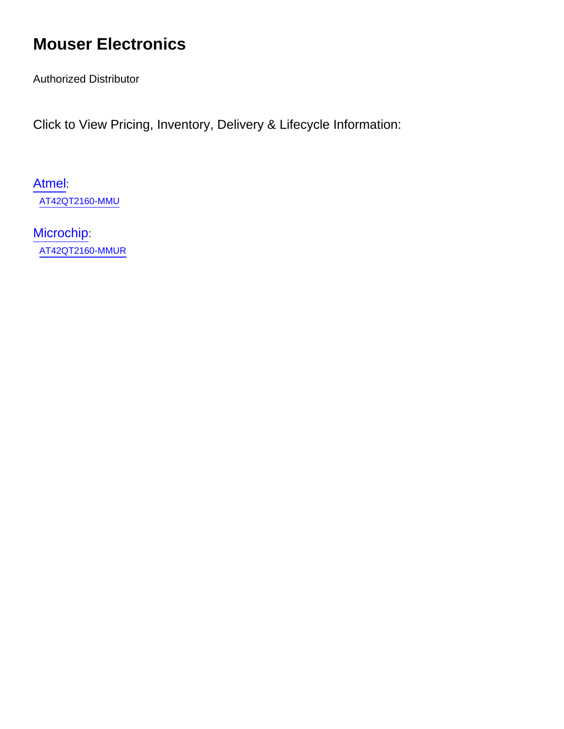# Mouser Electronics

Authorized Distributor

Click to View Pricing, Inventory, Delivery & Lifecycle Information:

Atmel:

AT42QT2160-MMU

Microchip:

AT42QT2160-MMUR